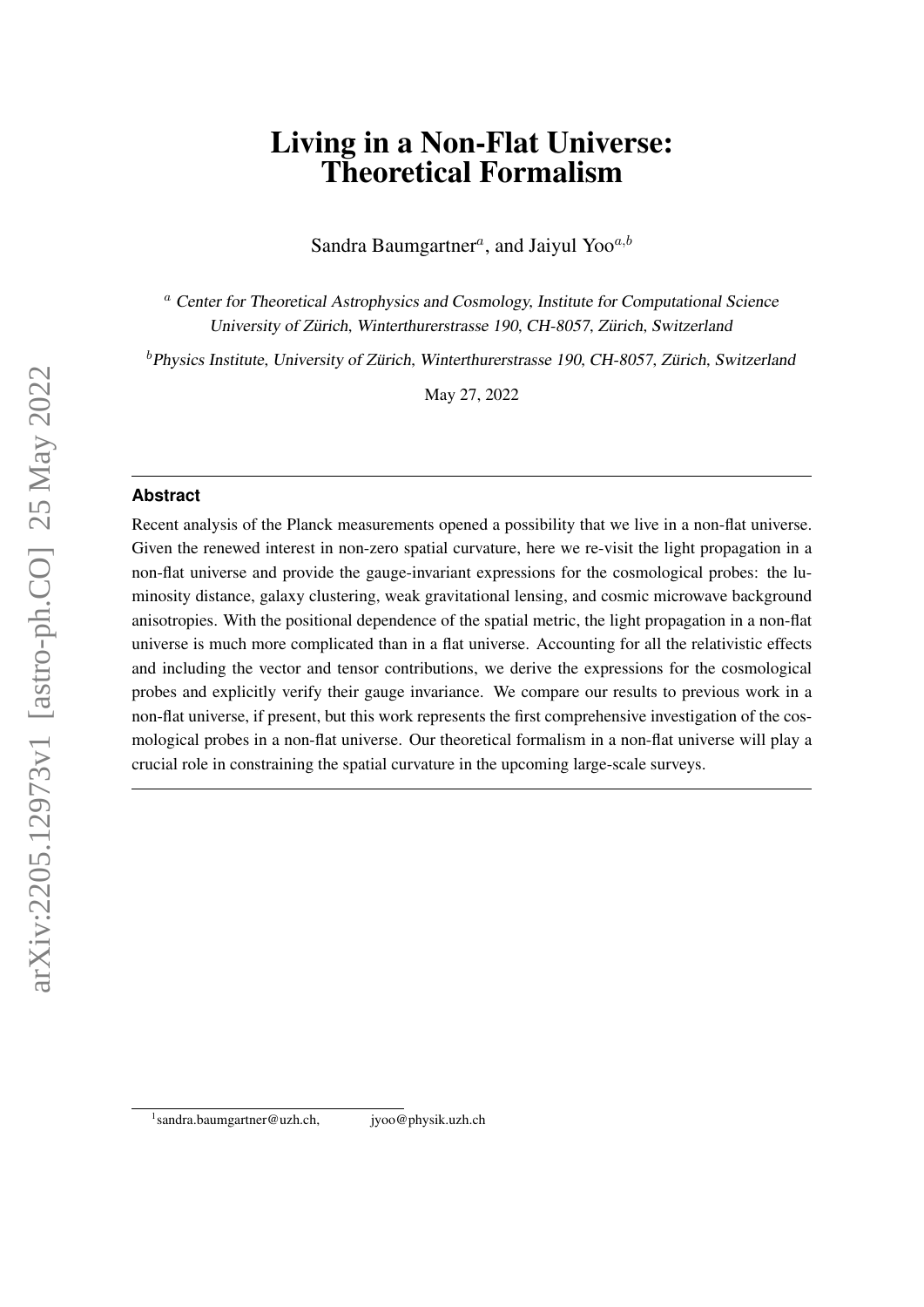# Living in a Non-Flat Universe: Theoretical Formalism

Sandra Baumgartner[a], and Jaiyul Yoo[a,b]

[a] Center for Theoretical Astrophysics and Cosmology, Institute for Computational Science University of Zürich, Winterthurerstrasse 190, CH-8057, Zürich, Switzerland

[b] Physics Institute, University of Zürich, Winterthurerstrasse 190, CH-8057, Zürich, Switzerland

May 27, 2022

### Abstract

Recent analysis of the Planck measurements opened a possibility that we live in a non-flat universe. Given the renewed interest in non-zero spatial curvature, here we re-visit the light propagation in a non-flat universe and provide the gauge-invariant expressions for the cosmological probes: the luminosity distance, galaxy clustering, weak gravitational lensing, and cosmic microwave background anisotropies. With the positional dependence of the spatial metric, the light propagation in a non-flat universe is much more complicated than in a flat universe. Accounting for all the relativistic effects and including the vector and tensor contributions, we derive the expressions for the cosmological probes and explicitly verify their gauge invariance. We compare our results to previous work in a non-flat universe, if present, but this work represents the first comprehensive investigation of the cosmological probes in a non-flat universe. Our theoretical formalism in a non-flat universe will play a crucial role in constraining the spatial curvature in the upcoming large-scale surveys.

[1] sandra.baumgartner@uzh.ch, jyoo@physik.uzh.ch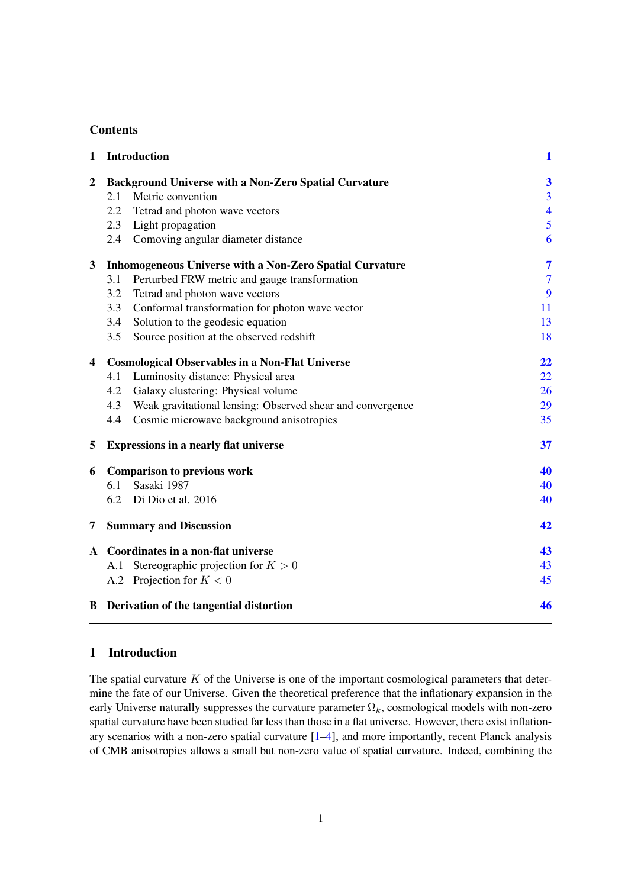## Contents

| | | |
|---|---|---|
| **1** | **Introduction** | **1** |
| **2** | **Background Universe with a Non-Zero Spatial Curvature** | **3** |
| | 2.1 Metric convention | 3 |
| | 2.2 Tetrad and photon wave vectors | 4 |
| | 2.3 Light propagation | 5 |
| | 2.4 Comoving angular diameter distance | 6 |
| **3** | **Inhomogeneous Universe with a Non-Zero Spatial Curvature** | **7** |
| | 3.1 Perturbed FRW metric and gauge transformation | 7 |
| | 3.2 Tetrad and photon wave vectors | 9 |
| | 3.3 Conformal transformation for photon wave vector | 11 |
| | 3.4 Solution to the geodesic equation | 13 |
| | 3.5 Source position at the observed redshift | 18 |
| **4** | **Cosmological Observables in a Non-Flat Universe** | **22** |
| | 4.1 Luminosity distance: Physical area | 22 |
| | 4.2 Galaxy clustering: Physical volume | 26 |
| | 4.3 Weak gravitational lensing: Observed shear and convergence | 29 |
| | 4.4 Cosmic microwave background anisotropies | 35 |
| **5** | **Expressions in a nearly flat universe** | **37** |
| **6** | **Comparison to previous work** | **40** |
| | 6.1 Sasaki 1987 | 40 |
| | 6.2 Di Dio et al. 2016 | 40 |
| **7** | **Summary and Discussion** | **42** |
| **A** | **Coordinates in a non-flat universe** | **43** |
| | A.1 Stereographic projection for $K > 0$ | 43 |
| | A.2 Projection for $K < 0$ | 45 |
| **B** | **Derivation of the tangential distortion** | **46** |

## 1 Introduction

The spatial curvature $K$ of the Universe is one of the important cosmological parameters that determine the fate of our Universe. Given the theoretical preference that the inflationary expansion in the early Universe naturally suppresses the curvature parameter $\Omega_k$, cosmological models with non-zero spatial curvature have been studied far less than those in a flat universe. However, there exist inflationary scenarios with a non-zero spatial curvature [1–4], and more importantly, recent Planck analysis of CMB anisotropies allows a small but non-zero value of spatial curvature. Indeed, combining the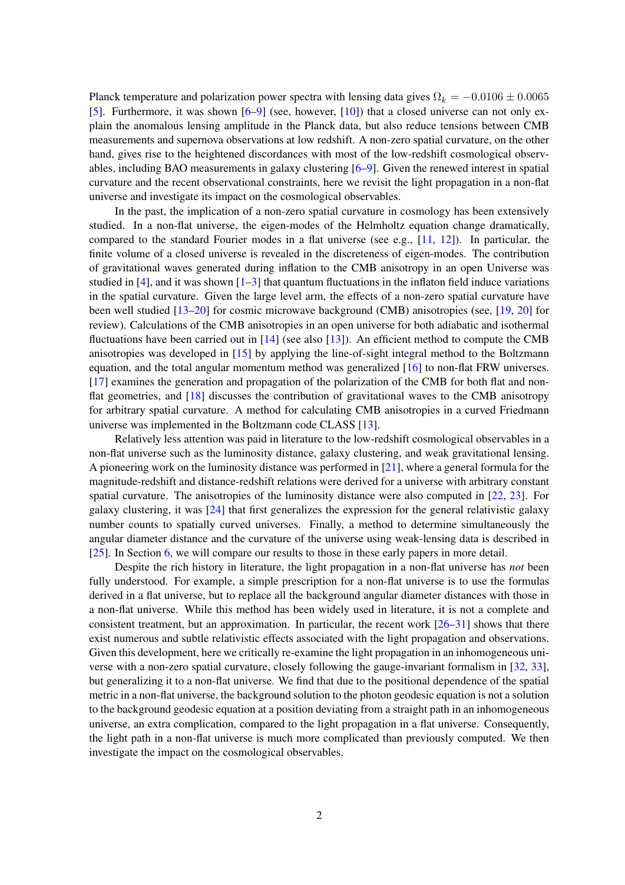Planck temperature and polarization power spectra with lensing data gives $\Omega_k = -0.0106 \pm 0.0065$ [5]. Furthermore, it was shown [6–9] (see, however, [10]) that a closed universe can not only explain the anomalous lensing amplitude in the Planck data, but also reduce tensions between CMB measurements and supernova observations at low redshift. A non-zero spatial curvature, on the other hand, gives rise to the heightened discordances with most of the low-redshift cosmological observables, including BAO measurements in galaxy clustering [6–9]. Given the renewed interest in spatial curvature and the recent observational constraints, here we revisit the light propagation in a non-flat universe and investigate its impact on the cosmological observables.

In the past, the implication of a non-zero spatial curvature in cosmology has been extensively studied. In a non-flat universe, the eigen-modes of the Helmholtz equation change dramatically, compared to the standard Fourier modes in a flat universe (see e.g., [11, 12]). In particular, the finite volume of a closed universe is revealed in the discreteness of eigen-modes. The contribution of gravitational waves generated during inflation to the CMB anisotropy in an open Universe was studied in [4], and it was shown [1–3] that quantum fluctuations in the inflaton field induce variations in the spatial curvature. Given the large level arm, the effects of a non-zero spatial curvature have been well studied [13–20] for cosmic microwave background (CMB) anisotropies (see, [19, 20] for review). Calculations of the CMB anisotropies in an open universe for both adiabatic and isothermal fluctuations have been carried out in [14] (see also [13]). An efficient method to compute the CMB anisotropies was developed in [15] by applying the line-of-sight integral method to the Boltzmann equation, and the total angular momentum method was generalized [16] to non-flat FRW universes. [17] examines the generation and propagation of the polarization of the CMB for both flat and non-flat geometries, and [18] discusses the contribution of gravitational waves to the CMB anisotropy for arbitrary spatial curvature. A method for calculating CMB anisotropies in a curved Friedmann universe was implemented in the Boltzmann code CLASS [13].

Relatively less attention was paid in literature to the low-redshift cosmological observables in a non-flat universe such as the luminosity distance, galaxy clustering, and weak gravitational lensing. A pioneering work on the luminosity distance was performed in [21], where a general formula for the magnitude-redshift and distance-redshift relations were derived for a universe with arbitrary constant spatial curvature. The anisotropies of the luminosity distance were also computed in [22, 23]. For galaxy clustering, it was [24] that first generalizes the expression for the general relativistic galaxy number counts to spatially curved universes. Finally, a method to determine simultaneously the angular diameter distance and the curvature of the universe using weak-lensing data is described in [25]. In Section 6, we will compare our results to those in these early papers in more detail.

Despite the rich history in literature, the light propagation in a non-flat universe has *not* been fully understood. For example, a simple prescription for a non-flat universe is to use the formulas derived in a flat universe, but to replace all the background angular diameter distances with those in a non-flat universe. While this method has been widely used in literature, it is not a complete and consistent treatment, but an approximation. In particular, the recent work [26–31] shows that there exist numerous and subtle relativistic effects associated with the light propagation and observations. Given this development, here we critically re-examine the light propagation in an inhomogeneous universe with a non-zero spatial curvature, closely following the gauge-invariant formalism in [32, 33], but generalizing it to a non-flat universe. We find that due to the positional dependence of the spatial metric in a non-flat universe, the background solution to the photon geodesic equation is not a solution to the background geodesic equation at a position deviating from a straight path in an inhomogeneous universe, an extra complication, compared to the light propagation in a flat universe. Consequently, the light path in a non-flat universe is much more complicated than previously computed. We then investigate the impact on the cosmological observables.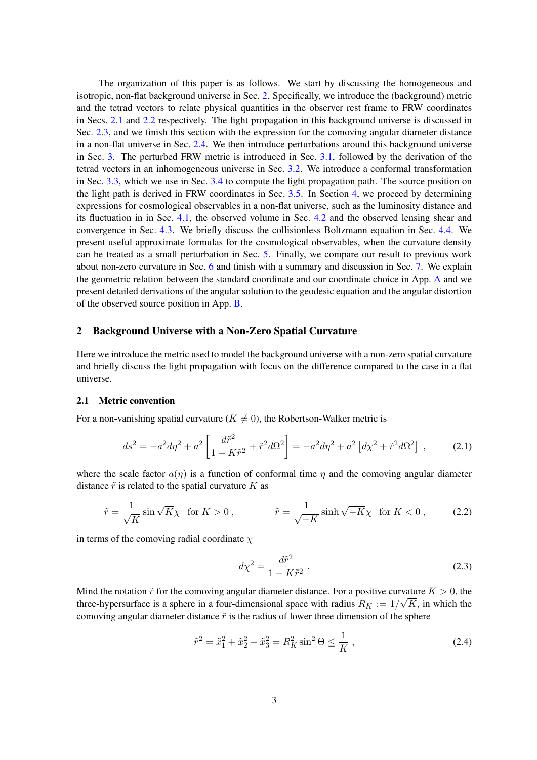The organization of this paper is as follows. We start by discussing the homogeneous and isotropic, non-flat background universe in Sec. 2. Specifically, we introduce the (background) metric and the tetrad vectors to relate physical quantities in the observer rest frame to FRW coordinates in Secs. 2.1 and 2.2 respectively. The light propagation in this background universe is discussed in Sec. 2.3, and we finish this section with the expression for the comoving angular diameter distance in a non-flat universe in Sec. 2.4. We then introduce perturbations around this background universe in Sec. 3. The perturbed FRW metric is introduced in Sec. 3.1, followed by the derivation of the tetrad vectors in an inhomogeneous universe in Sec. 3.2. We introduce a conformal transformation in Sec. 3.3, which we use in Sec. 3.4 to compute the light propagation path. The source position on the light path is derived in FRW coordinates in Sec. 3.5. In Section 4, we proceed by determining expressions for cosmological observables in a non-flat universe, such as the luminosity distance and its fluctuation in in Sec. 4.1, the observed volume in Sec. 4.2 and the observed lensing shear and convergence in Sec. 4.3. We briefly discuss the collisionless Boltzmann equation in Sec. 4.4. We present useful approximate formulas for the cosmological observables, when the curvature density can be treated as a small perturbation in Sec. 5. Finally, we compare our result to previous work about non-zero curvature in Sec. 6 and finish with a summary and discussion in Sec. 7. We explain the geometric relation between the standard coordinate and our coordinate choice in App. A and we present detailed derivations of the angular solution to the geodesic equation and the angular distortion of the observed source position in App. B.

## 2 Background Universe with a Non-Zero Spatial Curvature

Here we introduce the metric used to model the background universe with a non-zero spatial curvature and briefly discuss the light propagation with focus on the difference compared to the case in a flat universe.

### 2.1 Metric convention

For a non-vanishing spatial curvature ($K \neq 0$), the Robertson-Walker metric is

$$ds^2 = -a^2 d\eta^2 + a^2 \left[ \frac{d\tilde{r}^2}{1 - K\tilde{r}^2} + \tilde{r}^2 d\Omega^2 \right] = -a^2 d\eta^2 + a^2 \left[ d\chi^2 + \tilde{r}^2 d\Omega^2 \right] \,, \tag{2.1}$$

where the scale factor $a(\eta)$ is a function of conformal time $\eta$ and the comoving angular diameter distance $\tilde{r}$ is related to the spatial curvature $K$ as

$$\tilde{r} = \frac{1}{\sqrt{K}} \sin \sqrt{K}\chi \quad \text{for } K > 0 \,, \qquad \tilde{r} = \frac{1}{\sqrt{-K}} \sinh \sqrt{-K}\chi \quad \text{for } K < 0 \,, \tag{2.2}$$

in terms of the comoving radial coordinate $\chi$

$$d\chi^2 = \frac{d\tilde{r}^2}{1 - K\tilde{r}^2} \,. \tag{2.3}$$

Mind the notation $\tilde{r}$ for the comoving angular diameter distance. For a positive curvature $K > 0$, the three-hypersurface is a sphere in a four-dimensional space with radius $R_K := 1/\sqrt{K}$, in which the comoving angular diameter distance $\tilde{r}$ is the radius of lower three dimension of the sphere

$$\tilde{r}^2 = \tilde{x}_1^2 + \tilde{x}_2^2 + \tilde{x}_3^2 = R_K^2 \sin^2 \Theta \leq \frac{1}{K} \,, \tag{2.4}$$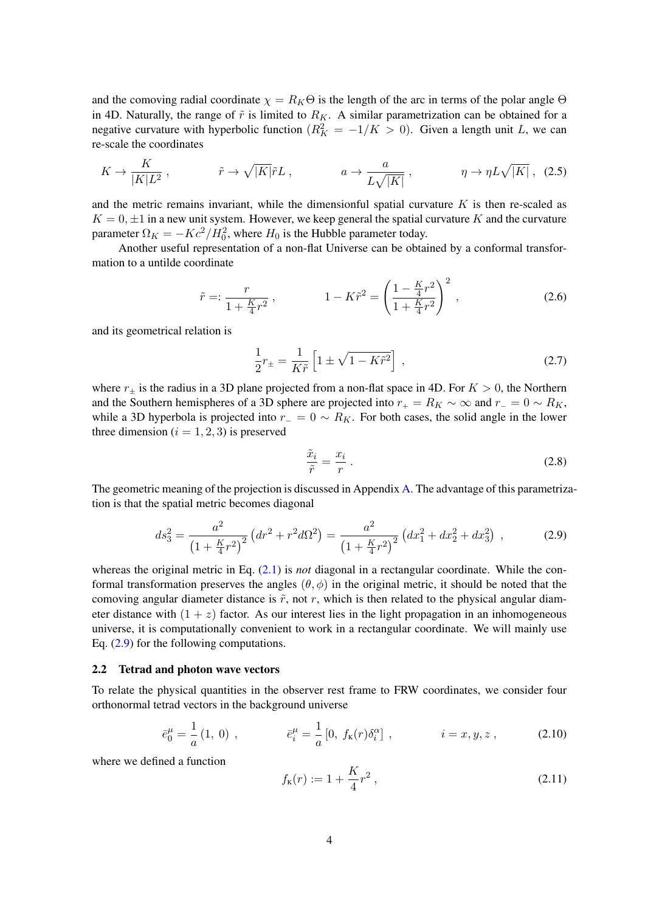and the comoving radial coordinate $\chi = R_K \Theta$ is the length of the arc in terms of the polar angle $\Theta$ in 4D. Naturally, the range of $\tilde{r}$ is limited to $R_K$. A similar parametrization can be obtained for a negative curvature with hyperbolic function ($R_K^2 = -1/K > 0$). Given a length unit $L$, we can re-scale the coordinates

$$K \to \frac{K}{|K|L^2} \,, \qquad \tilde{r} \to \sqrt{|K|}\tilde{r}L \,, \qquad a \to \frac{a}{L\sqrt{|K|}} \,, \qquad \eta \to \eta L\sqrt{|K|} \,, \tag{2.5}$$

and the metric remains invariant, while the dimensionful spatial curvature $K$ is then re-scaled as $K = 0, \pm 1$ in a new unit system. However, we keep general the spatial curvature $K$ and the curvature parameter $\Omega_K = -Kc^2/H_0^2$, where $H_0$ is the Hubble parameter today.

Another useful representation of a non-flat Universe can be obtained by a conformal transformation to a untilde coordinate

$$\tilde{r} =: \frac{r}{1 + \frac{K}{4}r^2} \,, \qquad 1 - K\tilde{r}^2 = \left(\frac{1 - \frac{K}{4}r^2}{1 + \frac{K}{4}r^2}\right)^2 \,, \tag{2.6}$$

and its geometrical relation is

$$\frac{1}{2}r_\pm = \frac{1}{K\tilde{r}}\left[1 \pm \sqrt{1 - K\tilde{r}^2}\right] \,, \tag{2.7}$$

where $r_\pm$ is the radius in a 3D plane projected from a non-flat space in 4D. For $K > 0$, the Northern and the Southern hemispheres of a 3D sphere are projected into $r_+ = R_K \sim \infty$ and $r_- = 0 \sim R_K$, while a 3D hyperbola is projected into $r_- = 0 \sim R_K$. For both cases, the solid angle in the lower three dimension ($i = 1, 2, 3$) is preserved

$$\frac{\tilde{x}_i}{\tilde{r}} = \frac{x_i}{r} \,. \tag{2.8}$$

The geometric meaning of the projection is discussed in Appendix A. The advantage of this parametrization is that the spatial metric becomes diagonal

$$ds_3^2 = \frac{a^2}{\left(1 + \frac{K}{4}r^2\right)^2}\left(dr^2 + r^2 d\Omega^2\right) = \frac{a^2}{\left(1 + \frac{K}{4}r^2\right)^2}\left(dx_1^2 + dx_2^2 + dx_3^2\right) \,, \tag{2.9}$$

whereas the original metric in Eq. (2.1) is *not* diagonal in a rectangular coordinate. While the conformal transformation preserves the angles $(\theta, \phi)$ in the original metric, it should be noted that the comoving angular diameter distance is $\tilde{r}$, not $r$, which is then related to the physical angular diameter distance with $(1 + z)$ factor. As our interest lies in the light propagation in an inhomogeneous universe, it is computationally convenient to work in a rectangular coordinate. We will mainly use Eq. (2.9) for the following computations.

### 2.2 Tetrad and photon wave vectors

To relate the physical quantities in the observer rest frame to FRW coordinates, we consider four orthonormal tetrad vectors in the background universe

$$\bar{e}_0^\mu = \frac{1}{a}\left(1,\ 0\right) \,, \qquad \bar{e}_i^\mu = \frac{1}{a}\left[0,\ f_{\rm K}(r)\delta_i^\alpha\right] \,, \qquad i = x, y, z \,, \tag{2.10}$$

where we defined a function

$$f_{\rm K}(r) := 1 + \frac{K}{4}r^2 \,, \tag{2.11}$$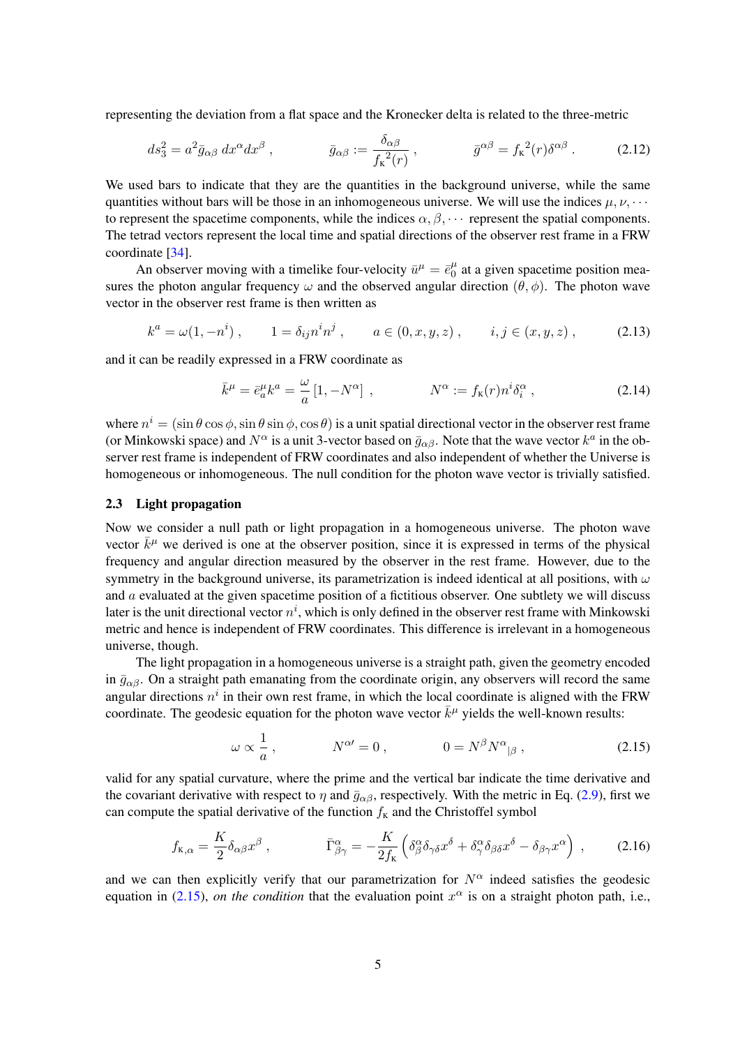representing the deviation from a flat space and the Kronecker delta is related to the three-metric

$$ds_3^2 = a^2 \bar{g}_{\alpha\beta}\, dx^\alpha dx^\beta \,, \qquad \bar{g}_{\alpha\beta} := \frac{\delta_{\alpha\beta}}{f_{\rm K}{}^2(r)} \,, \qquad \bar{g}^{\alpha\beta} = f_{\rm K}{}^2(r)\delta^{\alpha\beta} \,. \tag{2.12}$$

We used bars to indicate that they are the quantities in the background universe, while the same quantities without bars will be those in an inhomogeneous universe. We will use the indices $\mu, \nu, \cdots$ to represent the spacetime components, while the indices $\alpha, \beta, \cdots$ represent the spatial components. The tetrad vectors represent the local time and spatial directions of the observer rest frame in a FRW coordinate [34].

An observer moving with a timelike four-velocity $\bar{u}^\mu = \bar{e}^\mu_0$ at a given spacetime position measures the photon angular frequency $\omega$ and the observed angular direction $(\theta, \phi)$. The photon wave vector in the observer rest frame is then written as

$$k^a = \omega(1, -n^i) \,, \qquad 1 = \delta_{ij} n^i n^j \,, \qquad a \in (0, x, y, z) \,, \qquad i, j \in (x, y, z) \,, \tag{2.13}$$

and it can be readily expressed in a FRW coordinate as

$$\bar{k}^\mu = \bar{e}^\mu_a k^a = \frac{\omega}{a} \left[1, -N^\alpha\right] \,, \qquad N^\alpha := f_{\rm K}(r) n^i \delta^\alpha_i \,, \tag{2.14}$$

where $n^i = (\sin\theta\cos\phi, \sin\theta\sin\phi, \cos\theta)$ is a unit spatial directional vector in the observer rest frame (or Minkowski space) and $N^\alpha$ is a unit 3-vector based on $\bar{g}_{\alpha\beta}$. Note that the wave vector $k^a$ in the observer rest frame is independent of FRW coordinates and also independent of whether the Universe is homogeneous or inhomogeneous. The null condition for the photon wave vector is trivially satisfied.

### 2.3 Light propagation

Now we consider a null path or light propagation in a homogeneous universe. The photon wave vector $\bar{k}^\mu$ we derived is one at the observer position, since it is expressed in terms of the physical frequency and angular direction measured by the observer in the rest frame. However, due to the symmetry in the background universe, its parametrization is indeed identical at all positions, with $\omega$ and $a$ evaluated at the given spacetime position of a fictitious observer. One subtlety we will discuss later is the unit directional vector $n^i$, which is only defined in the observer rest frame with Minkowski metric and hence is independent of FRW coordinates. This difference is irrelevant in a homogeneous universe, though.

The light propagation in a homogeneous universe is a straight path, given the geometry encoded in $\bar{g}_{\alpha\beta}$. On a straight path emanating from the coordinate origin, any observers will record the same angular directions $n^i$ in their own rest frame, in which the local coordinate is aligned with the FRW coordinate. The geodesic equation for the photon wave vector $\bar{k}^\mu$ yields the well-known results:

$$\omega \propto \frac{1}{a} \,, \qquad N^{\alpha\prime} = 0 \,, \qquad 0 = N^\beta N^\alpha{}_{|\beta} \,, \tag{2.15}$$

valid for any spatial curvature, where the prime and the vertical bar indicate the time derivative and the covariant derivative with respect to $\eta$ and $\bar{g}_{\alpha\beta}$, respectively. With the metric in Eq. (2.9), first we can compute the spatial derivative of the function $f_{\rm K}$ and the Christoffel symbol

$$f_{{\rm K},\alpha} = \frac{K}{2} \delta_{\alpha\beta} x^\beta \,, \qquad \bar{\Gamma}^\alpha_{\beta\gamma} = -\frac{K}{2 f_{\rm K}} \left( \delta^\alpha_\beta \delta_{\gamma\delta} x^\delta + \delta^\alpha_\gamma \delta_{\beta\delta} x^\delta - \delta_{\beta\gamma} x^\alpha \right) \,, \tag{2.16}$$

and we can then explicitly verify that our parametrization for $N^\alpha$ indeed satisfies the geodesic equation in (2.15), *on the condition* that the evaluation point $x^\alpha$ is on a straight photon path, i.e.,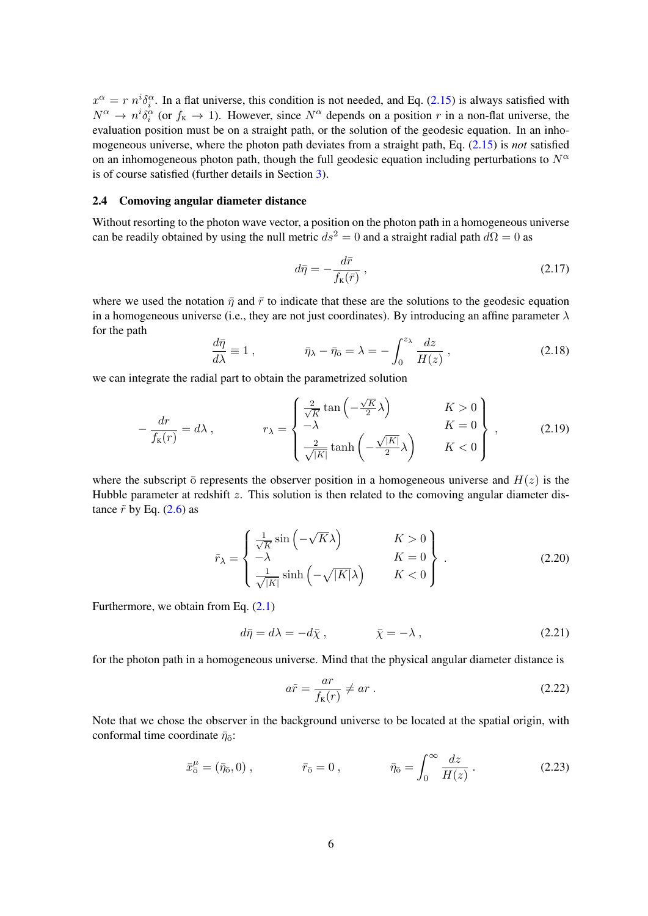$x^\alpha = r\, n^i \delta_i^\alpha$. In a flat universe, this condition is not needed, and Eq. (2.15) is always satisfied with $N^\alpha \to n^i \delta_i^\alpha$ (or $f_\kappa \to 1$). However, since $N^\alpha$ depends on a position $r$ in a non-flat universe, the evaluation position must be on a straight path, or the solution of the geodesic equation. In an inhomogeneous universe, where the photon path deviates from a straight path, Eq. (2.15) is *not* satisfied on an inhomogeneous photon path, though the full geodesic equation including perturbations to $N^\alpha$ is of course satisfied (further details in Section 3).

### 2.4 Comoving angular diameter distance

Without resorting to the photon wave vector, a position on the photon path in a homogeneous universe can be readily obtained by using the null metric $ds^2 = 0$ and a straight radial path $d\Omega = 0$ as

$$d\bar{\eta} = -\frac{d\bar{r}}{f_\kappa(\bar{r})} \,, \tag{2.17}$$

where we used the notation $\bar{\eta}$ and $\bar{r}$ to indicate that these are the solutions to the geodesic equation in a homogeneous universe (i.e., they are not just coordinates). By introducing an affine parameter $\lambda$ for the path

$$\frac{d\bar{\eta}}{d\lambda} \equiv 1 \,, \qquad \bar{\eta}_\lambda - \bar{\eta}_{\bar{o}} = \lambda = -\int_0^{z_\lambda} \frac{dz}{H(z)} \,, \tag{2.18}$$

we can integrate the radial part to obtain the parametrized solution

$$-\frac{dr}{f_\kappa(r)} = d\lambda \,, \qquad r_\lambda = \left\{ \begin{array}{ll} \frac{2}{\sqrt{K}} \tan\left(-\frac{\sqrt{K}}{2}\lambda\right) & K > 0 \\ -\lambda & K = 0 \\ \frac{2}{\sqrt{|K|}} \tanh\left(-\frac{\sqrt{|K|}}{2}\lambda\right) & K < 0 \end{array} \right\} \,, \tag{2.19}$$

where the subscript $\bar{o}$ represents the observer position in a homogeneous universe and $H(z)$ is the Hubble parameter at redshift $z$. This solution is then related to the comoving angular diameter distance $\tilde{r}$ by Eq. (2.6) as

$$\tilde{r}_\lambda = \left\{ \begin{array}{ll} \frac{1}{\sqrt{K}} \sin\left(-\sqrt{K}\lambda\right) & K > 0 \\ -\lambda & K = 0 \\ \frac{1}{\sqrt{|K|}} \sinh\left(-\sqrt{|K|}\lambda\right) & K < 0 \end{array} \right\} \,. \tag{2.20}$$

Furthermore, we obtain from Eq. (2.1)

$$d\bar{\eta} = d\lambda = -d\bar{\chi} \,, \qquad \bar{\chi} = -\lambda \,, \tag{2.21}$$

for the photon path in a homogeneous universe. Mind that the physical angular diameter distance is

$$a\tilde{r} = \frac{ar}{f_\kappa(r)} \neq ar \,. \tag{2.22}$$

Note that we chose the observer in the background universe to be located at the spatial origin, with conformal time coordinate $\bar{\eta}_{\bar{o}}$:

$$\bar{x}^\mu_{\bar{o}} = (\bar{\eta}_{\bar{o}}, 0) \,, \qquad \bar{r}_{\bar{o}} = 0 \,, \qquad \bar{\eta}_{\bar{o}} = \int_0^\infty \frac{dz}{H(z)} \,. \tag{2.23}$$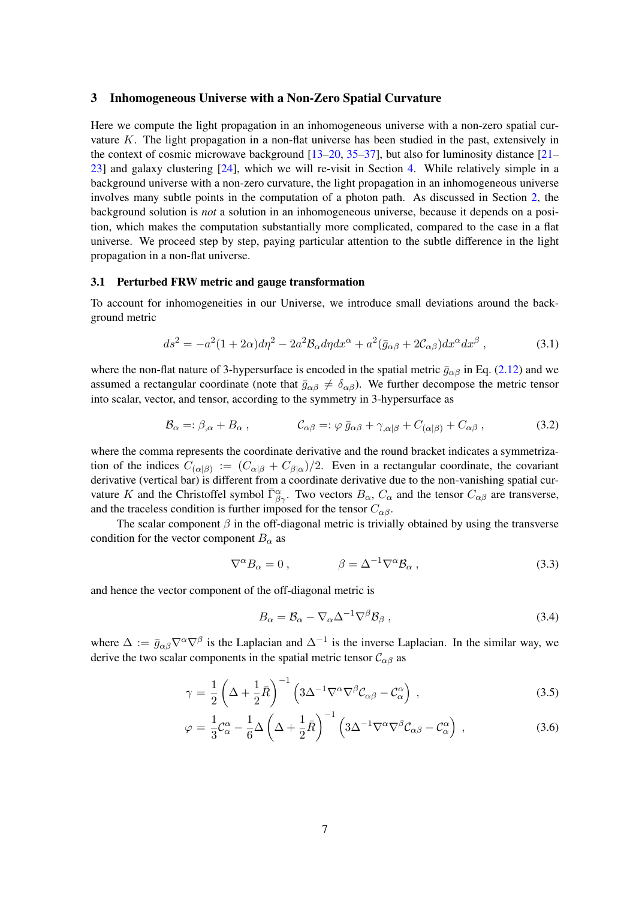## 3 Inhomogeneous Universe with a Non-Zero Spatial Curvature

Here we compute the light propagation in an inhomogeneous universe with a non-zero spatial curvature $K$. The light propagation in a non-flat universe has been studied in the past, extensively in the context of cosmic microwave background [13–20, 35–37], but also for luminosity distance [21–23] and galaxy clustering [24], which we will re-visit in Section 4. While relatively simple in a background universe with a non-zero curvature, the light propagation in an inhomogeneous universe involves many subtle points in the computation of a photon path. As discussed in Section 2, the background solution is *not* a solution in an inhomogeneous universe, because it depends on a position, which makes the computation substantially more complicated, compared to the case in a flat universe. We proceed step by step, paying particular attention to the subtle difference in the light propagation in a non-flat universe.

### 3.1 Perturbed FRW metric and gauge transformation

To account for inhomogeneities in our Universe, we introduce small deviations around the background metric

$$ds^2 = -a^2(1+2\alpha)d\eta^2 - 2a^2\mathcal{B}_\alpha d\eta dx^\alpha + a^2(\bar{g}_{\alpha\beta} + 2\mathcal{C}_{\alpha\beta})dx^\alpha dx^\beta \,, \tag{3.1}$$

where the non-flat nature of 3-hypersurface is encoded in the spatial metric $\bar{g}_{\alpha\beta}$ in Eq. (2.12) and we assumed a rectangular coordinate (note that $\bar{g}_{\alpha\beta} \neq \delta_{\alpha\beta}$). We further decompose the metric tensor into scalar, vector, and tensor, according to the symmetry in 3-hypersurface as

$$\mathcal{B}_\alpha =: \beta_{,\alpha} + B_\alpha \,, \qquad\qquad \mathcal{C}_{\alpha\beta} =: \varphi\, \bar{g}_{\alpha\beta} + \gamma_{,\alpha|\beta} + C_{(\alpha|\beta)} + C_{\alpha\beta} \,, \tag{3.2}$$

where the comma represents the coordinate derivative and the round bracket indicates a symmetrization of the indices $C_{(\alpha|\beta)} := (C_{\alpha|\beta} + C_{\beta|\alpha})/2$. Even in a rectangular coordinate, the covariant derivative (vertical bar) is different from a coordinate derivative due to the non-vanishing spatial curvature $K$ and the Christoffel symbol $\bar{\Gamma}^\alpha_{\beta\gamma}$. Two vectors $B_\alpha$, $C_\alpha$ and the tensor $C_{\alpha\beta}$ are transverse, and the traceless condition is further imposed for the tensor $C_{\alpha\beta}$.

The scalar component $\beta$ in the off-diagonal metric is trivially obtained by using the transverse condition for the vector component $B_\alpha$ as

$$\nabla^\alpha B_\alpha = 0 \,, \qquad\qquad \beta = \Delta^{-1}\nabla^\alpha \mathcal{B}_\alpha \,, \tag{3.3}$$

and hence the vector component of the off-diagonal metric is

$$B_\alpha = \mathcal{B}_\alpha - \nabla_\alpha \Delta^{-1}\nabla^\beta \mathcal{B}_\beta \,, \tag{3.4}$$

where $\Delta := \bar{g}_{\alpha\beta}\nabla^\alpha\nabla^\beta$ is the Laplacian and $\Delta^{-1}$ is the inverse Laplacian. In the similar way, we derive the two scalar components in the spatial metric tensor $\mathcal{C}_{\alpha\beta}$ as

$$\gamma = \frac{1}{2}\left(\Delta + \frac{1}{2}\bar{R}\right)^{-1}\left(3\Delta^{-1}\nabla^\alpha\nabla^\beta\mathcal{C}_{\alpha\beta} - \mathcal{C}^\alpha_\alpha\right) \,, \tag{3.5}$$

$$\varphi = \frac{1}{3}\mathcal{C}^\alpha_\alpha - \frac{1}{6}\Delta\left(\Delta + \frac{1}{2}\bar{R}\right)^{-1}\left(3\Delta^{-1}\nabla^\alpha\nabla^\beta\mathcal{C}_{\alpha\beta} - \mathcal{C}^\alpha_\alpha\right) \,, \tag{3.6}$$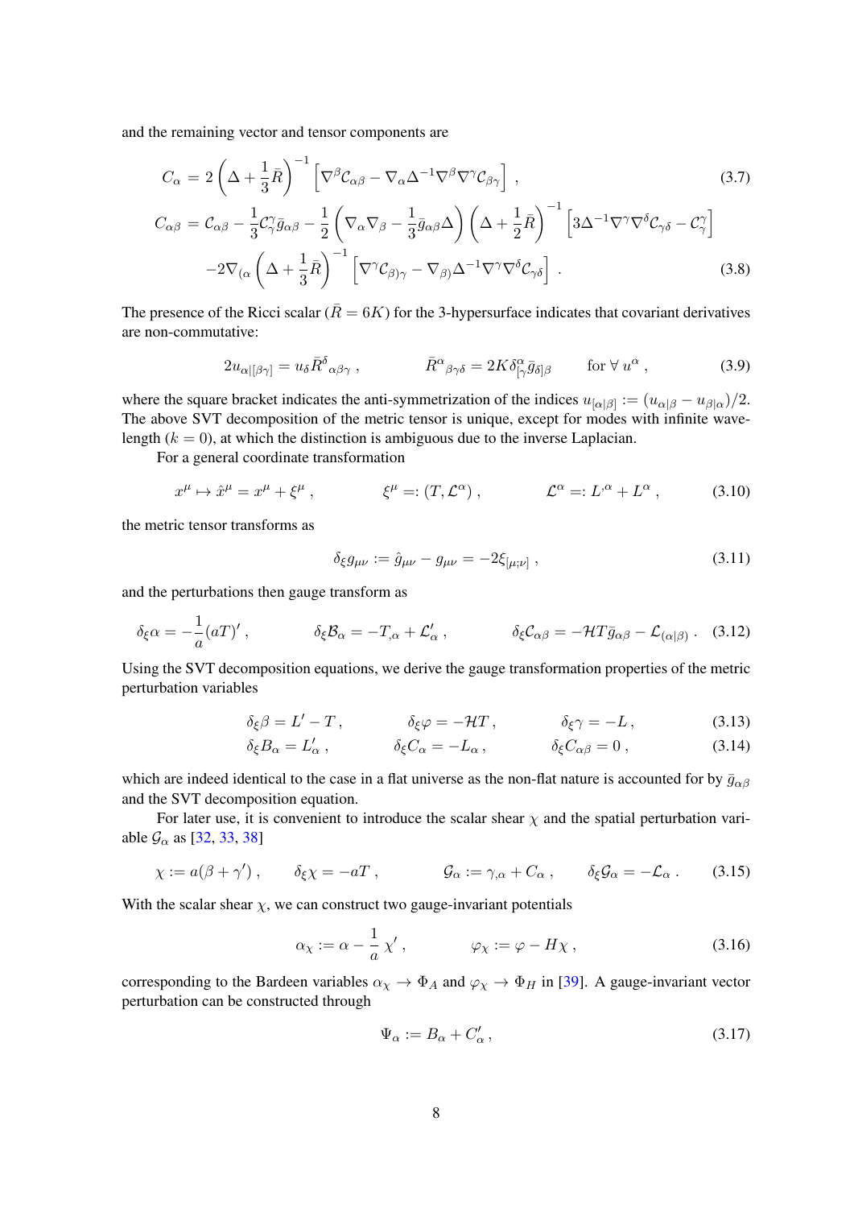and the remaining vector and tensor components are

$$
C_\alpha = 2\left(\Delta + \frac{1}{3}\bar{R}\right)^{-1}\left[\nabla^\beta \mathcal{C}_{\alpha\beta} - \nabla_\alpha \Delta^{-1}\nabla^\beta\nabla^\gamma \mathcal{C}_{\beta\gamma}\right] , \tag{3.7}
$$

$$
\begin{aligned}
C_{\alpha\beta} =&\ \mathcal{C}_{\alpha\beta} - \frac{1}{3}\mathcal{C}^\gamma_\gamma \bar{g}_{\alpha\beta} - \frac{1}{2}\left(\nabla_\alpha\nabla_\beta - \frac{1}{3}\bar{g}_{\alpha\beta}\Delta\right)\left(\Delta + \frac{1}{2}\bar{R}\right)^{-1}\left[3\Delta^{-1}\nabla^\gamma\nabla^\delta \mathcal{C}_{\gamma\delta} - \mathcal{C}^\gamma_\gamma\right] \\
&-2\nabla_{(\alpha}\left(\Delta + \frac{1}{3}\bar{R}\right)^{-1}\left[\nabla^\gamma \mathcal{C}_{\beta)\gamma} - \nabla_{\beta)}\Delta^{-1}\nabla^\gamma\nabla^\delta \mathcal{C}_{\gamma\delta}\right] .
\end{aligned} \tag{3.8}
$$

The presence of the Ricci scalar ($\bar{R} = 6K$) for the 3-hypersurface indicates that covariant derivatives are non-commutative:

$$
2u_{\alpha|[\beta\gamma]} = u_\delta \bar{R}^\delta{}_{\alpha\beta\gamma} , \qquad \bar{R}^\alpha{}_{\beta\gamma\delta} = 2K\delta^\alpha_{[\gamma}\bar{g}_{\delta]\beta} \qquad \text{for } \forall\ u^\alpha , \tag{3.9}
$$

where the square bracket indicates the anti-symmetrization of the indices $u_{[\alpha|\beta]} := (u_{\alpha|\beta} - u_{\beta|\alpha})/2$. The above SVT decomposition of the metric tensor is unique, except for modes with infinite wavelength ($k = 0$), at which the distinction is ambiguous due to the inverse Laplacian.

For a general coordinate transformation

$$
x^\mu \mapsto \hat{x}^\mu = x^\mu + \xi^\mu , \qquad \xi^\mu =: (T, \mathcal{L}^\alpha) , \qquad \mathcal{L}^\alpha =: L^{,\alpha} + L^\alpha , \tag{3.10}
$$

the metric tensor transforms as

$$
\delta_\xi g_{\mu\nu} := \hat{g}_{\mu\nu} - g_{\mu\nu} = -2\xi_{[\mu;\nu]} , \tag{3.11}
$$

and the perturbations then gauge transform as

$$
\delta_\xi \alpha = -\frac{1}{a}(aT)' , \qquad \delta_\xi \mathcal{B}_\alpha = -T_{,\alpha} + \mathcal{L}'_\alpha , \qquad \delta_\xi \mathcal{C}_{\alpha\beta} = -\mathcal{H}T\bar{g}_{\alpha\beta} - \mathcal{L}_{(\alpha|\beta)} . \tag{3.12}
$$

Using the SVT decomposition equations, we derive the gauge transformation properties of the metric perturbation variables

$$
\delta_\xi \beta = L' - T , \qquad \delta_\xi \varphi = -\mathcal{H}T , \qquad \delta_\xi \gamma = -L , \tag{3.13}
$$

$$
\delta_\xi B_\alpha = L'_\alpha , \qquad \delta_\xi C_\alpha = -L_\alpha , \qquad \delta_\xi C_{\alpha\beta} = 0 , \tag{3.14}
$$

which are indeed identical to the case in a flat universe as the non-flat nature is accounted for by $\bar{g}_{\alpha\beta}$ and the SVT decomposition equation.

For later use, it is convenient to introduce the scalar shear $\chi$ and the spatial perturbation variable $\mathcal{G}_\alpha$ as [32, 33, 38]

$$
\chi := a(\beta + \gamma') , \qquad \delta_\xi \chi = -aT , \qquad \mathcal{G}_\alpha := \gamma_{,\alpha} + C_\alpha , \qquad \delta_\xi \mathcal{G}_\alpha = -\mathcal{L}_\alpha . \tag{3.15}
$$

With the scalar shear $\chi$, we can construct two gauge-invariant potentials

$$
\alpha_\chi := \alpha - \frac{1}{a}\chi' , \qquad \varphi_\chi := \varphi - H\chi , \tag{3.16}
$$

corresponding to the Bardeen variables $\alpha_\chi \to \Phi_A$ and $\varphi_\chi \to \Phi_H$ in [39]. A gauge-invariant vector perturbation can be constructed through

$$
\Psi_\alpha := B_\alpha + C'_\alpha , \tag{3.17}
$$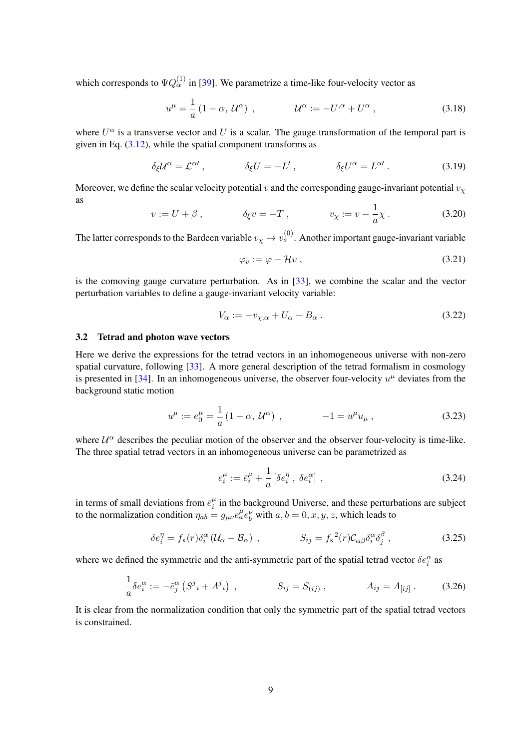which corresponds to $\Psi Q^{(1)}_\alpha$ in [39]. We parametrize a time-like four-velocity vector as

$$u^\mu = \frac{1}{a}\left(1-\alpha,\, \mathcal{U}^\alpha\right) \,, \qquad\qquad \mathcal{U}^\alpha := -U^{,\alpha} + U^\alpha \,, \tag{3.18}$$

where $U^\alpha$ is a transverse vector and $U$ is a scalar. The gauge transformation of the temporal part is given in Eq. (3.12), while the spatial component transforms as

$$\delta_\xi \mathcal{U}^\alpha = \mathcal{L}^{\alpha\prime} \,, \qquad\qquad \delta_\xi U = -L' \,, \qquad\qquad \delta_\xi U^\alpha = L^{\alpha\prime} \,. \tag{3.19}$$

Moreover, we define the scalar velocity potential $v$ and the corresponding gauge-invariant potential $v_\chi$ as

$$v := U + \beta \,, \qquad\qquad \delta_\xi v = -T \,, \qquad\qquad v_\chi := v - \frac{1}{a}\chi \,. \tag{3.20}$$

The latter corresponds to the Bardeen variable $v_\chi \to v_s^{(0)}$. Another important gauge-invariant variable

$$\varphi_v := \varphi - \mathcal{H}v \,, \tag{3.21}$$

is the comoving gauge curvature perturbation. As in [33], we combine the scalar and the vector perturbation variables to define a gauge-invariant velocity variable:

$$V_\alpha := -v_{\chi,\alpha} + U_\alpha - B_\alpha \,. \tag{3.22}$$

### 3.2 Tetrad and photon wave vectors

Here we derive the expressions for the tetrad vectors in an inhomogeneous universe with non-zero spatial curvature, following [33]. A more general description of the tetrad formalism in cosmology is presented in [34]. In an inhomogeneous universe, the observer four-velocity $u^\mu$ deviates from the background static motion

$$u^\mu := e^\mu_0 = \frac{1}{a}\left(1-\alpha,\, \mathcal{U}^\alpha\right) \,, \qquad\qquad -1 = u^\mu u_\mu \,, \tag{3.23}$$

where $\mathcal{U}^\alpha$ describes the peculiar motion of the observer and the observer four-velocity is time-like. The three spatial tetrad vectors in an inhomogeneous universe can be parametrized as

$$e^\mu_i := \bar{e}^\mu_i + \frac{1}{a}\left[\delta e^\eta_i \,,\, \delta e^\alpha_i\right] \,, \tag{3.24}$$

in terms of small deviations from $\bar{e}^\mu_i$ in the background Universe, and these perturbations are subject to the normalization condition $\eta_{ab} = g_{\mu\nu}e^\mu_a e^\nu_b$ with $a, b = 0, x, y, z$, which leads to

$$\delta e^\eta_i = f_\kappa(r)\delta^\alpha_i\left(\mathcal{U}_\alpha - \mathcal{B}_\alpha\right) \,, \qquad\qquad S_{ij} = f_\kappa{}^2(r)\mathcal{C}_{\alpha\beta}\delta^\alpha_i\delta^\beta_j \,, \tag{3.25}$$

where we defined the symmetric and the anti-symmetric part of the spatial tetrad vector $\delta e^\alpha_i$ as

$$\frac{1}{a}\delta e^\alpha_i := -\bar{e}^\alpha_j\left(S^j{}_i + A^j{}_i\right) \,, \qquad\qquad S_{ij} = S_{(ij)} \,, \qquad\qquad A_{ij} = A_{[ij]} \,. \tag{3.26}$$

It is clear from the normalization condition that only the symmetric part of the spatial tetrad vectors is constrained.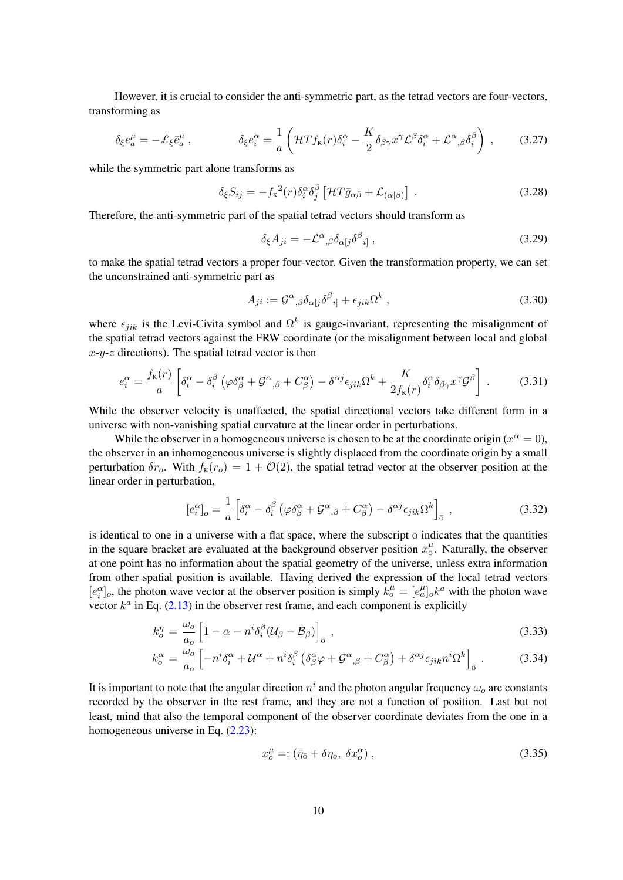However, it is crucial to consider the anti-symmetric part, as the tetrad vectors are four-vectors, transforming as

$$\delta_\xi e^\mu_a = -\pounds_\xi \bar{e}^\mu_a \,, \qquad\qquad \delta_\xi e^\alpha_i = \frac{1}{a}\left(\mathcal{H}T f_{\rm K}(r)\delta^\alpha_i - \frac{K}{2}\delta_{\beta\gamma}x^\gamma\mathcal{L}^\beta\delta^\alpha_i + \mathcal{L}^\alpha{}_{,\beta}\delta^\beta_i\right) \,, \tag{3.27}$$

while the symmetric part alone transforms as

$$\delta_\xi S_{ij} = -f_{\rm K}{}^2(r)\delta^\alpha_i\delta^\beta_j\left[\mathcal{H}T\bar{g}_{\alpha\beta} + \mathcal{L}_{(\alpha|\beta)}\right] \,. \tag{3.28}$$

Therefore, the anti-symmetric part of the spatial tetrad vectors should transform as

$$\delta_\xi A_{ji} = -\mathcal{L}^\alpha{}_{,\beta}\delta_{\alpha[j}\delta^\beta{}_{i]} \,, \tag{3.29}$$

to make the spatial tetrad vectors a proper four-vector. Given the transformation property, we can set the unconstrained anti-symmetric part as

$$A_{ji} := \mathcal{G}^\alpha{}_{,\beta}\delta_{\alpha[j}\delta^\beta{}_{i]} + \epsilon_{jik}\Omega^k \,, \tag{3.30}$$

where $\epsilon_{jik}$ is the Levi-Civita symbol and $\Omega^k$ is gauge-invariant, representing the misalignment of the spatial tetrad vectors against the FRW coordinate (or the misalignment between local and global $x$-$y$-$z$ directions). The spatial tetrad vector is then

$$e^\alpha_i = \frac{f_{\rm K}(r)}{a}\left[\delta^\alpha_i - \delta^\beta_i\left(\varphi\delta^\alpha_\beta + \mathcal{G}^\alpha{}_{,\beta} + C^\alpha_\beta\right) - \delta^{\alpha j}\epsilon_{jik}\Omega^k + \frac{K}{2f_{\rm K}(r)}\delta^\alpha_i\delta_{\beta\gamma}x^\gamma\mathcal{G}^\beta\right] \,. \tag{3.31}$$

While the observer velocity is unaffected, the spatial directional vectors take different form in a universe with non-vanishing spatial curvature at the linear order in perturbations.

While the observer in a homogeneous universe is chosen to be at the coordinate origin ($x^\alpha = 0$), the observer in an inhomogeneous universe is slightly displaced from the coordinate origin by a small perturbation $\delta r_o$. With $f_{\rm K}(r_o) = 1 + \mathcal{O}(2)$, the spatial tetrad vector at the observer position at the linear order in perturbation,

$$[e^\alpha_i]_o = \frac{1}{a}\left[\delta^\alpha_i - \delta^\beta_i\left(\varphi\delta^\alpha_\beta + \mathcal{G}^\alpha{}_{,\beta} + C^\alpha_\beta\right) - \delta^{\alpha j}\epsilon_{jik}\Omega^k\right]_{\bar{\rm o}} \,, \tag{3.32}$$

is identical to one in a universe with a flat space, where the subscript $\bar{\rm o}$ indicates that the quantities in the square bracket are evaluated at the background observer position $\bar{x}^\mu_{\bar{\rm o}}$. Naturally, the observer at one point has no information about the spatial geometry of the universe, unless extra information from other spatial position is available. Having derived the expression of the local tetrad vectors $[e^\alpha_i]_o$, the photon wave vector at the observer position is simply $k^\mu_o = [e^\mu_a]_o k^a$ with the photon wave vector $k^a$ in Eq. (2.13) in the observer rest frame, and each component is explicitly

$$k^\eta_o = \frac{\omega_o}{a_o}\left[1 - \alpha - n^i\delta^\beta_i(\mathcal{U}_\beta - \mathcal{B}_\beta)\right]_{\bar{\rm o}} \,, \tag{3.33}$$

$$k^\alpha_o = \frac{\omega_o}{a_o}\left[-n^i\delta^\alpha_i + \mathcal{U}^\alpha + n^i\delta^\beta_i\left(\delta^\alpha_\beta\varphi + \mathcal{G}^\alpha{}_{,\beta} + C^\alpha_\beta\right) + \delta^{\alpha j}\epsilon_{jik}n^i\Omega^k\right]_{\bar{\rm o}} \,. \tag{3.34}$$

It is important to note that the angular direction $n^i$ and the photon angular frequency $\omega_o$ are constants recorded by the observer in the rest frame, and they are not a function of position. Last but not least, mind that also the temporal component of the observer coordinate deviates from the one in a homogeneous universe in Eq. (2.23):

$$x^\mu_o =: \left(\bar{\eta}_{\bar{\rm o}} + \delta\eta_o,\ \delta x^\alpha_o\right) \,, \tag{3.35}$$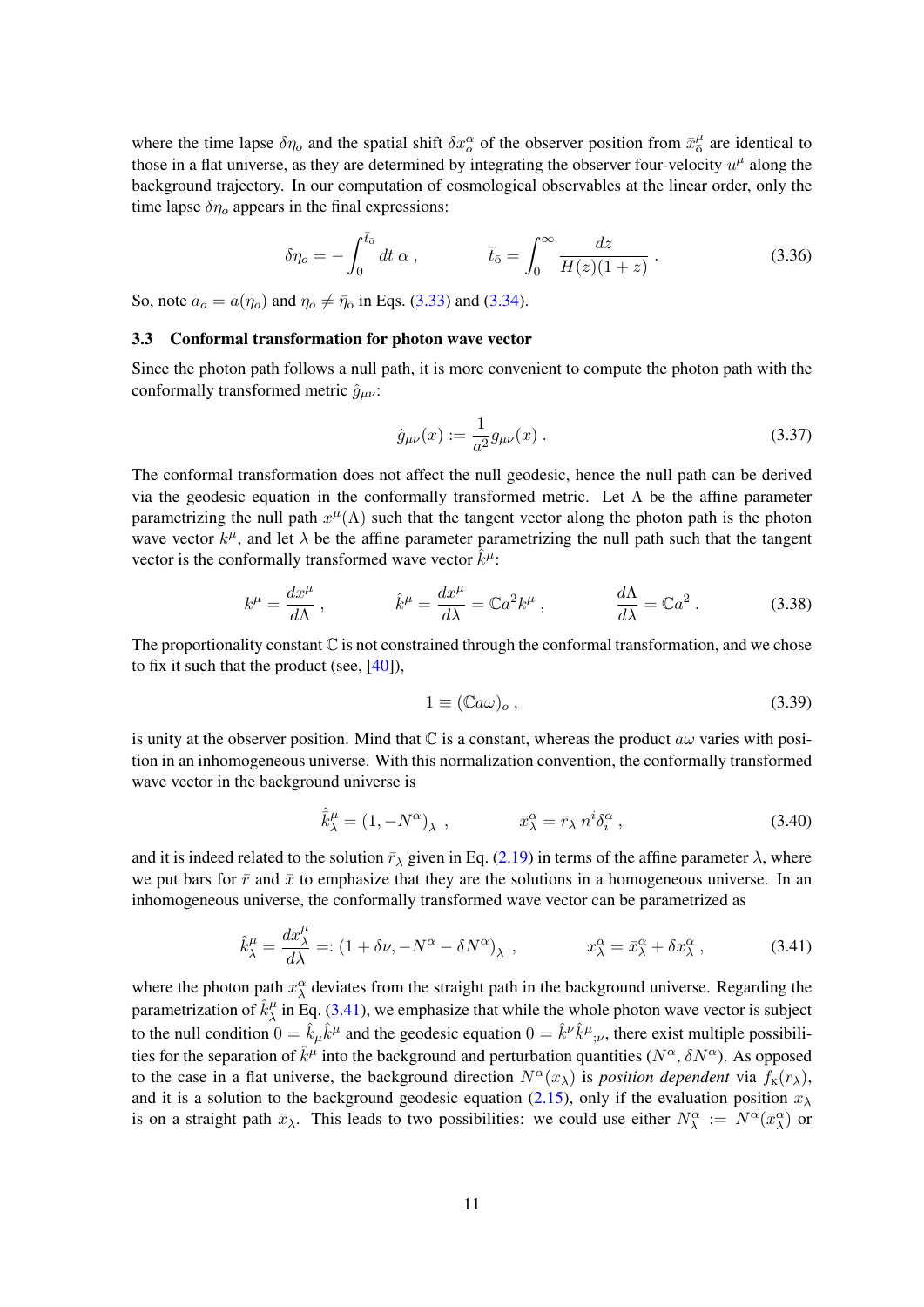where the time lapse $\delta\eta_o$ and the spatial shift $\delta x_o^\alpha$ of the observer position from $\bar{x}_{\bar{\text{o}}}^\mu$ are identical to those in a flat universe, as they are determined by integrating the observer four-velocity $u^\mu$ along the background trajectory. In our computation of cosmological observables at the linear order, only the time lapse $\delta\eta_o$ appears in the final expressions:

$$
\delta\eta_o = -\int_0^{\bar{t}_{\bar{\text{o}}}} dt\ \alpha\ , \qquad\qquad \bar{t}_{\bar{\text{o}}} = \int_0^\infty \frac{dz}{H(z)(1+z)}\ . \tag{3.36}
$$

So, note $a_o = a(\eta_o)$ and $\eta_o \neq \bar{\eta}_{\bar{\text{o}}}$ in Eqs. (3.33) and (3.34).

### 3.3 Conformal transformation for photon wave vector

Since the photon path follows a null path, it is more convenient to compute the photon path with the conformally transformed metric $\hat{g}_{\mu\nu}$:

$$
\hat{g}_{\mu\nu}(x) := \frac{1}{a^2} g_{\mu\nu}(x)\ . \tag{3.37}
$$

The conformal transformation does not affect the null geodesic, hence the null path can be derived via the geodesic equation in the conformally transformed metric. Let $\Lambda$ be the affine parameter parametrizing the null path $x^\mu(\Lambda)$ such that the tangent vector along the photon path is the photon wave vector $k^\mu$, and let $\lambda$ be the affine parameter parametrizing the null path such that the tangent vector is the conformally transformed wave vector $\hat{k}^\mu$:

$$
k^\mu = \frac{dx^\mu}{d\Lambda}\ , \qquad\qquad \hat{k}^\mu = \frac{dx^\mu}{d\lambda} = \mathbb{C} a^2 k^\mu\ , \qquad\qquad \frac{d\Lambda}{d\lambda} = \mathbb{C} a^2\ . \tag{3.38}
$$

The proportionality constant $\mathbb{C}$ is not constrained through the conformal transformation, and we chose to fix it such that the product (see, [40]),

$$
1 \equiv (\mathbb{C} a\omega)_o\ , \tag{3.39}
$$

is unity at the observer position. Mind that $\mathbb{C}$ is a constant, whereas the product $a\omega$ varies with position in an inhomogeneous universe. With this normalization convention, the conformally transformed wave vector in the background universe is

$$
\bar{\hat{k}}_\lambda^\mu = (1, -N^\alpha)_\lambda\ , \qquad\qquad \bar{x}_\lambda^\alpha = \bar{r}_\lambda\, n^i \delta_i^\alpha\ , \tag{3.40}
$$

and it is indeed related to the solution $\bar{r}_\lambda$ given in Eq. (2.19) in terms of the affine parameter $\lambda$, where we put bars for $\bar{r}$ and $\bar{x}$ to emphasize that they are the solutions in a homogeneous universe. In an inhomogeneous universe, the conformally transformed wave vector can be parametrized as

$$
\hat{k}_\lambda^\mu = \frac{dx_\lambda^\mu}{d\lambda} =: (1+\delta\nu, -N^\alpha - \delta N^\alpha)_\lambda\ , \qquad\qquad x_\lambda^\alpha = \bar{x}_\lambda^\alpha + \delta x_\lambda^\alpha\ , \tag{3.41}
$$

where the photon path $x_\lambda^\alpha$ deviates from the straight path in the background universe. Regarding the parametrization of $\hat{k}_\lambda^\mu$ in Eq. (3.41), we emphasize that while the whole photon wave vector is subject to the null condition $0 = \hat{k}_\mu \hat{k}^\mu$ and the geodesic equation $0 = \hat{k}^\nu \hat{k}^\mu{}_{;\nu}$, there exist multiple possibilities for the separation of $\hat{k}^\mu$ into the background and perturbation quantities $(N^\alpha, \delta N^\alpha)$. As opposed to the case in a flat universe, the background direction $N^\alpha(x_\lambda)$ is *position dependent* via $f_K(r_\lambda)$, and it is a solution to the background geodesic equation (2.15), only if the evaluation position $x_\lambda$ is on a straight path $\bar{x}_\lambda$. This leads to two possibilities: we could use either $N_\lambda^\alpha := N^\alpha(\bar{x}_\lambda^\alpha)$ or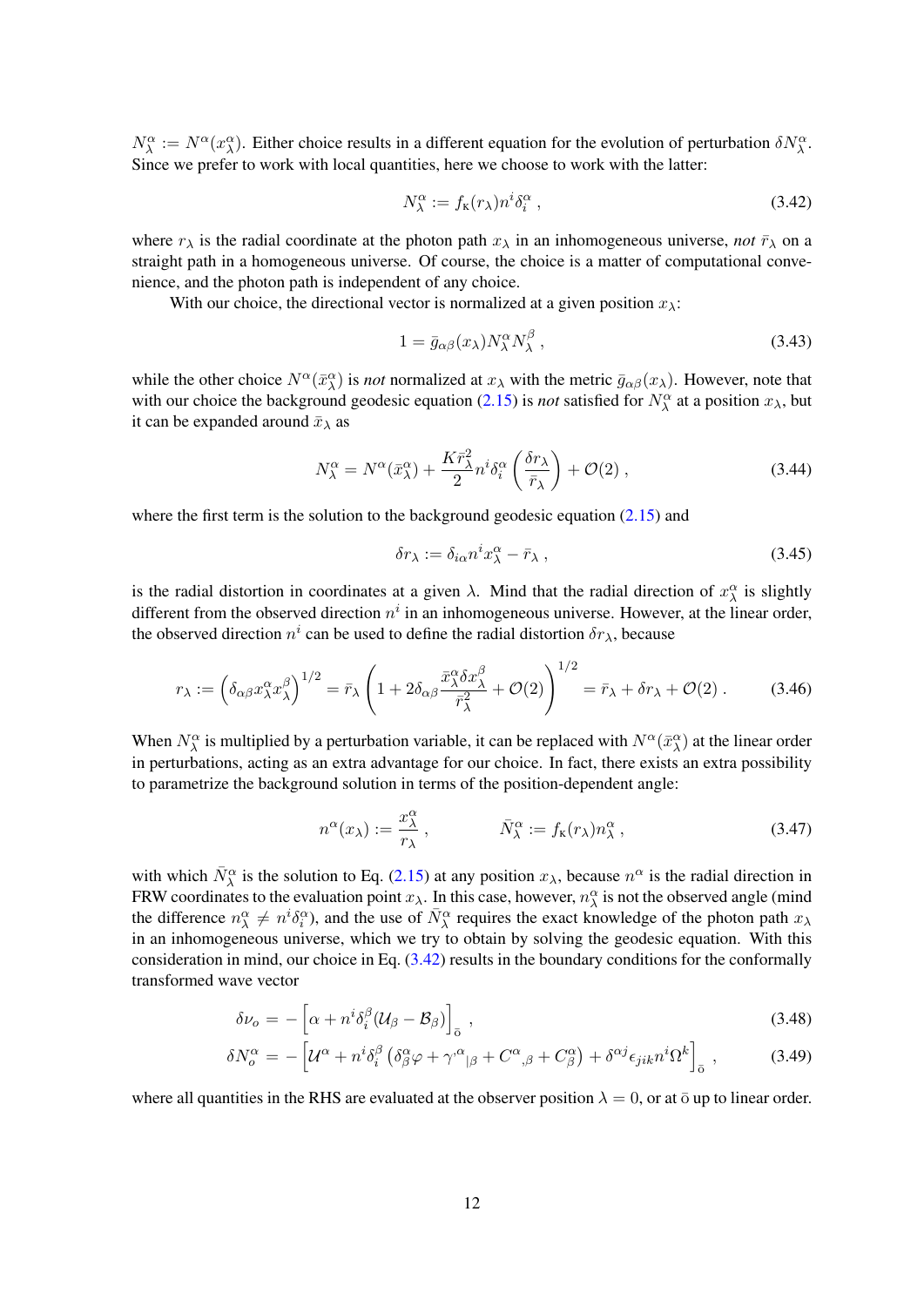$N^\alpha_\lambda := N^\alpha(x^\alpha_\lambda)$. Either choice results in a different equation for the evolution of perturbation $\delta N^\alpha_\lambda$. Since we prefer to work with local quantities, here we choose to work with the latter:

$$N^\alpha_\lambda := f_{\rm K}(r_\lambda)n^i\delta^\alpha_i \ , \tag{3.42}$$

where $r_\lambda$ is the radial coordinate at the photon path $x_\lambda$ in an inhomogeneous universe, *not* $\bar r_\lambda$ on a straight path in a homogeneous universe. Of course, the choice is a matter of computational convenience, and the photon path is independent of any choice.

With our choice, the directional vector is normalized at a given position $x_\lambda$:

$$1 = \bar g_{\alpha\beta}(x_\lambda)N^\alpha_\lambda N^\beta_\lambda \ , \tag{3.43}$$

while the other choice $N^\alpha(\bar x^\alpha_\lambda)$ is *not* normalized at $x_\lambda$ with the metric $\bar g_{\alpha\beta}(x_\lambda)$. However, note that with our choice the background geodesic equation (2.15) is *not* satisfied for $N^\alpha_\lambda$ at a position $x_\lambda$, but it can be expanded around $\bar x_\lambda$ as

$$N^\alpha_\lambda = N^\alpha(\bar x^\alpha_\lambda) + \frac{K\bar r^2_\lambda}{2}n^i\delta^\alpha_i\left(\frac{\delta r_\lambda}{\bar r_\lambda}\right) + \mathcal{O}(2) \ , \tag{3.44}$$

where the first term is the solution to the background geodesic equation (2.15) and

$$\delta r_\lambda := \delta_{i\alpha}n^i x^\alpha_\lambda - \bar r_\lambda \ , \tag{3.45}$$

is the radial distortion in coordinates at a given $\lambda$. Mind that the radial direction of $x^\alpha_\lambda$ is slightly different from the observed direction $n^i$ in an inhomogeneous universe. However, at the linear order, the observed direction $n^i$ can be used to define the radial distortion $\delta r_\lambda$, because

$$r_\lambda := \left(\delta_{\alpha\beta}x^\alpha_\lambda x^\beta_\lambda\right)^{1/2} = \bar r_\lambda\left(1 + 2\delta_{\alpha\beta}\frac{\bar x^\alpha_\lambda \delta x^\beta_\lambda}{\bar r^2_\lambda} + \mathcal{O}(2)\right)^{1/2} = \bar r_\lambda + \delta r_\lambda + \mathcal{O}(2) \ . \tag{3.46}$$

When $N^\alpha_\lambda$ is multiplied by a perturbation variable, it can be replaced with $N^\alpha(\bar x^\alpha_\lambda)$ at the linear order in perturbations, acting as an extra advantage for our choice. In fact, there exists an extra possibility to parametrize the background solution in terms of the position-dependent angle:

$$n^\alpha(x_\lambda) := \frac{x^\alpha_\lambda}{r_\lambda} \ , \qquad \bar N^\alpha_\lambda := f_{\rm K}(r_\lambda)n^\alpha_\lambda \ , \tag{3.47}$$

with which $\bar N^\alpha_\lambda$ is the solution to Eq. (2.15) at any position $x_\lambda$, because $n^\alpha$ is the radial direction in FRW coordinates to the evaluation point $x_\lambda$. In this case, however, $n^\alpha_\lambda$ is not the observed angle (mind the difference $n^\alpha_\lambda \neq n^i\delta^\alpha_i$), and the use of $\bar N^\alpha_\lambda$ requires the exact knowledge of the photon path $x_\lambda$ in an inhomogeneous universe, which we try to obtain by solving the geodesic equation. With this consideration in mind, our choice in Eq. (3.42) results in the boundary conditions for the conformally transformed wave vector

$$\delta\nu_o = -\left[\alpha + n^i\delta^\beta_i(\mathcal{U}_\beta - \mathcal{B}_\beta)\right]_{\bar{\rm o}} \ , \tag{3.48}$$

$$\delta N^\alpha_o = -\left[\mathcal{U}^\alpha + n^i\delta^\beta_i\left(\delta^\alpha_\beta\varphi + \gamma^{,\alpha}{}_{|\beta} + C^\alpha{}_{,\beta} + C^\alpha_\beta\right) + \delta^{\alpha j}\epsilon_{jik}n^i\Omega^k\right]_{\bar{\rm o}} \ , \tag{3.49}$$

where all quantities in the RHS are evaluated at the observer position $\lambda = 0$, or at $\bar{\rm o}$ up to linear order.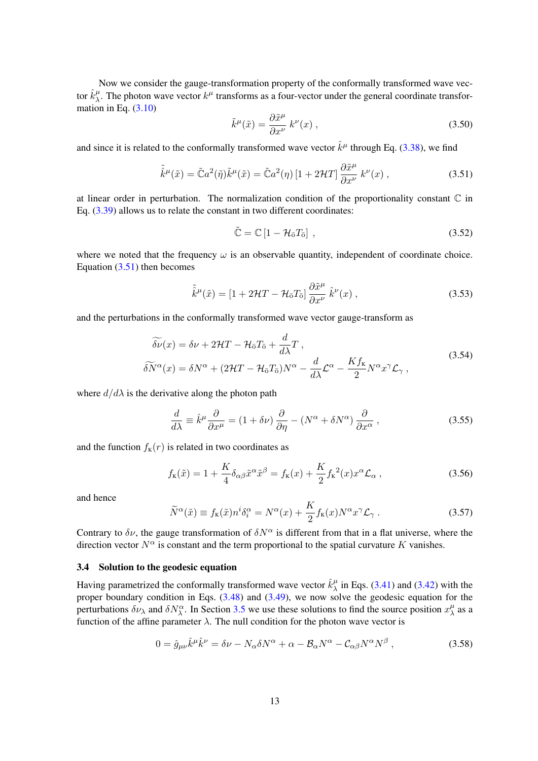Now we consider the gauge-transformation property of the conformally transformed wave vector $\hat{k}^\mu_\lambda$. The photon wave vector $k^\mu$ transforms as a four-vector under the general coordinate transformation in Eq. (3.10)

$$\tilde{k}^\mu(\tilde{x}) = \frac{\partial \tilde{x}^\mu}{\partial x^\nu}\, k^\nu(x) \,, \tag{3.50}$$

and since it is related to the conformally transformed wave vector $\hat{k}^\mu$ through Eq. (3.38), we find

$$\tilde{\hat{k}}^\mu(\tilde{x}) = \tilde{\mathbb{C}} a^2(\tilde{\eta}) \tilde{k}^\mu(\tilde{x}) = \tilde{\mathbb{C}} a^2(\eta) \left[1 + 2\mathcal{H}T\right] \frac{\partial \tilde{x}^\mu}{\partial x^\nu}\, k^\nu(x) \,, \tag{3.51}$$

at linear order in perturbation. The normalization condition of the proportionality constant $\mathbb{C}$ in Eq. (3.39) allows us to relate the constant in two different coordinates:

$$\tilde{\mathbb{C}} = \mathbb{C}\left[1 - \mathcal{H}_{\bar{o}} T_{\bar{o}}\right] \,, \tag{3.52}$$

where we noted that the frequency $\omega$ is an observable quantity, independent of coordinate choice. Equation (3.51) then becomes

$$\tilde{\hat{k}}^\mu(\tilde{x}) = \left[1 + 2\mathcal{H}T - \mathcal{H}_{\bar{o}} T_{\bar{o}}\right] \frac{\partial \tilde{x}^\mu}{\partial x^\nu}\, \hat{k}^\nu(x) \,, \tag{3.53}$$

and the perturbations in the conformally transformed wave vector gauge-transform as

$$\begin{aligned}
\widetilde{\delta\nu}(x) &= \delta\nu + 2\mathcal{H}T - \mathcal{H}_{\bar{o}} T_{\bar{o}} + \frac{d}{d\lambda}T \,, \\
\widetilde{\delta N}^\alpha(x) &= \delta N^\alpha + (2\mathcal{H}T - \mathcal{H}_{\bar{o}} T_{\bar{o}}) N^\alpha - \frac{d}{d\lambda}\mathcal{L}^\alpha - \frac{K f_{\rm K}}{2} N^\alpha x^\gamma \mathcal{L}_\gamma \,,
\end{aligned} \tag{3.54}$$

where $d/d\lambda$ is the derivative along the photon path

$$\frac{d}{d\lambda} \equiv \hat{k}^\mu \frac{\partial}{\partial x^\mu} = (1 + \delta\nu) \frac{\partial}{\partial \eta} - (N^\alpha + \delta N^\alpha) \frac{\partial}{\partial x^\alpha} \,, \tag{3.55}$$

and the function $f_{\rm K}(r)$ is related in two coordinates as

$$f_{\rm K}(\tilde{x}) = 1 + \frac{K}{4}\delta_{\alpha\beta}\tilde{x}^\alpha \tilde{x}^\beta = f_{\rm K}(x) + \frac{K}{2} f_{\rm K}{}^2(x) x^\alpha \mathcal{L}_\alpha \,, \tag{3.56}$$

and hence

$$\widetilde{N}^\alpha(\tilde{x}) \equiv f_{\rm K}(\tilde{x}) n^i \delta^\alpha_i = N^\alpha(x) + \frac{K}{2} f_{\rm K}(x) N^\alpha x^\gamma \mathcal{L}_\gamma \,. \tag{3.57}$$

Contrary to $\delta\nu$, the gauge transformation of $\delta N^\alpha$ is different from that in a flat universe, where the direction vector $N^\alpha$ is constant and the term proportional to the spatial curvature $K$ vanishes.

### 3.4 Solution to the geodesic equation

Having parametrized the conformally transformed wave vector $\hat{k}^\mu_\lambda$ in Eqs. (3.41) and (3.42) with the proper boundary condition in Eqs. (3.48) and (3.49), we now solve the geodesic equation for the perturbations $\delta\nu_\lambda$ and $\delta N^\alpha_\lambda$. In Section 3.5 we use these solutions to find the source position $x^\mu_\lambda$ as a function of the affine parameter $\lambda$. The null condition for the photon wave vector is

$$0 = \hat{g}_{\mu\nu}\hat{k}^\mu \hat{k}^\nu = \delta\nu - N_\alpha \delta N^\alpha + \alpha - \mathcal{B}_\alpha N^\alpha - \mathcal{C}_{\alpha\beta} N^\alpha N^\beta \,, \tag{3.58}$$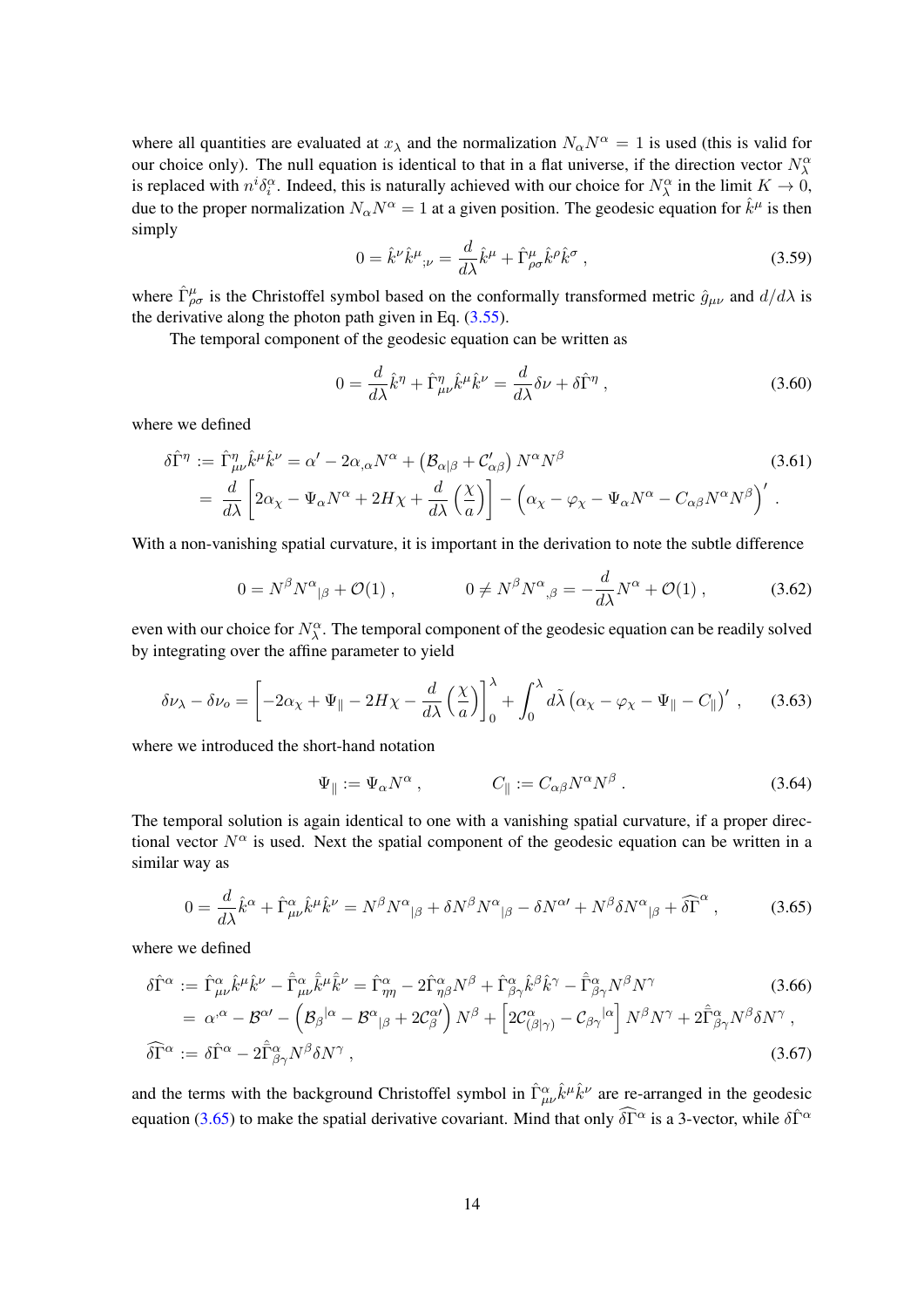where all quantities are evaluated at $x_\lambda$ and the normalization $N_\alpha N^\alpha = 1$ is used (this is valid for our choice only). The null equation is identical to that in a flat universe, if the direction vector $N^\alpha_\lambda$ is replaced with $n^i\delta^\alpha_i$. Indeed, this is naturally achieved with our choice for $N^\alpha_\lambda$ in the limit $K \to 0$, due to the proper normalization $N_\alpha N^\alpha = 1$ at a given position. The geodesic equation for $\hat{k}^\mu$ is then simply

$$0 = \hat{k}^\nu \hat{k}^\mu{}_{;\nu} = \frac{d}{d\lambda}\hat{k}^\mu + \hat{\Gamma}^\mu_{\rho\sigma}\hat{k}^\rho\hat{k}^\sigma \,, \tag{3.59}$$

where $\hat{\Gamma}^\mu_{\rho\sigma}$ is the Christoffel symbol based on the conformally transformed metric $\hat{g}_{\mu\nu}$ and $d/d\lambda$ is the derivative along the photon path given in Eq. (3.55).

The temporal component of the geodesic equation can be written as

$$0 = \frac{d}{d\lambda}\hat{k}^\eta + \hat{\Gamma}^\eta_{\mu\nu}\hat{k}^\mu\hat{k}^\nu = \frac{d}{d\lambda}\delta\nu + \delta\hat{\Gamma}^\eta \,, \tag{3.60}$$

where we defined

$$\begin{aligned}
\delta\hat{\Gamma}^\eta &:= \hat{\Gamma}^\eta_{\mu\nu}\hat{k}^\mu\hat{k}^\nu = \alpha' - 2\alpha_{,\alpha}N^\alpha + \left(\mathcal{B}_{\alpha|\beta} + \mathcal{C}'_{\alpha\beta}\right)N^\alpha N^\beta \\
&= \frac{d}{d\lambda}\left[2\alpha_\chi - \Psi_\alpha N^\alpha + 2H\chi + \frac{d}{d\lambda}\left(\frac{\chi}{a}\right)\right] - \left(\alpha_\chi - \varphi_\chi - \Psi_\alpha N^\alpha - C_{\alpha\beta}N^\alpha N^\beta\right)' \,.
\end{aligned} \tag{3.61}$$

With a non-vanishing spatial curvature, it is important in the derivation to note the subtle difference

$$0 = N^\beta N^\alpha{}_{|\beta} + \mathcal{O}(1) \,, \qquad\qquad 0 \neq N^\beta N^\alpha{}_{,\beta} = -\frac{d}{d\lambda}N^\alpha + \mathcal{O}(1) \,, \tag{3.62}$$

even with our choice for $N^\alpha_\lambda$. The temporal component of the geodesic equation can be readily solved by integrating over the affine parameter to yield

$$\delta\nu_\lambda - \delta\nu_o = \left[-2\alpha_\chi + \Psi_\parallel - 2H\chi - \frac{d}{d\lambda}\left(\frac{\chi}{a}\right)\right]_0^\lambda + \int_0^\lambda d\tilde{\lambda}\left(\alpha_\chi - \varphi_\chi - \Psi_\parallel - C_\parallel\right)' \,, \tag{3.63}$$

where we introduced the short-hand notation

$$\Psi_\parallel := \Psi_\alpha N^\alpha \,, \qquad\qquad C_\parallel := C_{\alpha\beta}N^\alpha N^\beta \,. \tag{3.64}$$

The temporal solution is again identical to one with a vanishing spatial curvature, if a proper directional vector $N^\alpha$ is used. Next the spatial component of the geodesic equation can be written in a similar way as

$$0 = \frac{d}{d\lambda}\hat{k}^\alpha + \hat{\Gamma}^\alpha_{\mu\nu}\hat{k}^\mu\hat{k}^\nu = N^\beta N^\alpha{}_{|\beta} + \delta N^\beta N^\alpha{}_{|\beta} - \delta N^{\alpha\prime} + N^\beta \delta N^\alpha{}_{|\beta} + \widehat{\delta\Gamma}^\alpha \,, \tag{3.65}$$

where we defined

$$\begin{aligned}
\delta\hat{\Gamma}^\alpha &:= \hat{\Gamma}^\alpha_{\mu\nu}\hat{k}^\mu\hat{k}^\nu - \bar{\hat{\Gamma}}^\alpha_{\mu\nu}\bar{\hat{k}}^\mu\bar{\hat{k}}^\nu = \hat{\Gamma}^\alpha_{\eta\eta} - 2\hat{\Gamma}^\alpha_{\eta\beta}N^\beta + \hat{\Gamma}^\alpha_{\beta\gamma}\hat{k}^\beta\hat{k}^\gamma - \bar{\hat{\Gamma}}^\alpha_{\beta\gamma}N^\beta N^\gamma \\
&= \alpha^{,\alpha} - \mathcal{B}^{\alpha\prime} - \left(\mathcal{B}_\beta{}^{|\alpha} - \mathcal{B}^\alpha{}_{|\beta} + 2\mathcal{C}^{\alpha\prime}_\beta\right)N^\beta + \left[2\mathcal{C}^\alpha_{(\beta|\gamma)} - \mathcal{C}_{\beta\gamma}{}^{|\alpha}\right]N^\beta N^\gamma + 2\bar{\hat{\Gamma}}^\alpha_{\beta\gamma}N^\beta\delta N^\gamma \,,
\end{aligned} \tag{3.66}$$

$$\widehat{\delta\Gamma}^\alpha := \delta\hat{\Gamma}^\alpha - 2\bar{\hat{\Gamma}}^\alpha_{\beta\gamma}N^\beta\delta N^\gamma \,, \tag{3.67}$$

and the terms with the background Christoffel symbol in $\hat{\Gamma}^\alpha_{\mu\nu}\hat{k}^\mu\hat{k}^\nu$ are re-arranged in the geodesic equation (3.65) to make the spatial derivative covariant. Mind that only $\widehat{\delta\Gamma}^\alpha$ is a 3-vector, while $\delta\hat{\Gamma}^\alpha$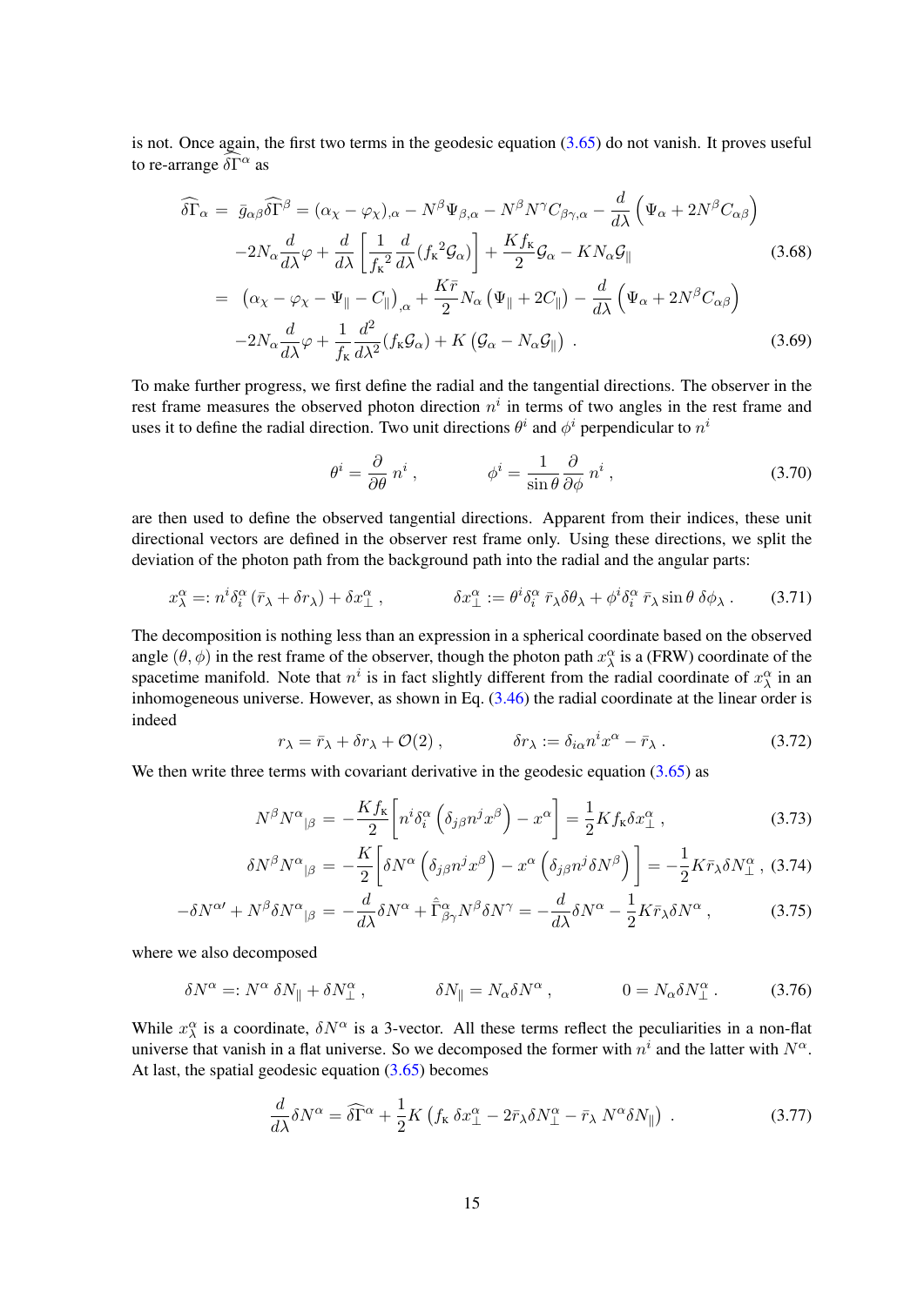is not. Once again, the first two terms in the geodesic equation (3.65) do not vanish. It proves useful to re-arrange $\widehat{\delta\Gamma}^\alpha$ as

$$
\begin{aligned}
\widehat{\delta\Gamma}_\alpha = \; & \bar{g}_{\alpha\beta}\widehat{\delta\Gamma}^\beta = (\alpha_\chi - \varphi_\chi)_{,\alpha} - N^\beta \Psi_{\beta,\alpha} - N^\beta N^\gamma C_{\beta\gamma,\alpha} - \frac{d}{d\lambda}\Big(\Psi_\alpha + 2N^\beta C_{\alpha\beta}\Big) \\
& -2N_\alpha \frac{d}{d\lambda}\varphi + \frac{d}{d\lambda}\left[\frac{1}{f_{\rm K}{}^2}\frac{d}{d\lambda}(f_{\rm K}{}^2 \mathcal{G}_\alpha)\right] + \frac{K f_{\rm K}}{2}\mathcal{G}_\alpha - K N_\alpha \mathcal{G}_\parallel \qquad (3.68) \\
= \; & \Big(\alpha_\chi - \varphi_\chi - \Psi_\parallel - C_\parallel\Big)_{,\alpha} + \frac{K\bar{r}}{2}N_\alpha\left(\Psi_\parallel + 2C_\parallel\right) - \frac{d}{d\lambda}\Big(\Psi_\alpha + 2N^\beta C_{\alpha\beta}\Big) \\
& -2N_\alpha \frac{d}{d\lambda}\varphi + \frac{1}{f_{\rm K}}\frac{d^2}{d\lambda^2}(f_{\rm K}\mathcal{G}_\alpha) + K\left(\mathcal{G}_\alpha - N_\alpha \mathcal{G}_\parallel\right) \; . \qquad (3.69)
\end{aligned}
$$

To make further progress, we first define the radial and the tangential directions. The observer in the rest frame measures the observed photon direction $n^i$ in terms of two angles in the rest frame and uses it to define the radial direction. Two unit directions $\theta^i$ and $\phi^i$ perpendicular to $n^i$

$$
\theta^i = \frac{\partial}{\partial\theta}\, n^i \, , \qquad \qquad \phi^i = \frac{1}{\sin\theta}\frac{\partial}{\partial\phi}\, n^i \, , \tag{3.70}
$$

are then used to define the observed tangential directions. Apparent from their indices, these unit directional vectors are defined in the observer rest frame only. Using these directions, we split the deviation of the photon path from the background path into the radial and the angular parts:

$$
x^\alpha_\lambda =: n^i \delta^\alpha_i \left(\bar{r}_\lambda + \delta r_\lambda\right) + \delta x^\alpha_\perp \, , \qquad \qquad \delta x^\alpha_\perp := \theta^i \delta^\alpha_i \, \bar{r}_\lambda \delta\theta_\lambda + \phi^i \delta^\alpha_i \, \bar{r}_\lambda \sin\theta \, \delta\phi_\lambda \, . \tag{3.71}
$$

The decomposition is nothing less than an expression in a spherical coordinate based on the observed angle $(\theta, \phi)$ in the rest frame of the observer, though the photon path $x^\alpha_\lambda$ is a (FRW) coordinate of the spacetime manifold. Note that $n^i$ is in fact slightly different from the radial coordinate of $x^\alpha_\lambda$ in an inhomogeneous universe. However, as shown in Eq. (3.46) the radial coordinate at the linear order is indeed

$$
r_\lambda = \bar{r}_\lambda + \delta r_\lambda + \mathcal{O}(2) \, , \qquad \qquad \delta r_\lambda := \delta_{i\alpha} n^i x^\alpha - \bar{r}_\lambda \, . \tag{3.72}
$$

We then write three terms with covariant derivative in the geodesic equation (3.65) as

$$
\begin{aligned}
N^\beta N^\alpha{}_{|\beta} &= -\frac{K f_{\rm K}}{2}\left[n^i \delta^\alpha_i \left(\delta_{j\beta} n^j x^\beta\right) - x^\alpha\right] = \frac{1}{2} K f_{\rm K} \delta x^\alpha_\perp \, , \qquad (3.73) \\
\delta N^\beta N^\alpha{}_{|\beta} &= -\frac{K}{2}\left[\delta N^\alpha \left(\delta_{j\beta} n^j x^\beta\right) - x^\alpha \left(\delta_{j\beta} n^j \delta N^\beta\right)\right] = -\frac{1}{2} K \bar{r}_\lambda \delta N^\alpha_\perp \, , \qquad (3.74) \\
-\delta N^{\alpha\prime} + N^\beta \delta N^\alpha{}_{|\beta} &= -\frac{d}{d\lambda}\delta N^\alpha + \hat{\bar{\Gamma}}^\alpha_{\beta\gamma} N^\beta \delta N^\gamma = -\frac{d}{d\lambda}\delta N^\alpha - \frac{1}{2} K \bar{r}_\lambda \delta N^\alpha \, , \qquad (3.75)
\end{aligned}
$$

where we also decomposed

$$
\delta N^\alpha =: N^\alpha \, \delta N_\parallel + \delta N^\alpha_\perp \, , \qquad \qquad \delta N_\parallel = N_\alpha \delta N^\alpha \, , \qquad \qquad 0 = N_\alpha \delta N^\alpha_\perp \, . \tag{3.76}
$$

While $x^\alpha_\lambda$ is a coordinate, $\delta N^\alpha$ is a 3-vector. All these terms reflect the peculiarities in a non-flat universe that vanish in a flat universe. So we decomposed the former with $n^i$ and the latter with $N^\alpha$. At last, the spatial geodesic equation (3.65) becomes

$$
\frac{d}{d\lambda}\delta N^\alpha = \widehat{\delta\Gamma}^\alpha + \frac{1}{2} K \left(f_{\rm K} \, \delta x^\alpha_\perp - 2\bar{r}_\lambda \delta N^\alpha_\perp - \bar{r}_\lambda \, N^\alpha \delta N_\parallel\right) \, . \tag{3.77}
$$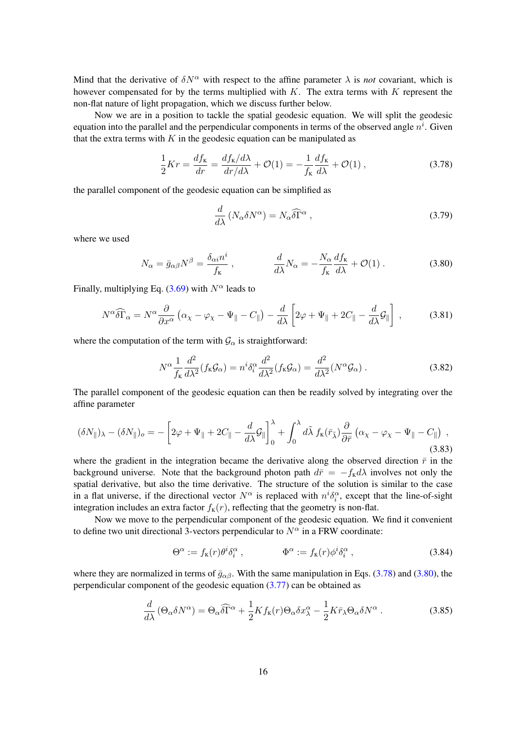Mind that the derivative of $\delta N^\alpha$ with respect to the affine parameter $\lambda$ is *not* covariant, which is however compensated for by the terms multiplied with $K$. The extra terms with $K$ represent the non-flat nature of light propagation, which we discuss further below.

Now we are in a position to tackle the spatial geodesic equation. We will split the geodesic equation into the parallel and the perpendicular components in terms of the observed angle $n^i$. Given that the extra terms with $K$ in the geodesic equation can be manipulated as

$$\frac{1}{2}Kr = \frac{df_{\rm K}}{dr} = \frac{df_{\rm K}/d\lambda}{dr/d\lambda} + \mathcal{O}(1) = -\frac{1}{f_{\rm K}}\frac{df_{\rm K}}{d\lambda} + \mathcal{O}(1)\,, \tag{3.78}$$

the parallel component of the geodesic equation can be simplified as

$$\frac{d}{d\lambda}\left(N_\alpha \delta N^\alpha\right) = N_\alpha \widehat{\delta\Gamma}^\alpha\,, \tag{3.79}$$

where we used

$$N_\alpha = \bar{g}_{\alpha\beta}N^\beta = \frac{\delta_{\alpha i}n^i}{f_{\rm K}}\,, \qquad\qquad \frac{d}{d\lambda}N_\alpha = -\frac{N_\alpha}{f_{\rm K}}\frac{df_{\rm K}}{d\lambda} + \mathcal{O}(1)\,. \tag{3.80}$$

Finally, multiplying Eq. (3.69) with $N^\alpha$ leads to

$$N^\alpha \widehat{\delta\Gamma}_\alpha = N^\alpha \frac{\partial}{\partial x^\alpha}\left(\alpha_\chi - \varphi_\chi - \Psi_\parallel - C_\parallel\right) - \frac{d}{d\lambda}\left[2\varphi + \Psi_\parallel + 2C_\parallel - \frac{d}{d\lambda}\mathcal{G}_\parallel\right]\,, \tag{3.81}$$

where the computation of the term with $\mathcal{G}_\alpha$ is straightforward:

$$N^\alpha \frac{1}{f_{\rm K}}\frac{d^2}{d\lambda^2}(f_{\rm K}\mathcal{G}_\alpha) = n^i\delta_i^\alpha \frac{d^2}{d\lambda^2}(f_{\rm K}\mathcal{G}_\alpha) = \frac{d^2}{d\lambda^2}(N^\alpha \mathcal{G}_\alpha)\,. \tag{3.82}$$

The parallel component of the geodesic equation can then be readily solved by integrating over the affine parameter

$$(\delta N_\parallel)_\lambda - (\delta N_\parallel)_o = -\left[2\varphi + \Psi_\parallel + 2C_\parallel - \frac{d}{d\lambda}\mathcal{G}_\parallel\right]_0^\lambda + \int_0^\lambda d\tilde{\lambda}\; f_{\rm K}(\bar{r}_{\tilde{\lambda}})\frac{\partial}{\partial \bar{r}}\left(\alpha_\chi - \varphi_\chi - \Psi_\parallel - C_\parallel\right)\,, \tag{3.83}$$

where the gradient in the integration became the derivative along the observed direction $\bar{r}$ in the background universe. Note that the background photon path $d\bar{r} = -f_{\rm K}d\lambda$ involves not only the spatial derivative, but also the time derivative. The structure of the solution is similar to the case in a flat universe, if the directional vector $N^\alpha$ is replaced with $n^i\delta_i^\alpha$, except that the line-of-sight integration includes an extra factor $f_{\rm K}(r)$, reflecting that the geometry is non-flat.

Now we move to the perpendicular component of the geodesic equation. We find it convenient to define two unit directional 3-vectors perpendicular to $N^\alpha$ in a FRW coordinate:

$$\Theta^\alpha := f_{\rm K}(r)\theta^i\delta_i^\alpha\,, \qquad\qquad \Phi^\alpha := f_{\rm K}(r)\phi^i\delta_i^\alpha\,, \tag{3.84}$$

where they are normalized in terms of $\bar{g}_{\alpha\beta}$. With the same manipulation in Eqs. (3.78) and (3.80), the perpendicular component of the geodesic equation (3.77) can be obtained as

$$\frac{d}{d\lambda}\left(\Theta_\alpha \delta N^\alpha\right) = \Theta_\alpha \widehat{\delta\Gamma}^\alpha + \frac{1}{2}Kf_{\rm K}(r)\Theta_\alpha \delta x^\alpha_\lambda - \frac{1}{2}K\bar{r}_\lambda \Theta_\alpha \delta N^\alpha\,. \tag{3.85}$$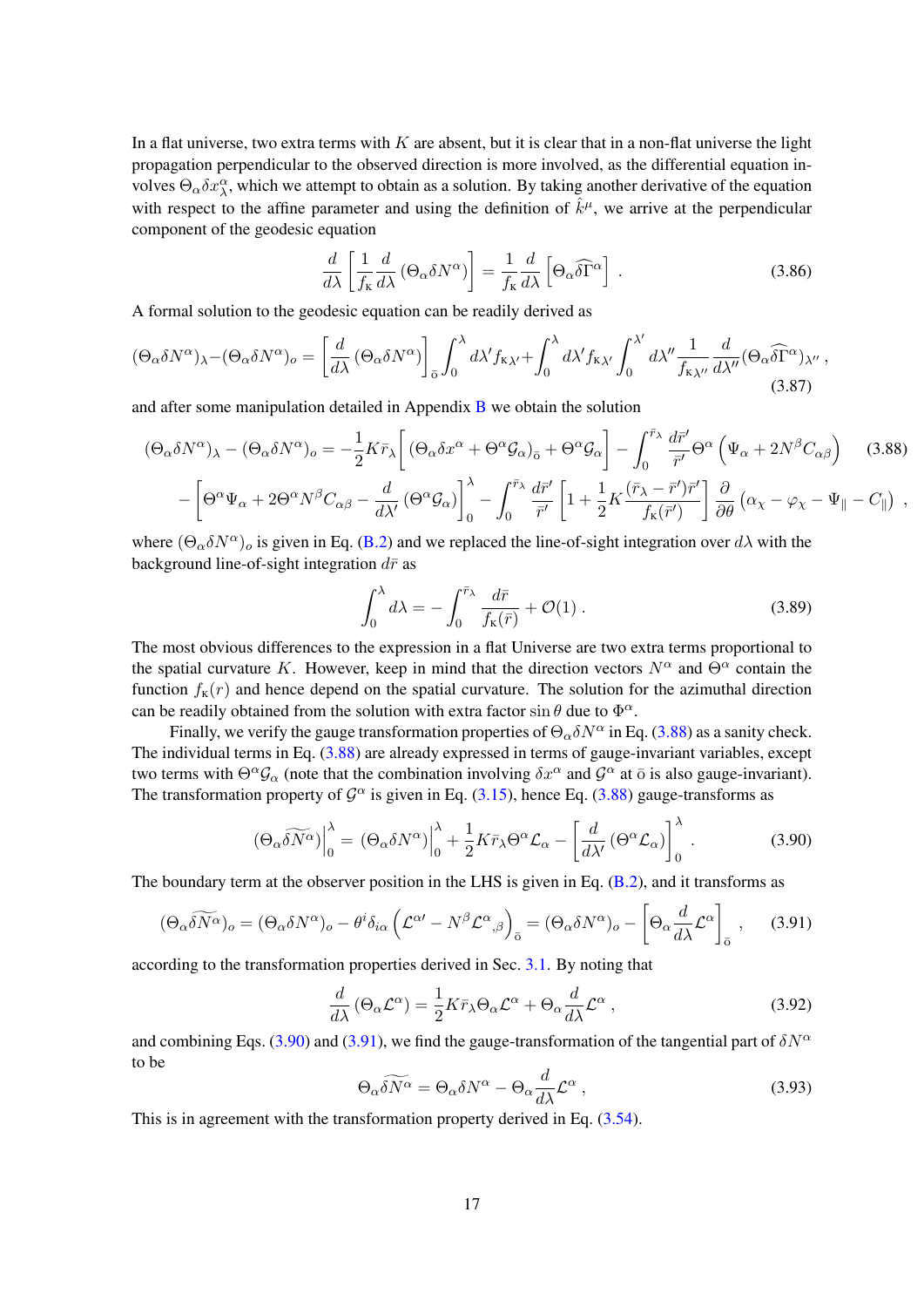In a flat universe, two extra terms with $K$ are absent, but it is clear that in a non-flat universe the light propagation perpendicular to the observed direction is more involved, as the differential equation involves $\Theta_\alpha \delta x^\alpha_\lambda$, which we attempt to obtain as a solution. By taking another derivative of the equation with respect to the affine parameter and using the definition of $\hat{k}^\mu$, we arrive at the perpendicular component of the geodesic equation

$$\frac{d}{d\lambda}\left[\frac{1}{f_{\rm K}}\frac{d}{d\lambda}\left(\Theta_\alpha \delta N^\alpha\right)\right] = \frac{1}{f_{\rm K}}\frac{d}{d\lambda}\left[\Theta_\alpha \widehat{\delta\Gamma}^\alpha\right] . \tag{3.86}$$

A formal solution to the geodesic equation can be readily derived as

$$(\Theta_\alpha \delta N^\alpha)_\lambda - (\Theta_\alpha \delta N^\alpha)_o = \left[\frac{d}{d\lambda}\left(\Theta_\alpha \delta N^\alpha\right)\right]_{\bar{o}} \int_0^\lambda d\lambda' f_{{\rm K}\lambda'} + \int_0^\lambda d\lambda' f_{{\rm K}\lambda'} \int_0^{\lambda'} d\lambda'' \frac{1}{f_{{\rm K}\lambda''}} \frac{d}{d\lambda''}(\Theta_\alpha \widehat{\delta\Gamma}^\alpha)_{\lambda''} , \tag{3.87}$$

and after some manipulation detailed in Appendix B we obtain the solution

$$\begin{aligned}(\Theta_\alpha \delta N^\alpha)_\lambda - (\Theta_\alpha \delta N^\alpha)_o = &-\frac{1}{2}K\bar{r}_\lambda\left[\left(\Theta_\alpha \delta x^\alpha + \Theta^\alpha \mathcal{G}_\alpha\right)_{\bar{o}} + \Theta^\alpha \mathcal{G}_\alpha\right] - \int_0^{\bar{r}_\lambda}\frac{d\bar{r}'}{\bar{r}'}\Theta^\alpha\left(\Psi_\alpha + 2N^\beta C_{\alpha\beta}\right) \\ &-\left[\Theta^\alpha \Psi_\alpha + 2\Theta^\alpha N^\beta C_{\alpha\beta} - \frac{d}{d\lambda'}\left(\Theta^\alpha \mathcal{G}_\alpha\right)\right]_0^\lambda - \int_0^{\bar{r}_\lambda}\frac{d\bar{r}'}{\bar{r}'}\left[1 + \frac{1}{2}K\frac{(\bar{r}_\lambda - \bar{r}')\bar{r}'}{f_{\rm K}(\bar{r}')}\right]\frac{\partial}{\partial\theta}\left(\alpha_\chi - \varphi_\chi - \Psi_\parallel - C_\parallel\right) ,\end{aligned} \tag{3.88}$$

where $(\Theta_\alpha \delta N^\alpha)_o$ is given in Eq. (B.2) and we replaced the line-of-sight integration over $d\lambda$ with the background line-of-sight integration $d\bar{r}$ as

$$\int_0^\lambda d\lambda = -\int_0^{\bar{r}_\lambda}\frac{d\bar{r}}{f_{\rm K}(\bar{r})} + \mathcal{O}(1) . \tag{3.89}$$

The most obvious differences to the expression in a flat Universe are two extra terms proportional to the spatial curvature $K$. However, keep in mind that the direction vectors $N^\alpha$ and $\Theta^\alpha$ contain the function $f_{\rm K}(r)$ and hence depend on the spatial curvature. The solution for the azimuthal direction can be readily obtained from the solution with extra factor $\sin\theta$ due to $\Phi^\alpha$.

Finally, we verify the gauge transformation properties of $\Theta_\alpha \delta N^\alpha$ in Eq. (3.88) as a sanity check. The individual terms in Eq. (3.88) are already expressed in terms of gauge-invariant variables, except two terms with $\Theta^\alpha \mathcal{G}_\alpha$ (note that the combination involving $\delta x^\alpha$ and $\mathcal{G}^\alpha$ at $\bar{o}$ is also gauge-invariant). The transformation property of $\mathcal{G}^\alpha$ is given in Eq. (3.15), hence Eq. (3.88) gauge-transforms as

$$(\Theta_\alpha \widetilde{\delta N^\alpha})\Big|_0^\lambda = (\Theta_\alpha \delta N^\alpha)\Big|_0^\lambda + \frac{1}{2}K\bar{r}_\lambda \Theta^\alpha \mathcal{L}_\alpha - \left[\frac{d}{d\lambda'}\left(\Theta^\alpha \mathcal{L}_\alpha\right)\right]_0^\lambda . \tag{3.90}$$

The boundary term at the observer position in the LHS is given in Eq. (B.2), and it transforms as

$$(\Theta_\alpha \widetilde{\delta N^\alpha})_o = (\Theta_\alpha \delta N^\alpha)_o - \theta^i \delta_{i\alpha}\left(\mathcal{L}^{\alpha\prime} - N^\beta \mathcal{L}^\alpha{}_{,\beta}\right)_{\bar{o}} = (\Theta_\alpha \delta N^\alpha)_o - \left[\Theta_\alpha \frac{d}{d\lambda}\mathcal{L}^\alpha\right]_{\bar{o}} , \tag{3.91}$$

according to the transformation properties derived in Sec. 3.1. By noting that

$$\frac{d}{d\lambda}\left(\Theta_\alpha \mathcal{L}^\alpha\right) = \frac{1}{2}K\bar{r}_\lambda \Theta_\alpha \mathcal{L}^\alpha + \Theta_\alpha \frac{d}{d\lambda}\mathcal{L}^\alpha , \tag{3.92}$$

and combining Eqs. (3.90) and (3.91), we find the gauge-transformation of the tangential part of $\delta N^\alpha$ to be

$$\Theta_\alpha \widetilde{\delta N^\alpha} = \Theta_\alpha \delta N^\alpha - \Theta_\alpha \frac{d}{d\lambda}\mathcal{L}^\alpha , \tag{3.93}$$

This is in agreement with the transformation property derived in Eq. (3.54).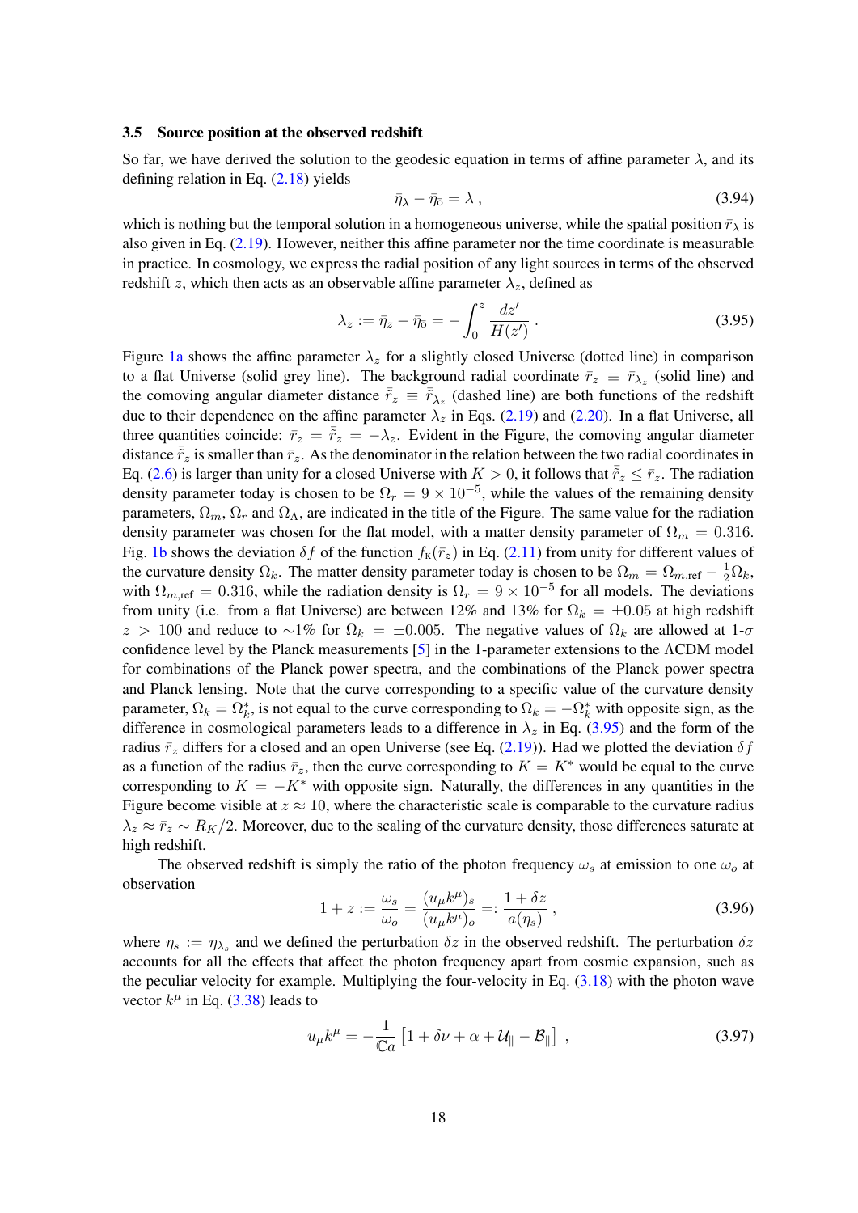### 3.5 Source position at the observed redshift

So far, we have derived the solution to the geodesic equation in terms of affine parameter $\lambda$, and its defining relation in Eq. (2.18) yields

$$\bar{\eta}_\lambda - \bar{\eta}_{\bar{o}} = \lambda \,, \tag{3.94}$$

which is nothing but the temporal solution in a homogeneous universe, while the spatial position $\bar{r}_\lambda$ is also given in Eq. (2.19). However, neither this affine parameter nor the time coordinate is measurable in practice. In cosmology, we express the radial position of any light sources in terms of the observed redshift $z$, which then acts as an observable affine parameter $\lambda_z$, defined as

$$\lambda_z := \bar{\eta}_z - \bar{\eta}_{\bar{o}} = -\int_0^z \frac{dz'}{H(z')} \,. \tag{3.95}$$

Figure 1a shows the affine parameter $\lambda_z$ for a slightly closed Universe (dotted line) in comparison to a flat Universe (solid grey line). The background radial coordinate $\bar{r}_z \equiv \bar{r}_{\lambda_z}$ (solid line) and the comoving angular diameter distance $\bar{\tilde{r}}_z \equiv \bar{\tilde{r}}_{\lambda_z}$ (dashed line) are both functions of the redshift due to their dependence on the affine parameter $\lambda_z$ in Eqs. (2.19) and (2.20). In a flat Universe, all three quantities coincide: $\bar{r}_z = \bar{\tilde{r}}_z = -\lambda_z$. Evident in the Figure, the comoving angular diameter distance $\bar{\tilde{r}}_z$ is smaller than $\bar{r}_z$. As the denominator in the relation between the two radial coordinates in Eq. (2.6) is larger than unity for a closed Universe with $K > 0$, it follows that $\bar{\tilde{r}}_z \leq \bar{r}_z$. The radiation density parameter today is chosen to be $\Omega_r = 9 \times 10^{-5}$, while the values of the remaining density parameters, $\Omega_m$, $\Omega_r$ and $\Omega_\Lambda$, are indicated in the title of the Figure. The same value for the radiation density parameter was chosen for the flat model, with a matter density parameter of $\Omega_m = 0.316$. Fig. 1b shows the deviation $\delta f$ of the function $f_{\rm K}(\bar{r}_z)$ in Eq. (2.11) from unity for different values of the curvature density $\Omega_k$. The matter density parameter today is chosen to be $\Omega_m = \Omega_{m,\rm ref} - \frac{1}{2}\Omega_k$, with $\Omega_{m,\rm ref} = 0.316$, while the radiation density is $\Omega_r = 9 \times 10^{-5}$ for all models. The deviations from unity (i.e. from a flat Universe) are between 12% and 13% for $\Omega_k = \pm 0.05$ at high redshift $z > 100$ and reduce to $\sim$1% for $\Omega_k = \pm 0.005$. The negative values of $\Omega_k$ are allowed at 1-$\sigma$ confidence level by the Planck measurements [5] in the 1-parameter extensions to the $\Lambda$CDM model for combinations of the Planck power spectra, and the combinations of the Planck power spectra and Planck lensing. Note that the curve corresponding to a specific value of the curvature density parameter, $\Omega_k = \Omega_k^*$, is not equal to the curve corresponding to $\Omega_k = -\Omega_k^*$ with opposite sign, as the difference in cosmological parameters leads to a difference in $\lambda_z$ in Eq. (3.95) and the form of the radius $\bar{r}_z$ differs for a closed and an open Universe (see Eq. (2.19)). Had we plotted the deviation $\delta f$ as a function of the radius $\bar{r}_z$, then the curve corresponding to $K = K^*$ would be equal to the curve corresponding to $K = -K^*$ with opposite sign. Naturally, the differences in any quantities in the Figure become visible at $z \approx 10$, where the characteristic scale is comparable to the curvature radius $\lambda_z \approx \bar{r}_z \sim R_K/2$. Moreover, due to the scaling of the curvature density, those differences saturate at high redshift.

The observed redshift is simply the ratio of the photon frequency $\omega_s$ at emission to one $\omega_o$ at observation

$$1 + z := \frac{\omega_s}{\omega_o} = \frac{(u_\mu k^\mu)_s}{(u_\mu k^\mu)_o} =: \frac{1 + \delta z}{a(\eta_s)} \,, \tag{3.96}$$

where $\eta_s := \eta_{\lambda_s}$ and we defined the perturbation $\delta z$ in the observed redshift. The perturbation $\delta z$ accounts for all the effects that affect the photon frequency apart from cosmic expansion, such as the peculiar velocity for example. Multiplying the four-velocity in Eq. (3.18) with the photon wave vector $k^\mu$ in Eq. (3.38) leads to

$$u_\mu k^\mu = -\frac{1}{\mathbb{C}a}\left[1 + \delta\nu + \alpha + \mathcal{U}_\parallel - \mathcal{B}_\parallel\right] \,, \tag{3.97}$$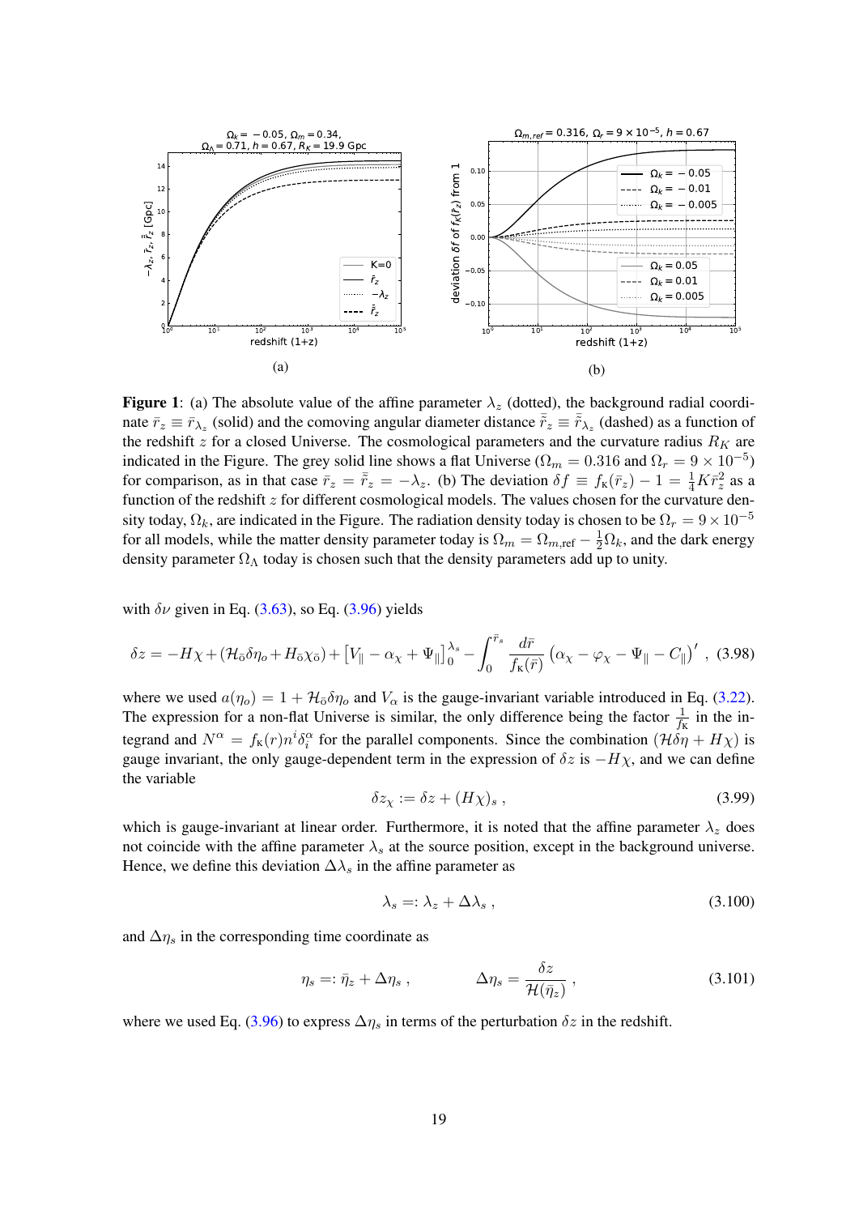**Figure 1**: (a) The absolute value of the affine parameter $\lambda_z$ (dotted), the background radial coordinate $\bar{r}_z \equiv \bar{r}_{\lambda_z}$ (solid) and the comoving angular diameter distance $\bar{\tilde{r}}_z \equiv \bar{\tilde{r}}_{\lambda_z}$ (dashed) as a function of the redshift $z$ for a closed Universe. The cosmological parameters and the curvature radius $R_K$ are indicated in the Figure. The grey solid line shows a flat Universe ($\Omega_m = 0.316$ and $\Omega_r = 9 \times 10^{-5}$) for comparison, as in that case $\bar{r}_z = \bar{\tilde{r}}_z = -\lambda_z$. (b) The deviation $\delta f \equiv f_{\rm K}(\bar{r}_z) - 1 = \frac{1}{4} K \bar{r}_z^2$ as a function of the redshift $z$ for different cosmological models. The values chosen for the curvature density today, $\Omega_k$, are indicated in the Figure. The radiation density today is chosen to be $\Omega_r = 9 \times 10^{-5}$ for all models, while the matter density parameter today is $\Omega_m = \Omega_{m,\rm ref} - \frac{1}{2}\Omega_k$, and the dark energy density parameter $\Omega_\Lambda$ today is chosen such that the density parameters add up to unity.

with $\delta\nu$ given in Eq. (3.63), so Eq. (3.96) yields

$$\delta z = -H\chi + (\mathcal{H}_{\bar{o}}\delta\eta_o + H_{\bar{o}}\chi_{\bar{o}}) + \left[V_\parallel - \alpha_\chi + \Psi_\parallel\right]_0^{\lambda_s} - \int_0^{\bar{r}_s} \frac{d\bar{r}}{f_{\rm K}(\bar{r})} \left(\alpha_\chi - \varphi_\chi - \Psi_\parallel - C_\parallel\right)' , \quad (3.98)$$

where we used $a(\eta_o) = 1 + \mathcal{H}_{\bar{o}}\delta\eta_o$ and $V_\alpha$ is the gauge-invariant variable introduced in Eq. (3.22). The expression for a non-flat Universe is similar, the only difference being the factor $\frac{1}{f_{\rm K}}$ in the integrand and $N^\alpha = f_{\rm K}(r) n^i \delta_i^\alpha$ for the parallel components. Since the combination $(\mathcal{H}\delta\eta + H\chi)$ is gauge invariant, the only gauge-dependent term in the expression of $\delta z$ is $-H\chi$, and we can define the variable

$$\delta z_\chi := \delta z + (H\chi)_s \,, \quad (3.99)$$

which is gauge-invariant at linear order. Furthermore, it is noted that the affine parameter $\lambda_z$ does not coincide with the affine parameter $\lambda_s$ at the source position, except in the background universe. Hence, we define this deviation $\Delta\lambda_s$ in the affine parameter as

$$\lambda_s =: \lambda_z + \Delta\lambda_s \,, \quad (3.100)$$

and $\Delta\eta_s$ in the corresponding time coordinate as

$$\eta_s =: \bar{\eta}_z + \Delta\eta_s \,, \qquad \Delta\eta_s = \frac{\delta z}{\mathcal{H}(\bar{\eta}_z)} \,, \quad (3.101)$$

where we used Eq. (3.96) to express $\Delta\eta_s$ in terms of the perturbation $\delta z$ in the redshift.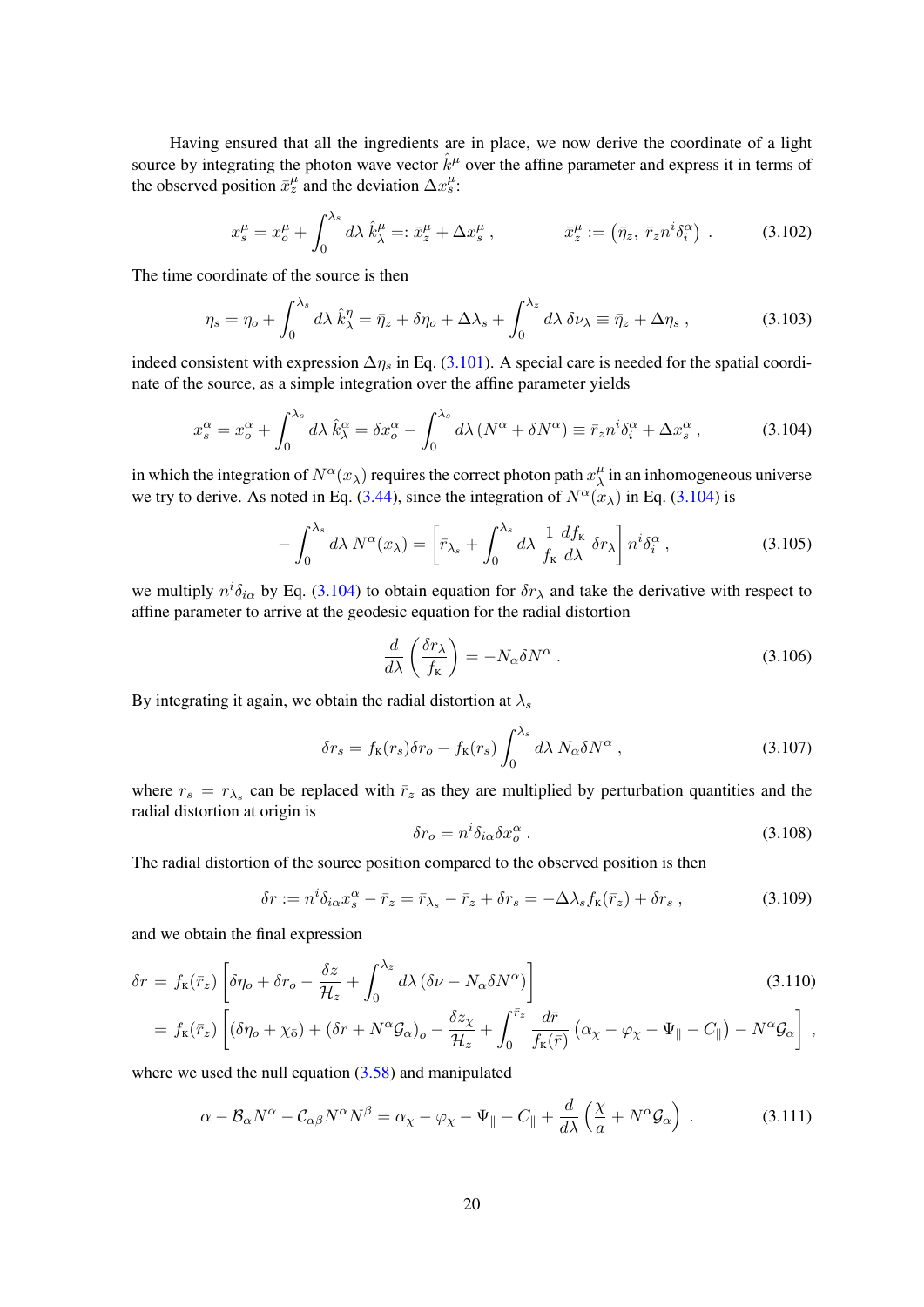Having ensured that all the ingredients are in place, we now derive the coordinate of a light source by integrating the photon wave vector $\hat{k}^\mu$ over the affine parameter and express it in terms of the observed position $\bar{x}^\mu_z$ and the deviation $\Delta x^\mu_s$:

$$x^\mu_s = x^\mu_o + \int_0^{\lambda_s} d\lambda\, \hat{k}^\mu_\lambda =: \bar{x}^\mu_z + \Delta x^\mu_s\,, \qquad \bar{x}^\mu_z := \left(\bar{\eta}_z,\ \bar{r}_z n^i \delta^\alpha_i\right)\,. \tag{3.102}$$

The time coordinate of the source is then

$$\eta_s = \eta_o + \int_0^{\lambda_s} d\lambda\, \hat{k}^\eta_\lambda = \bar{\eta}_z + \delta\eta_o + \Delta\lambda_s + \int_0^{\lambda_z} d\lambda\, \delta\nu_\lambda \equiv \bar{\eta}_z + \Delta\eta_s\,, \tag{3.103}$$

indeed consistent with expression $\Delta\eta_s$ in Eq. (3.101). A special care is needed for the spatial coordinate of the source, as a simple integration over the affine parameter yields

$$x^\alpha_s = x^\alpha_o + \int_0^{\lambda_s} d\lambda\, \hat{k}^\alpha_\lambda = \delta x^\alpha_o - \int_0^{\lambda_s} d\lambda\, (N^\alpha + \delta N^\alpha) \equiv \bar{r}_z n^i \delta^\alpha_i + \Delta x^\alpha_s\,, \tag{3.104}$$

in which the integration of $N^\alpha(x_\lambda)$ requires the correct photon path $x^\mu_\lambda$ in an inhomogeneous universe we try to derive. As noted in Eq. (3.44), since the integration of $N^\alpha(x_\lambda)$ in Eq. (3.104) is

$$-\int_0^{\lambda_s} d\lambda\, N^\alpha(x_\lambda) = \left[\bar{r}_{\lambda_s} + \int_0^{\lambda_s} d\lambda\, \frac{1}{f_\mathrm{K}}\frac{df_\mathrm{K}}{d\lambda}\,\delta r_\lambda\right] n^i \delta^\alpha_i\,, \tag{3.105}$$

we multiply $n^i\delta_{i\alpha}$ by Eq. (3.104) to obtain equation for $\delta r_\lambda$ and take the derivative with respect to affine parameter to arrive at the geodesic equation for the radial distortion

$$\frac{d}{d\lambda}\left(\frac{\delta r_\lambda}{f_\mathrm{K}}\right) = -N_\alpha \delta N^\alpha\,. \tag{3.106}$$

By integrating it again, we obtain the radial distortion at $\lambda_s$

$$\delta r_s = f_\mathrm{K}(r_s)\delta r_o - f_\mathrm{K}(r_s)\int_0^{\lambda_s} d\lambda\, N_\alpha \delta N^\alpha\,, \tag{3.107}$$

where $r_s = r_{\lambda_s}$ can be replaced with $\bar{r}_z$ as they are multiplied by perturbation quantities and the radial distortion at origin is

$$\delta r_o = n^i \delta_{i\alpha}\delta x^\alpha_o\,. \tag{3.108}$$

The radial distortion of the source position compared to the observed position is then

$$\delta r := n^i\delta_{i\alpha}x^\alpha_s - \bar{r}_z = \bar{r}_{\lambda_s} - \bar{r}_z + \delta r_s = -\Delta\lambda_s f_\mathrm{K}(\bar{r}_z) + \delta r_s\,, \tag{3.109}$$

and we obtain the final expression

$$\begin{aligned}
\delta r \,&=\, f_\mathrm{K}(\bar{r}_z)\left[\delta\eta_o + \delta r_o - \frac{\delta z}{\mathcal{H}_z} + \int_0^{\lambda_z} d\lambda\, (\delta\nu - N_\alpha \delta N^\alpha)\right] \\
&= f_\mathrm{K}(\bar{r}_z)\left[(\delta\eta_o + \chi_{\bar{o}}) + (\delta r + N^\alpha \mathcal{G}_\alpha)_o - \frac{\delta z_\chi}{\mathcal{H}_z} + \int_0^{\bar{r}_z} \frac{d\bar{r}}{f_\mathrm{K}(\bar{r})}\left(\alpha_\chi - \varphi_\chi - \Psi_\parallel - C_\parallel\right) - N^\alpha \mathcal{G}_\alpha\right]\,,
\end{aligned} \tag{3.110}$$

where we used the null equation (3.58) and manipulated

$$\alpha - \mathcal{B}_\alpha N^\alpha - \mathcal{C}_{\alpha\beta}N^\alpha N^\beta = \alpha_\chi - \varphi_\chi - \Psi_\parallel - C_\parallel + \frac{d}{d\lambda}\left(\frac{\chi}{a} + N^\alpha \mathcal{G}_\alpha\right)\,. \tag{3.111}$$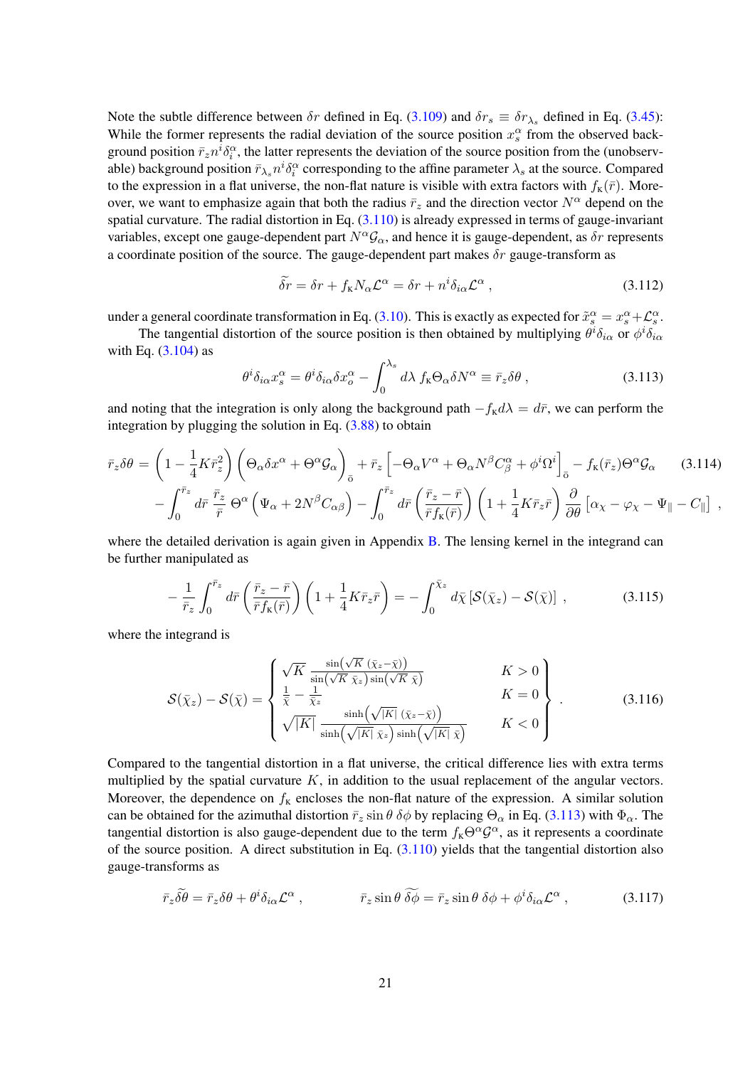Note the subtle difference between $\delta r$ defined in Eq. (3.109) and $\delta r_s \equiv \delta r_{\lambda_s}$ defined in Eq. (3.45): While the former represents the radial deviation of the source position $x^\alpha_s$ from the observed background position $\bar{r}_z n^i \delta^\alpha_i$, the latter represents the deviation of the source position from the (unobservable) background position $\bar{r}_{\lambda_s} n^i \delta^\alpha_i$ corresponding to the affine parameter $\lambda_s$ at the source. Compared to the expression in a flat universe, the non-flat nature is visible with extra factors with $f_{\rm K}(\bar{r})$. Moreover, we want to emphasize again that both the radius $\bar{r}_z$ and the direction vector $N^\alpha$ depend on the spatial curvature. The radial distortion in Eq. (3.110) is already expressed in terms of gauge-invariant variables, except one gauge-dependent part $N^\alpha \mathcal{G}_\alpha$, and hence it is gauge-dependent, as $\delta r$ represents a coordinate position of the source. The gauge-dependent part makes $\delta r$ gauge-transform as

$$\widetilde{\delta r} = \delta r + f_{\rm K} N_\alpha \mathcal{L}^\alpha = \delta r + n^i \delta_{i\alpha} \mathcal{L}^\alpha \,, \tag{3.112}$$

under a general coordinate transformation in Eq. (3.10). This is exactly as expected for $\tilde{x}^\alpha_s = x^\alpha_s + \mathcal{L}^\alpha_s$.

The tangential distortion of the source position is then obtained by multiplying $\theta^i \delta_{i\alpha}$ or $\phi^i \delta_{i\alpha}$ with Eq. (3.104) as

$$\theta^i \delta_{i\alpha} x^\alpha_s = \theta^i \delta_{i\alpha} \delta x^\alpha_o - \int_0^{\lambda_s} d\lambda \; f_{\rm K} \Theta_\alpha \delta N^\alpha \equiv \bar{r}_z \delta\theta \,, \tag{3.113}$$

and noting that the integration is only along the background path $-f_{\rm K} d\lambda = d\bar{r}$, we can perform the integration by plugging the solution in Eq. (3.88) to obtain

$$\begin{aligned}
\bar{r}_z \delta\theta = & \left(1 - \frac{1}{4} K \bar{r}_z^2\right) \left(\Theta_\alpha \delta x^\alpha + \Theta^\alpha \mathcal{G}_\alpha\right)_{\bar{\rm o}} + \bar{r}_z \left[-\Theta_\alpha V^\alpha + \Theta_\alpha N^\beta C^\alpha_\beta + \phi^i \Omega^i\right]_{\bar{\rm o}} - f_{\rm K}(\bar{r}_z) \Theta^\alpha \mathcal{G}_\alpha \\
& - \int_0^{\bar{r}_z} d\bar{r} \; \frac{\bar{r}_z}{\bar{r}} \; \Theta^\alpha \left(\Psi_\alpha + 2 N^\beta C_{\alpha\beta}\right) - \int_0^{\bar{r}_z} d\bar{r} \left(\frac{\bar{r}_z - \bar{r}}{\bar{r} f_{\rm K}(\bar{r})}\right) \left(1 + \frac{1}{4} K \bar{r}_z \bar{r}\right) \frac{\partial}{\partial\theta} \left[\alpha_\chi - \varphi_\chi - \Psi_\parallel - C_\parallel\right] \,,
\end{aligned} \tag{3.114}$$

where the detailed derivation is again given in Appendix B. The lensing kernel in the integrand can be further manipulated as

$$-\frac{1}{\bar{r}_z} \int_0^{\bar{r}_z} d\bar{r} \left(\frac{\bar{r}_z - \bar{r}}{\bar{r} f_{\rm K}(\bar{r})}\right) \left(1 + \frac{1}{4} K \bar{r}_z \bar{r}\right) = -\int_0^{\bar{\chi}_z} d\bar{\chi} \left[\mathcal{S}(\bar{\chi}_z) - \mathcal{S}(\bar{\chi})\right] \,, \tag{3.115}$$

where the integrand is

$$\mathcal{S}(\bar{\chi}_z) - \mathcal{S}(\bar{\chi}) = \left\{ \begin{array}{ll} \sqrt{K} \, \dfrac{\sin\left(\sqrt{K}\,(\bar{\chi}_z - \bar{\chi})\right)}{\sin\left(\sqrt{K}\,\bar{\chi}_z\right) \sin\left(\sqrt{K}\,\bar{\chi}\right)} & K > 0 \\ \dfrac{1}{\bar{\chi}} - \dfrac{1}{\bar{\chi}_z} & K = 0 \\ \sqrt{|K|} \, \dfrac{\sinh\left(\sqrt{|K|}\,(\bar{\chi}_z - \bar{\chi})\right)}{\sinh\left(\sqrt{|K|}\,\bar{\chi}_z\right) \sinh\left(\sqrt{|K|}\,\bar{\chi}\right)} & K < 0 \end{array} \right\} \,. \tag{3.116}$$

Compared to the tangential distortion in a flat universe, the critical difference lies with extra terms multiplied by the spatial curvature $K$, in addition to the usual replacement of the angular vectors. Moreover, the dependence on $f_{\rm K}$ encloses the non-flat nature of the expression. A similar solution can be obtained for the azimuthal distortion $\bar{r}_z \sin\theta \, \delta\phi$ by replacing $\Theta_\alpha$ in Eq. (3.113) with $\Phi_\alpha$. The tangential distortion is also gauge-dependent due to the term $f_{\rm K} \Theta^\alpha \mathcal{G}^\alpha$, as it represents a coordinate of the source position. A direct substitution in Eq. (3.110) yields that the tangential distortion also gauge-transforms as

$$\bar{r}_z \widetilde{\delta\theta} = \bar{r}_z \delta\theta + \theta^i \delta_{i\alpha} \mathcal{L}^\alpha \,, \qquad \bar{r}_z \sin\theta \, \widetilde{\delta\phi} = \bar{r}_z \sin\theta \, \delta\phi + \phi^i \delta_{i\alpha} \mathcal{L}^\alpha \,, \tag{3.117}$$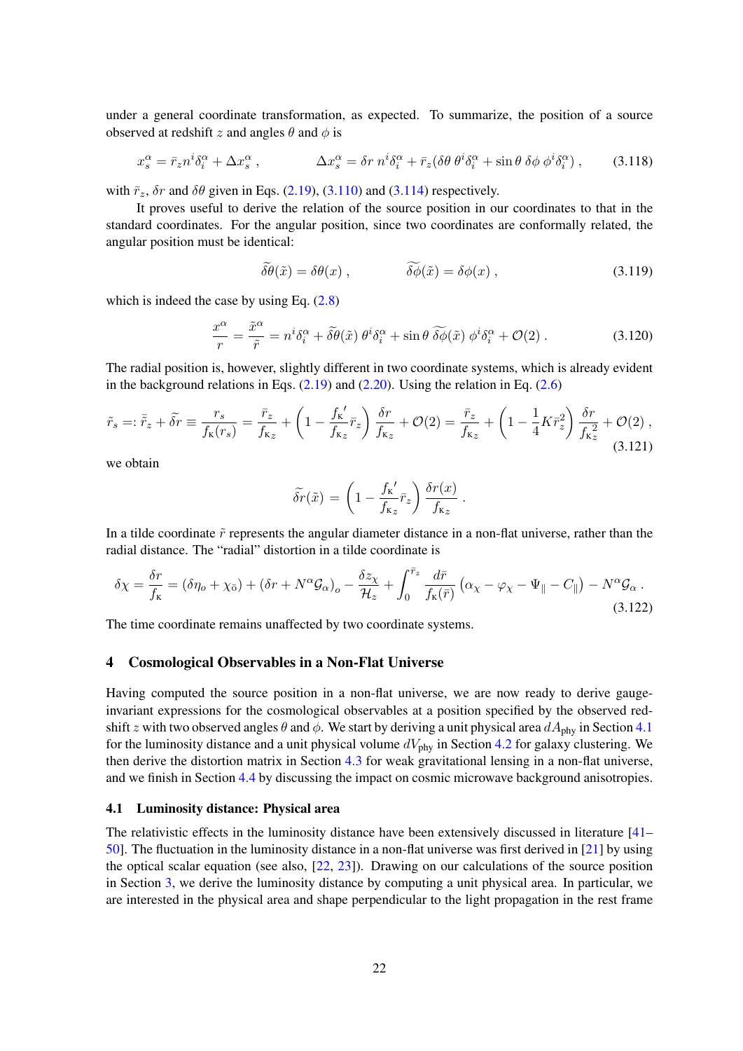under a general coordinate transformation, as expected. To summarize, the position of a source observed at redshift $z$ and angles $\theta$ and $\phi$ is

$$x_s^\alpha = \bar{r}_z n^i \delta_i^\alpha + \Delta x_s^\alpha \,, \qquad \Delta x_s^\alpha = \delta r \, n^i \delta_i^\alpha + \bar{r}_z(\delta\theta \, \theta^i \delta_i^\alpha + \sin\theta \, \delta\phi \, \phi^i \delta_i^\alpha) \,, \tag{3.118}$$

with $\bar{r}_z$, $\delta r$ and $\delta\theta$ given in Eqs. (2.19), (3.110) and (3.114) respectively.

It proves useful to derive the relation of the source position in our coordinates to that in the standard coordinates. For the angular position, since two coordinates are conformally related, the angular position must be identical:

$$\widetilde{\delta\theta}(\tilde{x}) = \delta\theta(x) \,, \qquad \widetilde{\delta\phi}(\tilde{x}) = \delta\phi(x) \,, \tag{3.119}$$

which is indeed the case by using Eq. (2.8)

$$\frac{x^\alpha}{r} = \frac{\tilde{x}^\alpha}{\tilde{r}} = n^i \delta_i^\alpha + \widetilde{\delta\theta}(\tilde{x}) \, \theta^i \delta_i^\alpha + \sin\theta \, \widetilde{\delta\phi}(\tilde{x}) \, \phi^i \delta_i^\alpha + \mathcal{O}(2) \,. \tag{3.120}$$

The radial position is, however, slightly different in two coordinate systems, which is already evident in the background relations in Eqs. (2.19) and (2.20). Using the relation in Eq. (2.6)

$$\tilde{r}_s =: \bar{\tilde{r}}_z + \widetilde{\delta r} \equiv \frac{r_s}{f_K(r_s)} = \frac{\bar{r}_z}{f_{Kz}} + \left(1 - \frac{f_K{}'}{f_{Kz}} \bar{r}_z\right) \frac{\delta r}{f_{Kz}} + \mathcal{O}(2) = \frac{\bar{r}_z}{f_{Kz}} + \left(1 - \frac{1}{4} K \bar{r}_z^2\right) \frac{\delta r}{f_{Kz}^2} + \mathcal{O}(2) \,, \tag{3.121}$$

we obtain

$$\widetilde{\delta r}(\tilde{x}) = \left(1 - \frac{f_K{}'}{f_{Kz}} \bar{r}_z\right) \frac{\delta r(x)}{f_{Kz}} \,.$$

In a tilde coordinate $\tilde{r}$ represents the angular diameter distance in a non-flat universe, rather than the radial distance. The "radial" distortion in a tilde coordinate is

$$\delta\chi = \frac{\delta r}{f_K} = (\delta\eta_o + \chi_{\bar{o}}) + (\delta r + N^\alpha \mathcal{G}_\alpha)_o - \frac{\delta z_\chi}{\mathcal{H}_z} + \int_0^{\bar{r}_z} \frac{d\bar{r}}{f_K(\bar{r})} \left(\alpha_\chi - \varphi_\chi - \Psi_\parallel - C_\parallel\right) - N^\alpha \mathcal{G}_\alpha \,. \tag{3.122}$$

The time coordinate remains unaffected by two coordinate systems.

## 4 Cosmological Observables in a Non-Flat Universe

Having computed the source position in a non-flat universe, we are now ready to derive gauge-invariant expressions for the cosmological observables at a position specified by the observed redshift $z$ with two observed angles $\theta$ and $\phi$. We start by deriving a unit physical area $dA_{\text{phy}}$ in Section 4.1 for the luminosity distance and a unit physical volume $dV_{\text{phy}}$ in Section 4.2 for galaxy clustering. We then derive the distortion matrix in Section 4.3 for weak gravitational lensing in a non-flat universe, and we finish in Section 4.4 by discussing the impact on cosmic microwave background anisotropies.

### 4.1 Luminosity distance: Physical area

The relativistic effects in the luminosity distance have been extensively discussed in literature [41–50]. The fluctuation in the luminosity distance in a non-flat universe was first derived in [21] by using the optical scalar equation (see also, [22, 23]). Drawing on our calculations of the source position in Section 3, we derive the luminosity distance by computing a unit physical area. In particular, we are interested in the physical area and shape perpendicular to the light propagation in the rest frame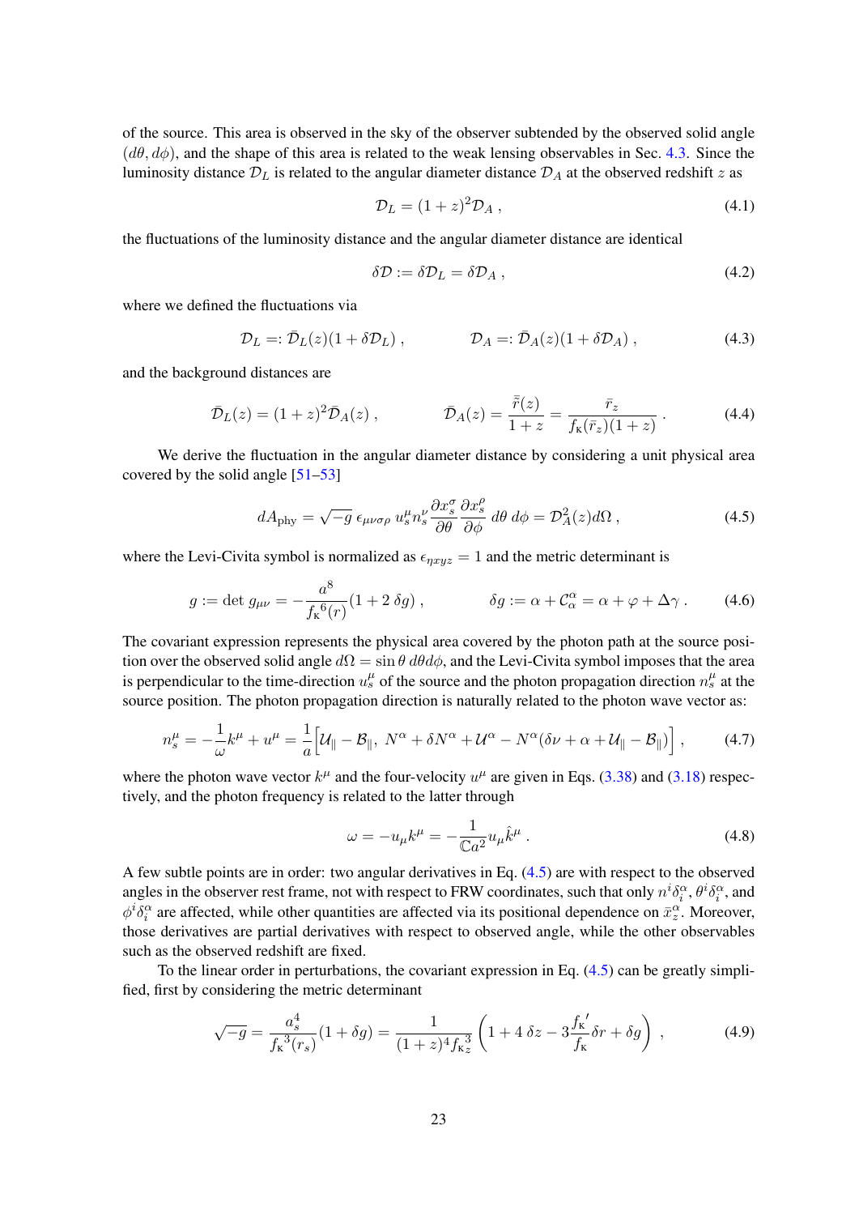of the source. This area is observed in the sky of the observer subtended by the observed solid angle $(d\theta, d\phi)$, and the shape of this area is related to the weak lensing observables in Sec. 4.3. Since the luminosity distance $\mathcal{D}_L$ is related to the angular diameter distance $\mathcal{D}_A$ at the observed redshift $z$ as

$$\mathcal{D}_L = (1+z)^2 \mathcal{D}_A \,, \tag{4.1}$$

the fluctuations of the luminosity distance and the angular diameter distance are identical

$$\delta\mathcal{D} := \delta\mathcal{D}_L = \delta\mathcal{D}_A \,, \tag{4.2}$$

where we defined the fluctuations via

$$\mathcal{D}_L =: \bar{\mathcal{D}}_L(z)(1+\delta\mathcal{D}_L) \,, \qquad \mathcal{D}_A =: \bar{\mathcal{D}}_A(z)(1+\delta\mathcal{D}_A) \,, \tag{4.3}$$

and the background distances are

$$\bar{\mathcal{D}}_L(z) = (1+z)^2 \bar{\mathcal{D}}_A(z) \,, \qquad \bar{\mathcal{D}}_A(z) = \frac{\bar{\tilde{r}}(z)}{1+z} = \frac{\bar{r}_z}{f_\mathrm{K}(\bar{r}_z)(1+z)} \,. \tag{4.4}$$

We derive the fluctuation in the angular diameter distance by considering a unit physical area covered by the solid angle [51–53]

$$dA_\mathrm{phy} = \sqrt{-g}\; \epsilon_{\mu\nu\sigma\rho}\; u_s^\mu n_s^\nu \frac{\partial x_s^\sigma}{\partial\theta} \frac{\partial x_s^\rho}{\partial\phi}\; d\theta\, d\phi = \mathcal{D}_A^2(z) d\Omega \,, \tag{4.5}$$

where the Levi-Civita symbol is normalized as $\epsilon_{\eta xyz} = 1$ and the metric determinant is

$$g := \det g_{\mu\nu} = -\frac{a^8}{{f_\mathrm{K}}^6(r)}(1 + 2\,\delta g) \,, \qquad \delta g := \alpha + \mathcal{C}^\alpha_\alpha = \alpha + \varphi + \Delta\gamma \,. \tag{4.6}$$

The covariant expression represents the physical area covered by the photon path at the source position over the observed solid angle $d\Omega = \sin\theta\, d\theta d\phi$, and the Levi-Civita symbol imposes that the area is perpendicular to the time-direction $u_s^\mu$ of the source and the photon propagation direction $n_s^\mu$ at the source position. The photon propagation direction is naturally related to the photon wave vector as:

$$n_s^\mu = -\frac{1}{\omega}k^\mu + u^\mu = \frac{1}{a}\Big[\mathcal{U}_\parallel - \mathcal{B}_\parallel,\; N^\alpha + \delta N^\alpha + \mathcal{U}^\alpha - N^\alpha(\delta\nu + \alpha + \mathcal{U}_\parallel - \mathcal{B}_\parallel)\Big] \,, \tag{4.7}$$

where the photon wave vector $k^\mu$ and the four-velocity $u^\mu$ are given in Eqs. (3.38) and (3.18) respectively, and the photon frequency is related to the latter through

$$\omega = -u_\mu k^\mu = -\frac{1}{\mathbb{C}a^2} u_\mu \hat{k}^\mu \,. \tag{4.8}$$

A few subtle points are in order: two angular derivatives in Eq. (4.5) are with respect to the observed angles in the observer rest frame, not with respect to FRW coordinates, such that only $n^i\delta_i^\alpha$, $\theta^i\delta_i^\alpha$, and $\phi^i\delta_i^\alpha$ are affected, while other quantities are affected via its positional dependence on $\bar{x}_z^\alpha$. Moreover, those derivatives are partial derivatives with respect to observed angle, while the other observables such as the observed redshift are fixed.

To the linear order in perturbations, the covariant expression in Eq. (4.5) can be greatly simplified, first by considering the metric determinant

$$\sqrt{-g} = \frac{a_s^4}{{f_\mathrm{K}}^3(r_s)}(1+\delta g) = \frac{1}{(1+z)^4 f_{\mathrm{K}z}^3}\left(1 + 4\,\delta z - 3\frac{{f_\mathrm{K}}'}{f_\mathrm{K}}\delta r + \delta g\right) \,, \tag{4.9}$$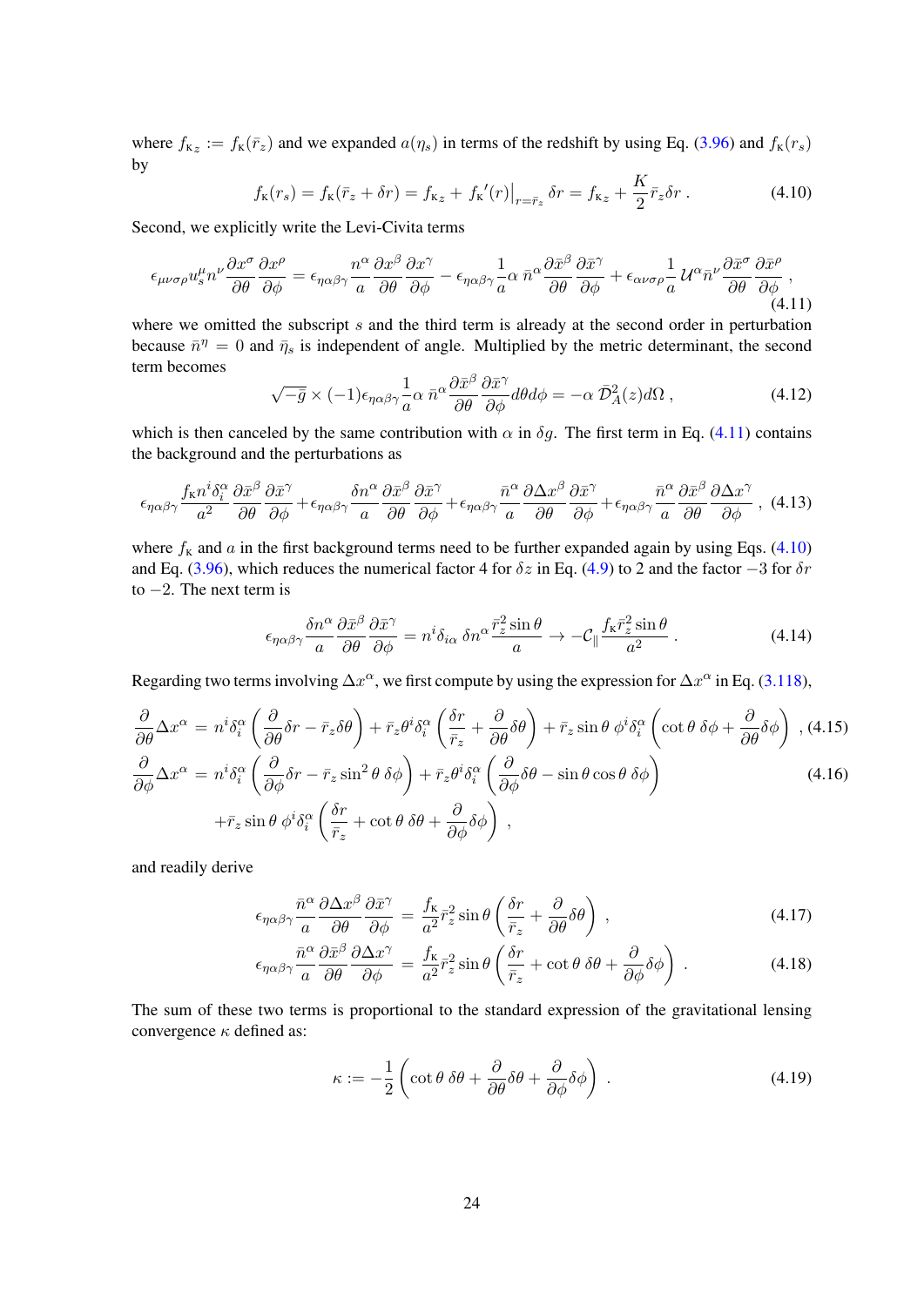where $f_{\kappa_z} := f_\kappa(\bar{r}_z)$ and we expanded $a(\eta_s)$ in terms of the redshift by using Eq. (3.96) and $f_\kappa(r_s)$ by

$$
f_\kappa(r_s) = f_\kappa(\bar{r}_z + \delta r) = f_{\kappa_z} + f_\kappa{}'(r)\big|_{r=\bar{r}_z}\,\delta r = f_{\kappa_z} + \frac{K}{2}\bar{r}_z\delta r\,. \tag{4.10}
$$

Second, we explicitly write the Levi-Civita terms

$$
\epsilon_{\mu\nu\sigma\rho}u_s^\mu n^\nu \frac{\partial x^\sigma}{\partial\theta}\frac{\partial x^\rho}{\partial\phi} = \epsilon_{\eta\alpha\beta\gamma}\frac{n^\alpha}{a}\frac{\partial x^\beta}{\partial\theta}\frac{\partial x^\gamma}{\partial\phi} - \epsilon_{\eta\alpha\beta\gamma}\frac{1}{a}\alpha\,\bar{n}^\alpha\frac{\partial\bar{x}^\beta}{\partial\theta}\frac{\partial\bar{x}^\gamma}{\partial\phi} + \epsilon_{\alpha\nu\sigma\rho}\frac{1}{a}\,\mathcal{U}^\alpha\bar{n}^\nu\frac{\partial\bar{x}^\sigma}{\partial\theta}\frac{\partial\bar{x}^\rho}{\partial\phi}\,, \tag{4.11}
$$

where we omitted the subscript $s$ and the third term is already at the second order in perturbation because $\bar{n}^\eta = 0$ and $\bar{\eta}_s$ is independent of angle. Multiplied by the metric determinant, the second term becomes

$$
\sqrt{-\bar{g}}\times(-1)\epsilon_{\eta\alpha\beta\gamma}\frac{1}{a}\alpha\,\bar{n}^\alpha\frac{\partial\bar{x}^\beta}{\partial\theta}\frac{\partial\bar{x}^\gamma}{\partial\phi}d\theta d\phi = -\alpha\,\bar{\mathcal{D}}_A^2(z)d\Omega\,, \tag{4.12}
$$

which is then canceled by the same contribution with $\alpha$ in $\delta g$. The first term in Eq. (4.11) contains the background and the perturbations as

$$
\epsilon_{\eta\alpha\beta\gamma}\frac{f_\kappa n^i\delta_i^\alpha}{a^2}\frac{\partial\bar{x}^\beta}{\partial\theta}\frac{\partial\bar{x}^\gamma}{\partial\phi} + \epsilon_{\eta\alpha\beta\gamma}\frac{\delta n^\alpha}{a}\frac{\partial\bar{x}^\beta}{\partial\theta}\frac{\partial\bar{x}^\gamma}{\partial\phi} + \epsilon_{\eta\alpha\beta\gamma}\frac{\bar{n}^\alpha}{a}\frac{\partial\Delta x^\beta}{\partial\theta}\frac{\partial\bar{x}^\gamma}{\partial\phi} + \epsilon_{\eta\alpha\beta\gamma}\frac{\bar{n}^\alpha}{a}\frac{\partial\bar{x}^\beta}{\partial\theta}\frac{\partial\Delta x^\gamma}{\partial\phi}\,, \tag{4.13}
$$

where $f_\kappa$ and $a$ in the first background terms need to be further expanded again by using Eqs. (4.10) and Eq. (3.96), which reduces the numerical factor 4 for $\delta z$ in Eq. (4.9) to 2 and the factor $-3$ for $\delta r$ to $-2$. The next term is

$$
\epsilon_{\eta\alpha\beta\gamma}\frac{\delta n^\alpha}{a}\frac{\partial\bar{x}^\beta}{\partial\theta}\frac{\partial\bar{x}^\gamma}{\partial\phi} = n^i\delta_{i\alpha}\,\delta n^\alpha\frac{\bar{r}_z^2\sin\theta}{a} \to -\mathcal{C}_\parallel\frac{f_\kappa\bar{r}_z^2\sin\theta}{a^2}\,. \tag{4.14}
$$

Regarding two terms involving $\Delta x^\alpha$, we first compute by using the expression for $\Delta x^\alpha$ in Eq. (3.118),

$$
\frac{\partial}{\partial\theta}\Delta x^\alpha = n^i\delta_i^\alpha\left(\frac{\partial}{\partial\theta}\delta r - \bar{r}_z\delta\theta\right) + \bar{r}_z\theta^i\delta_i^\alpha\left(\frac{\delta r}{\bar{r}_z} + \frac{\partial}{\partial\theta}\delta\theta\right) + \bar{r}_z\sin\theta\;\phi^i\delta_i^\alpha\left(\cot\theta\;\delta\phi + \frac{\partial}{\partial\theta}\delta\phi\right)\,, \tag{4.15}
$$

$$
\begin{aligned}
\frac{\partial}{\partial\phi}\Delta x^\alpha &= n^i\delta_i^\alpha\left(\frac{\partial}{\partial\phi}\delta r - \bar{r}_z\sin^2\theta\;\delta\phi\right) + \bar{r}_z\theta^i\delta_i^\alpha\left(\frac{\partial}{\partial\phi}\delta\theta - \sin\theta\cos\theta\;\delta\phi\right) \\
&\quad + \bar{r}_z\sin\theta\;\phi^i\delta_i^\alpha\left(\frac{\delta r}{\bar{r}_z} + \cot\theta\;\delta\theta + \frac{\partial}{\partial\phi}\delta\phi\right)\,,
\end{aligned} \tag{4.16}
$$

and readily derive

$$
\epsilon_{\eta\alpha\beta\gamma}\frac{\bar{n}^\alpha}{a}\frac{\partial\Delta x^\beta}{\partial\theta}\frac{\partial\bar{x}^\gamma}{\partial\phi} = \frac{f_\kappa}{a^2}\bar{r}_z^2\sin\theta\left(\frac{\delta r}{\bar{r}_z} + \frac{\partial}{\partial\theta}\delta\theta\right)\,, \tag{4.17}
$$

$$
\epsilon_{\eta\alpha\beta\gamma}\frac{\bar{n}^\alpha}{a}\frac{\partial\bar{x}^\beta}{\partial\theta}\frac{\partial\Delta x^\gamma}{\partial\phi} = \frac{f_\kappa}{a^2}\bar{r}_z^2\sin\theta\left(\frac{\delta r}{\bar{r}_z} + \cot\theta\;\delta\theta + \frac{\partial}{\partial\phi}\delta\phi\right)\,. \tag{4.18}
$$

The sum of these two terms is proportional to the standard expression of the gravitational lensing convergence $\kappa$ defined as:

$$
\kappa := -\frac{1}{2}\left(\cot\theta\;\delta\theta + \frac{\partial}{\partial\theta}\delta\theta + \frac{\partial}{\partial\phi}\delta\phi\right)\,. \tag{4.19}
$$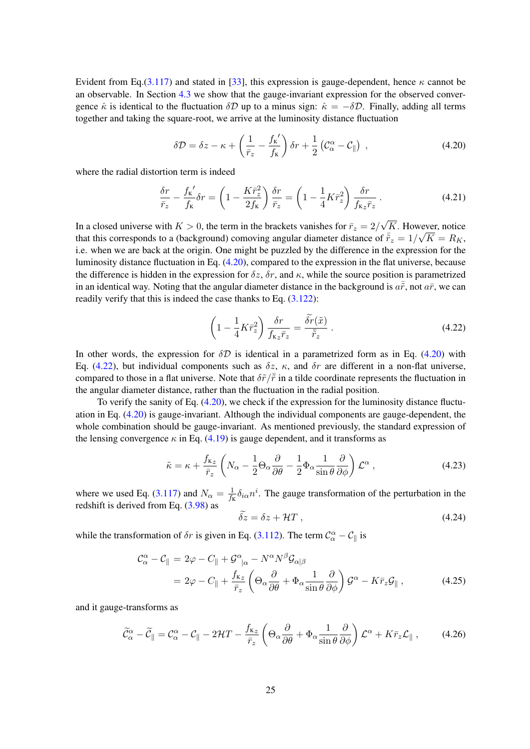Evident from Eq.(3.117) and stated in [33], this expression is gauge-dependent, hence $\kappa$ cannot be an observable. In Section 4.3 we show that the gauge-invariant expression for the observed convergence $\hat{\kappa}$ is identical to the fluctuation $\delta\mathcal{D}$ up to a minus sign: $\hat{\kappa} = -\delta\mathcal{D}$. Finally, adding all terms together and taking the square-root, we arrive at the luminosity distance fluctuation

$$\delta\mathcal{D} = \delta z - \kappa + \left(\frac{1}{\bar{r}_z} - \frac{f_{\rm K}{}'}{f_{\rm K}}\right)\delta r + \frac{1}{2}\left(\mathcal{C}^\alpha_\alpha - \mathcal{C}_\parallel\right) \ , \tag{4.20}$$

where the radial distortion term is indeed

$$\frac{\delta r}{\bar{r}_z} - \frac{f_{\rm K}{}'}{f_{\rm K}}\delta r = \left(1 - \frac{K\bar{r}_z^2}{2f_{\rm K}}\right)\frac{\delta r}{\bar{r}_z} = \left(1 - \frac{1}{4}K\bar{r}_z^2\right)\frac{\delta r}{f_{{\rm K}z}\bar{r}_z} \, . \tag{4.21}$$

In a closed universe with $K > 0$, the term in the brackets vanishes for $\bar{r}_z = 2/\sqrt{K}$. However, notice that this corresponds to a (background) comoving angular diameter distance of $\bar{\tilde{r}}_z = 1/\sqrt{K} = R_K$, i.e. when we are back at the origin. One might be puzzled by the difference in the expression for the luminosity distance fluctuation in Eq. (4.20), compared to the expression in the flat universe, because the difference is hidden in the expression for $\delta z$, $\delta r$, and $\kappa$, while the source position is parametrized in an identical way. Noting that the angular diameter distance in the background is $a\bar{\tilde{r}}$, not $a\bar{r}$, we can readily verify that this is indeed the case thanks to Eq. (3.122):

$$\left(1 - \frac{1}{4}K\bar{r}_z^2\right)\frac{\delta r}{f_{{\rm K}z}\bar{r}_z} = \frac{\widetilde{\delta r}(\tilde{x})}{\bar{\tilde{r}}_z} \, . \tag{4.22}$$

In other words, the expression for $\delta\mathcal{D}$ is identical in a parametrized form as in Eq. (4.20) with Eq. (4.22), but individual components such as $\delta z$, $\kappa$, and $\delta r$ are different in a non-flat universe, compared to those in a flat universe. Note that $\delta\tilde{r}/\bar{\tilde{r}}$ in a tilde coordinate represents the fluctuation in the angular diameter distance, rather than the fluctuation in the radial position.

To verify the sanity of Eq. (4.20), we check if the expression for the luminosity distance fluctuation in Eq. (4.20) is gauge-invariant. Although the individual components are gauge-dependent, the whole combination should be gauge-invariant. As mentioned previously, the standard expression of the lensing convergence $\kappa$ in Eq. (4.19) is gauge dependent, and it transforms as

$$\tilde{\kappa} = \kappa + \frac{f_{{\rm K}z}}{\bar{r}_z}\left(N_\alpha - \frac{1}{2}\Theta_\alpha\frac{\partial}{\partial\theta} - \frac{1}{2}\Phi_\alpha\frac{1}{\sin\theta}\frac{\partial}{\partial\phi}\right)\mathcal{L}^\alpha \, , \tag{4.23}$$

where we used Eq. (3.117) and $N_\alpha = \frac{1}{f_{\rm K}}\delta_{i\alpha}n^i$. The gauge transformation of the perturbation in the redshift is derived from Eq. (3.98) as

$$\widetilde{\delta z} = \delta z + \mathcal{H}T \, , \tag{4.24}$$

while the transformation of $\delta r$ is given in Eq. (3.112). The term $\mathcal{C}^\alpha_\alpha - \mathcal{C}_\parallel$ is

$$\begin{aligned}
\mathcal{C}^\alpha_\alpha - \mathcal{C}_\parallel &= 2\varphi - C_\parallel + \mathcal{G}^\alpha{}_{|\alpha} - N^\alpha N^\beta \mathcal{G}_{\alpha|\beta} \\
&= 2\varphi - C_\parallel + \frac{f_{{\rm K}z}}{\bar{r}_z}\left(\Theta_\alpha\frac{\partial}{\partial\theta} + \Phi_\alpha\frac{1}{\sin\theta}\frac{\partial}{\partial\phi}\right)\mathcal{G}^\alpha - K\bar{r}_z\mathcal{G}_\parallel \, ,
\end{aligned} \tag{4.25}$$

and it gauge-transforms as

$$\widetilde{\mathcal{C}}^\alpha_\alpha - \widetilde{\mathcal{C}}_\parallel = \mathcal{C}^\alpha_\alpha - \mathcal{C}_\parallel - 2\mathcal{H}T - \frac{f_{{\rm K}z}}{\bar{r}_z}\left(\Theta_\alpha\frac{\partial}{\partial\theta} + \Phi_\alpha\frac{1}{\sin\theta}\frac{\partial}{\partial\phi}\right)\mathcal{L}^\alpha + K\bar{r}_z\mathcal{L}_\parallel \, , \tag{4.26}$$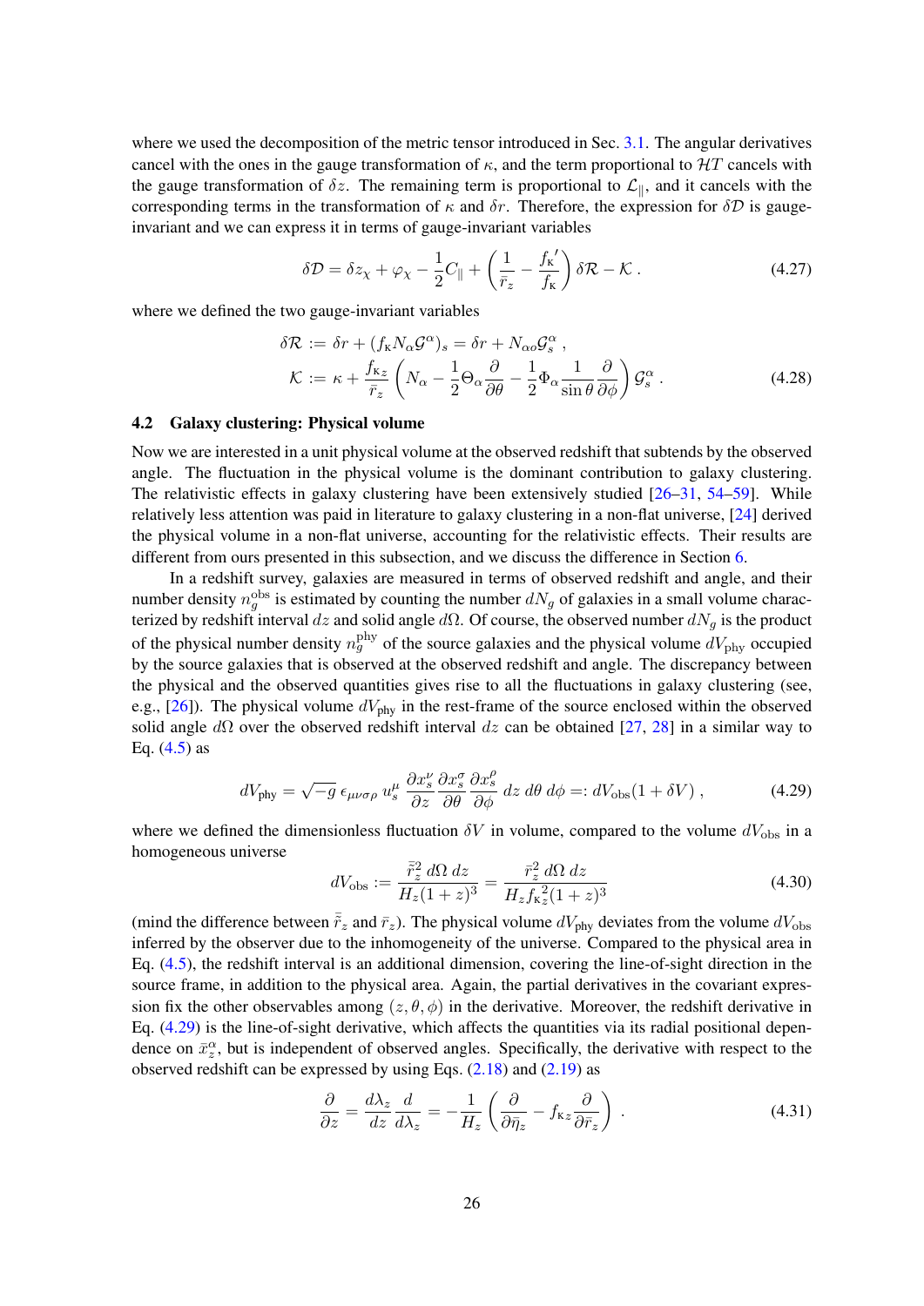where we used the decomposition of the metric tensor introduced in Sec. 3.1. The angular derivatives cancel with the ones in the gauge transformation of $\kappa$, and the term proportional to $\mathcal{H}T$ cancels with the gauge transformation of $\delta z$. The remaining term is proportional to $\mathcal{L}_\parallel$, and it cancels with the corresponding terms in the transformation of $\kappa$ and $\delta r$. Therefore, the expression for $\delta\mathcal{D}$ is gauge-invariant and we can express it in terms of gauge-invariant variables

$$\delta\mathcal{D} = \delta z_\chi + \varphi_\chi - \frac{1}{2}C_\parallel + \left(\frac{1}{\bar{r}_z} - \frac{f_\text{K}{}'}{f_\text{K}}\right)\delta\mathcal{R} - \mathcal{K} \,. \tag{4.27}$$

where we defined the two gauge-invariant variables

$$\begin{aligned}
\delta\mathcal{R} &:= \delta r + (f_\text{K} N_\alpha \mathcal{G}^\alpha)_s = \delta r + N_{\alpha o}\mathcal{G}^\alpha_s \,, \\
\mathcal{K} &:= \kappa + \frac{f_{\text{K}z}}{\bar{r}_z}\left(N_\alpha - \frac{1}{2}\Theta_\alpha \frac{\partial}{\partial\theta} - \frac{1}{2}\Phi_\alpha \frac{1}{\sin\theta}\frac{\partial}{\partial\phi}\right)\mathcal{G}^\alpha_s \,.
\end{aligned} \tag{4.28}$$

## 4.2 Galaxy clustering: Physical volume

Now we are interested in a unit physical volume at the observed redshift that subtends by the observed angle. The fluctuation in the physical volume is the dominant contribution to galaxy clustering. The relativistic effects in galaxy clustering have been extensively studied [26–31, 54–59]. While relatively less attention was paid in literature to galaxy clustering in a non-flat universe, [24] derived the physical volume in a non-flat universe, accounting for the relativistic effects. Their results are different from ours presented in this subsection, and we discuss the difference in Section 6.

In a redshift survey, galaxies are measured in terms of observed redshift and angle, and their number density $n_g^\text{obs}$ is estimated by counting the number $dN_g$ of galaxies in a small volume characterized by redshift interval $dz$ and solid angle $d\Omega$. Of course, the observed number $dN_g$ is the product of the physical number density $n_g^\text{phy}$ of the source galaxies and the physical volume $dV_\text{phy}$ occupied by the source galaxies that is observed at the observed redshift and angle. The discrepancy between the physical and the observed quantities gives rise to all the fluctuations in galaxy clustering (see, e.g., [26]). The physical volume $dV_\text{phy}$ in the rest-frame of the source enclosed within the observed solid angle $d\Omega$ over the observed redshift interval $dz$ can be obtained [27, 28] in a similar way to Eq. (4.5) as

$$dV_\text{phy} = \sqrt{-g}\,\epsilon_{\mu\nu\sigma\rho}\,u^\mu_s\,\frac{\partial x^\nu_s}{\partial z}\frac{\partial x^\sigma_s}{\partial\theta}\frac{\partial x^\rho_s}{\partial\phi}\,dz\,d\theta\,d\phi =: dV_\text{obs}(1+\delta V) \,, \tag{4.29}$$

where we defined the dimensionless fluctuation $\delta V$ in volume, compared to the volume $dV_\text{obs}$ in a homogeneous universe

$$dV_\text{obs} := \frac{\bar{\tilde{r}}_z^2\,d\Omega\,dz}{H_z(1+z)^3} = \frac{\bar{r}_z^2\,d\Omega\,dz}{H_z f_{\text{K}z}^2(1+z)^3} \tag{4.30}$$

(mind the difference between $\bar{\tilde{r}}_z$ and $\bar{r}_z$). The physical volume $dV_\text{phy}$ deviates from the volume $dV_\text{obs}$ inferred by the observer due to the inhomogeneity of the universe. Compared to the physical area in Eq. (4.5), the redshift interval is an additional dimension, covering the line-of-sight direction in the source frame, in addition to the physical area. Again, the partial derivatives in the covariant expression fix the other observables among $(z,\theta,\phi)$ in the derivative. Moreover, the redshift derivative in Eq. (4.29) is the line-of-sight derivative, which affects the quantities via its radial positional dependence on $\bar{x}^\alpha_z$, but is independent of observed angles. Specifically, the derivative with respect to the observed redshift can be expressed by using Eqs. (2.18) and (2.19) as

$$\frac{\partial}{\partial z} = \frac{d\lambda_z}{dz}\frac{d}{d\lambda_z} = -\frac{1}{H_z}\left(\frac{\partial}{\partial\bar{\eta}_z} - f_{\text{K}z}\frac{\partial}{\partial\bar{r}_z}\right) \,. \tag{4.31}$$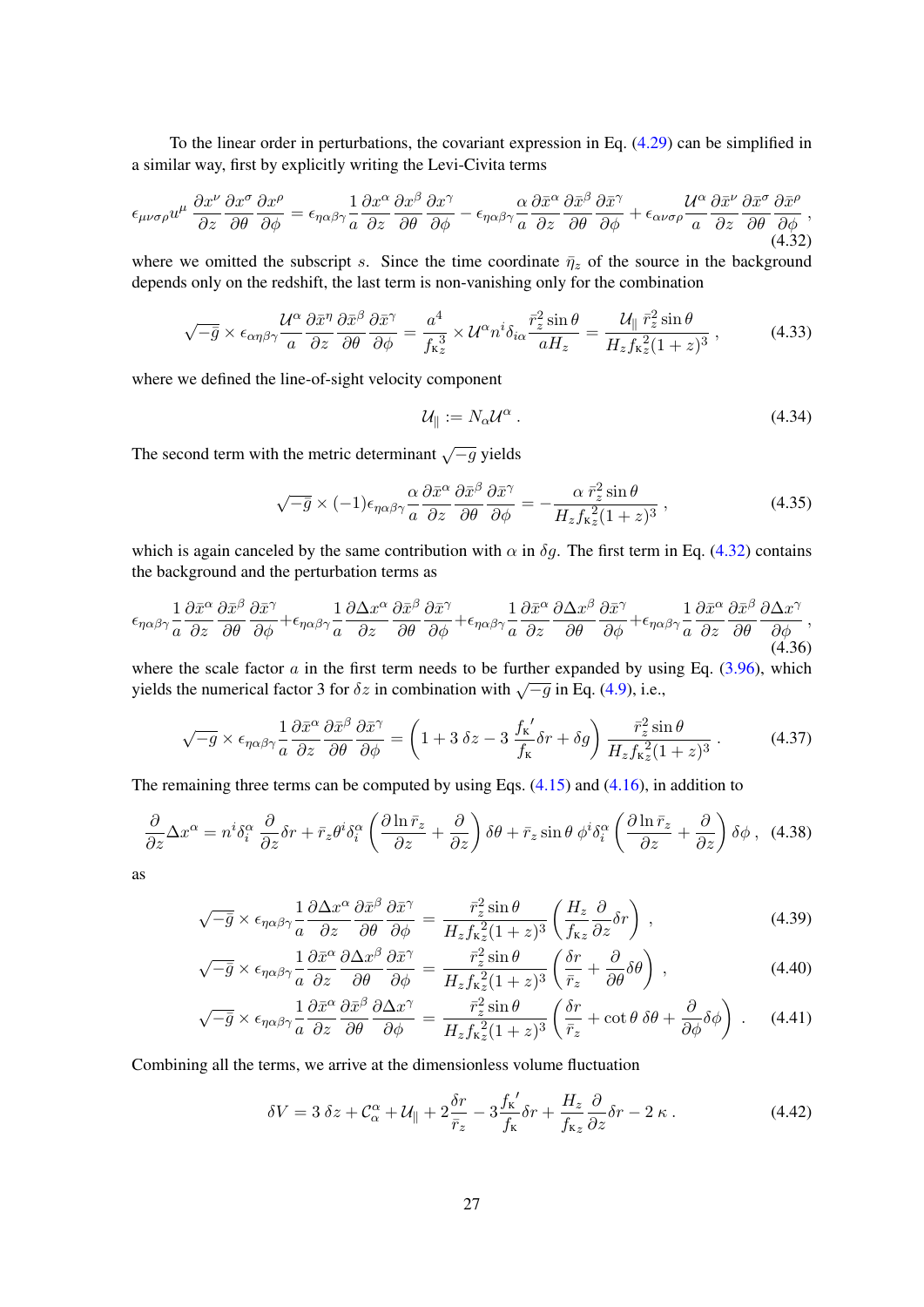To the linear order in perturbations, the covariant expression in Eq. (4.29) can be simplified in a similar way, first by explicitly writing the Levi-Civita terms

$$\epsilon_{\mu\nu\sigma\rho}u^\mu\,\frac{\partial x^\nu}{\partial z}\frac{\partial x^\sigma}{\partial \theta}\frac{\partial x^\rho}{\partial \phi} = \epsilon_{\eta\alpha\beta\gamma}\frac{1}{a}\frac{\partial x^\alpha}{\partial z}\frac{\partial x^\beta}{\partial \theta}\frac{\partial x^\gamma}{\partial \phi} - \epsilon_{\eta\alpha\beta\gamma}\frac{\alpha}{a}\frac{\partial \bar x^\alpha}{\partial z}\frac{\partial \bar x^\beta}{\partial \theta}\frac{\partial \bar x^\gamma}{\partial \phi} + \epsilon_{\alpha\nu\sigma\rho}\frac{\mathcal{U}^\alpha}{a}\frac{\partial \bar x^\nu}{\partial z}\frac{\partial \bar x^\sigma}{\partial \theta}\frac{\partial \bar x^\rho}{\partial \phi}\,, \tag{4.32}$$

where we omitted the subscript $s$. Since the time coordinate $\bar\eta_z$ of the source in the background depends only on the redshift, the last term is non-vanishing only for the combination

$$\sqrt{-\bar g}\times\epsilon_{\alpha\eta\beta\gamma}\frac{\mathcal{U}^\alpha}{a}\frac{\partial \bar x^\eta}{\partial z}\frac{\partial \bar x^\beta}{\partial \theta}\frac{\partial \bar x^\gamma}{\partial \phi} = \frac{a^4}{f_{\mathrm{K}z}^3}\times\mathcal{U}^\alpha n^i\delta_{i\alpha}\frac{\bar r_z^2\sin\theta}{aH_z} = \frac{\mathcal{U}_\parallel\,\bar r_z^2\sin\theta}{H_zf_{\mathrm{K}z}^2(1+z)^3}\,, \tag{4.33}$$

where we defined the line-of-sight velocity component

$$\mathcal{U}_\parallel := N_\alpha\mathcal{U}^\alpha\,. \tag{4.34}$$

The second term with the metric determinant $\sqrt{-g}$ yields

$$\sqrt{-\bar g}\times(-1)\epsilon_{\eta\alpha\beta\gamma}\frac{\alpha}{a}\frac{\partial \bar x^\alpha}{\partial z}\frac{\partial \bar x^\beta}{\partial \theta}\frac{\partial \bar x^\gamma}{\partial \phi} = -\frac{\alpha\,\bar r_z^2\sin\theta}{H_zf_{\mathrm{K}z}^2(1+z)^3}\,, \tag{4.35}$$

which is again canceled by the same contribution with $\alpha$ in $\delta g$. The first term in Eq. (4.32) contains the background and the perturbation terms as

$$\epsilon_{\eta\alpha\beta\gamma}\frac{1}{a}\frac{\partial \bar x^\alpha}{\partial z}\frac{\partial \bar x^\beta}{\partial \theta}\frac{\partial \bar x^\gamma}{\partial \phi} + \epsilon_{\eta\alpha\beta\gamma}\frac{1}{a}\frac{\partial \Delta x^\alpha}{\partial z}\frac{\partial \bar x^\beta}{\partial \theta}\frac{\partial \bar x^\gamma}{\partial \phi} + \epsilon_{\eta\alpha\beta\gamma}\frac{1}{a}\frac{\partial \bar x^\alpha}{\partial z}\frac{\partial \Delta x^\beta}{\partial \theta}\frac{\partial \bar x^\gamma}{\partial \phi} + \epsilon_{\eta\alpha\beta\gamma}\frac{1}{a}\frac{\partial \bar x^\alpha}{\partial z}\frac{\partial \bar x^\beta}{\partial \theta}\frac{\partial \Delta x^\gamma}{\partial \phi}\,, \tag{4.36}$$

where the scale factor $a$ in the first term needs to be further expanded by using Eq. (3.96), which yields the numerical factor 3 for $\delta z$ in combination with $\sqrt{-g}$ in Eq. (4.9), i.e.,

$$\sqrt{-g}\times\epsilon_{\eta\alpha\beta\gamma}\frac{1}{a}\frac{\partial \bar x^\alpha}{\partial z}\frac{\partial \bar x^\beta}{\partial \theta}\frac{\partial \bar x^\gamma}{\partial \phi} = \left(1+3\,\delta z - 3\,\frac{f_{\mathrm{K}}{}'}{f_{\mathrm{K}}}\delta r + \delta g\right)\frac{\bar r_z^2\sin\theta}{H_zf_{\mathrm{K}z}^2(1+z)^3}\,. \tag{4.37}$$

The remaining three terms can be computed by using Eqs. (4.15) and (4.16), in addition to

$$\frac{\partial}{\partial z}\Delta x^\alpha = n^i\delta_i^\alpha\,\frac{\partial}{\partial z}\delta r + \bar r_z\theta^i\delta_i^\alpha\left(\frac{\partial\ln\bar r_z}{\partial z}+\frac{\partial}{\partial z}\right)\delta\theta + \bar r_z\sin\theta\;\phi^i\delta_i^\alpha\left(\frac{\partial\ln\bar r_z}{\partial z}+\frac{\partial}{\partial z}\right)\delta\phi\,, \tag{4.38}$$

as

$$\sqrt{-\bar g}\times\epsilon_{\eta\alpha\beta\gamma}\frac{1}{a}\frac{\partial \Delta x^\alpha}{\partial z}\frac{\partial \bar x^\beta}{\partial \theta}\frac{\partial \bar x^\gamma}{\partial \phi} = \frac{\bar r_z^2\sin\theta}{H_zf_{\mathrm{K}z}^2(1+z)^3}\left(\frac{H_z}{f_{\mathrm{K}z}}\frac{\partial}{\partial z}\delta r\right)\,, \tag{4.39}$$

$$\sqrt{-\bar g}\times\epsilon_{\eta\alpha\beta\gamma}\frac{1}{a}\frac{\partial \bar x^\alpha}{\partial z}\frac{\partial \Delta x^\beta}{\partial \theta}\frac{\partial \bar x^\gamma}{\partial \phi} = \frac{\bar r_z^2\sin\theta}{H_zf_{\mathrm{K}z}^2(1+z)^3}\left(\frac{\delta r}{\bar r_z}+\frac{\partial}{\partial\theta}\delta\theta\right)\,, \tag{4.40}$$

$$\sqrt{-\bar g}\times\epsilon_{\eta\alpha\beta\gamma}\frac{1}{a}\frac{\partial \bar x^\alpha}{\partial z}\frac{\partial \bar x^\beta}{\partial \theta}\frac{\partial \Delta x^\gamma}{\partial \phi} = \frac{\bar r_z^2\sin\theta}{H_zf_{\mathrm{K}z}^2(1+z)^3}\left(\frac{\delta r}{\bar r_z}+\cot\theta\;\delta\theta+\frac{\partial}{\partial\phi}\delta\phi\right)\,. \tag{4.41}$$

Combining all the terms, we arrive at the dimensionless volume fluctuation

$$\delta V = 3\,\delta z + \mathcal{C}^\alpha_\alpha + \mathcal{U}_\parallel + 2\frac{\delta r}{\bar r_z} - 3\frac{f_{\mathrm{K}}{}'}{f_{\mathrm{K}}}\delta r + \frac{H_z}{f_{\mathrm{K}z}}\frac{\partial}{\partial z}\delta r - 2\,\kappa\,. \tag{4.42}$$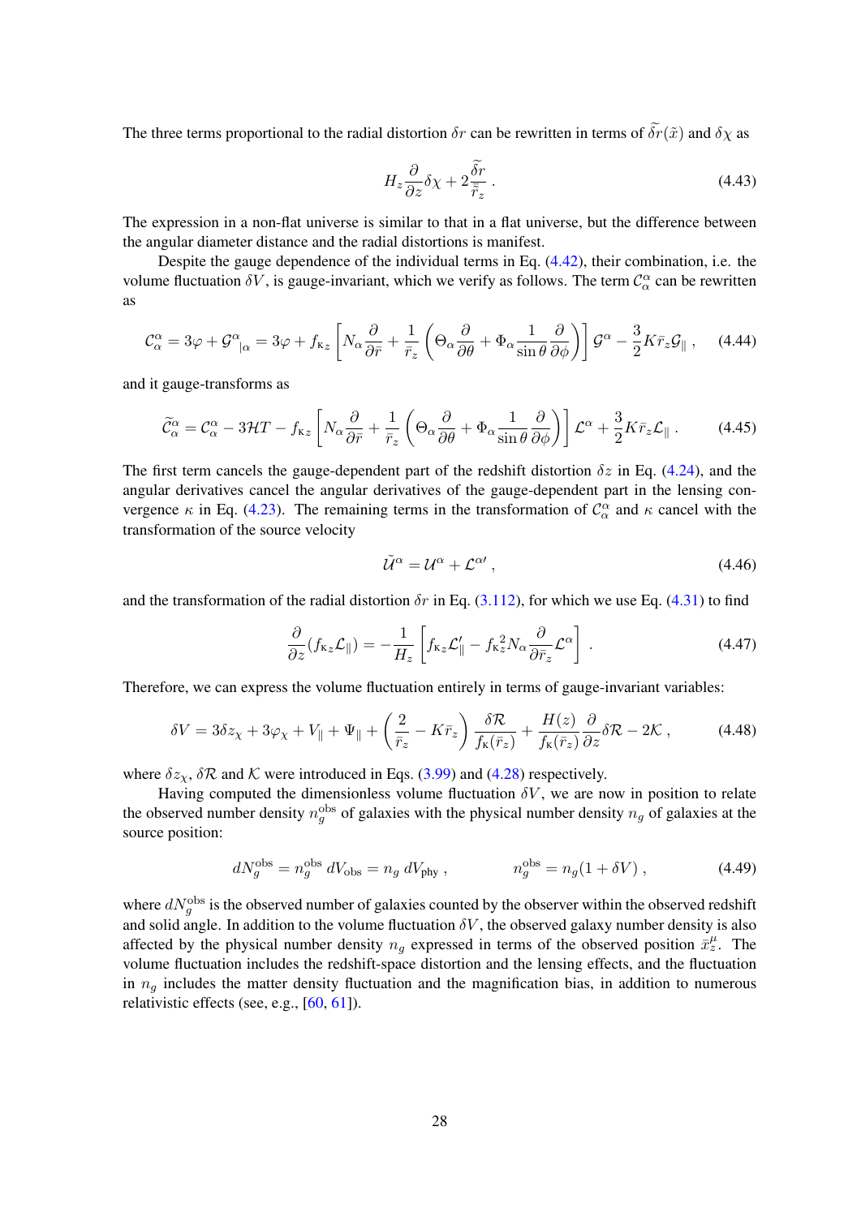The three terms proportional to the radial distortion $\delta r$ can be rewritten in terms of $\widetilde{\delta r}(\tilde{x})$ and $\delta\chi$ as

$$H_z \frac{\partial}{\partial z}\delta\chi + 2\frac{\widetilde{\delta r}}{\bar{r}_z} \, . \tag{4.43}$$

The expression in a non-flat universe is similar to that in a flat universe, but the difference between the angular diameter distance and the radial distortions is manifest.

Despite the gauge dependence of the individual terms in Eq. (4.42), their combination, i.e. the volume fluctuation $\delta V$, is gauge-invariant, which we verify as follows. The term $\mathcal{C}^\alpha_\alpha$ can be rewritten as

$$\mathcal{C}^\alpha_\alpha = 3\varphi + \mathcal{G}^\alpha{}_{|\alpha} = 3\varphi + f_{\mathrm{K}z}\left[N_\alpha\frac{\partial}{\partial\bar{r}} + \frac{1}{\bar{r}_z}\left(\Theta_\alpha\frac{\partial}{\partial\theta} + \Phi_\alpha\frac{1}{\sin\theta}\frac{\partial}{\partial\phi}\right)\right]\mathcal{G}^\alpha - \frac{3}{2}K\bar{r}_z\mathcal{G}_\parallel \, , \tag{4.44}$$

and it gauge-transforms as

$$\widetilde{\mathcal{C}}^\alpha_\alpha = \mathcal{C}^\alpha_\alpha - 3\mathcal{H}T - f_{\mathrm{K}z}\left[N_\alpha\frac{\partial}{\partial\bar{r}} + \frac{1}{\bar{r}_z}\left(\Theta_\alpha\frac{\partial}{\partial\theta} + \Phi_\alpha\frac{1}{\sin\theta}\frac{\partial}{\partial\phi}\right)\right]\mathcal{L}^\alpha + \frac{3}{2}K\bar{r}_z\mathcal{L}_\parallel \, . \tag{4.45}$$

The first term cancels the gauge-dependent part of the redshift distortion $\delta z$ in Eq. (4.24), and the angular derivatives cancel the angular derivatives of the gauge-dependent part in the lensing convergence $\kappa$ in Eq. (4.23). The remaining terms in the transformation of $\mathcal{C}^\alpha_\alpha$ and $\kappa$ cancel with the transformation of the source velocity

$$\tilde{\mathcal{U}}^\alpha = \mathcal{U}^\alpha + \mathcal{L}^{\alpha\prime} \, , \tag{4.46}$$

and the transformation of the radial distortion $\delta r$ in Eq. (3.112), for which we use Eq. (4.31) to find

$$\frac{\partial}{\partial z}(f_{\mathrm{K}z}\mathcal{L}_\parallel) = -\frac{1}{H_z}\left[f_{\mathrm{K}z}\mathcal{L}_\parallel' - f_{\mathrm{K}z}^2 N_\alpha\frac{\partial}{\partial\bar{r}_z}\mathcal{L}^\alpha\right] \, . \tag{4.47}$$

Therefore, we can express the volume fluctuation entirely in terms of gauge-invariant variables:

$$\delta V = 3\delta z_\chi + 3\varphi_\chi + V_\parallel + \Psi_\parallel + \left(\frac{2}{\bar{r}_z} - K\bar{r}_z\right)\frac{\delta\mathcal{R}}{f_{\mathrm{K}}(\bar{r}_z)} + \frac{H(z)}{f_{\mathrm{K}}(\bar{r}_z)}\frac{\partial}{\partial z}\delta\mathcal{R} - 2\mathcal{K} \, , \tag{4.48}$$

where $\delta z_\chi$, $\delta\mathcal{R}$ and $\mathcal{K}$ were introduced in Eqs. (3.99) and (4.28) respectively.

Having computed the dimensionless volume fluctuation $\delta V$, we are now in position to relate the observed number density $n_g^{\mathrm{obs}}$ of galaxies with the physical number density $n_g$ of galaxies at the source position:

$$dN_g^{\mathrm{obs}} = n_g^{\mathrm{obs}}\, dV_{\mathrm{obs}} = n_g\, dV_{\mathrm{phy}} \, , \qquad\qquad n_g^{\mathrm{obs}} = n_g(1 + \delta V) \, , \tag{4.49}$$

where $dN_g^{\mathrm{obs}}$ is the observed number of galaxies counted by the observer within the observed redshift and solid angle. In addition to the volume fluctuation $\delta V$, the observed galaxy number density is also affected by the physical number density $n_g$ expressed in terms of the observed position $\bar{x}^\mu_z$. The volume fluctuation includes the redshift-space distortion and the lensing effects, and the fluctuation in $n_g$ includes the matter density fluctuation and the magnification bias, in addition to numerous relativistic effects (see, e.g., [60, 61]).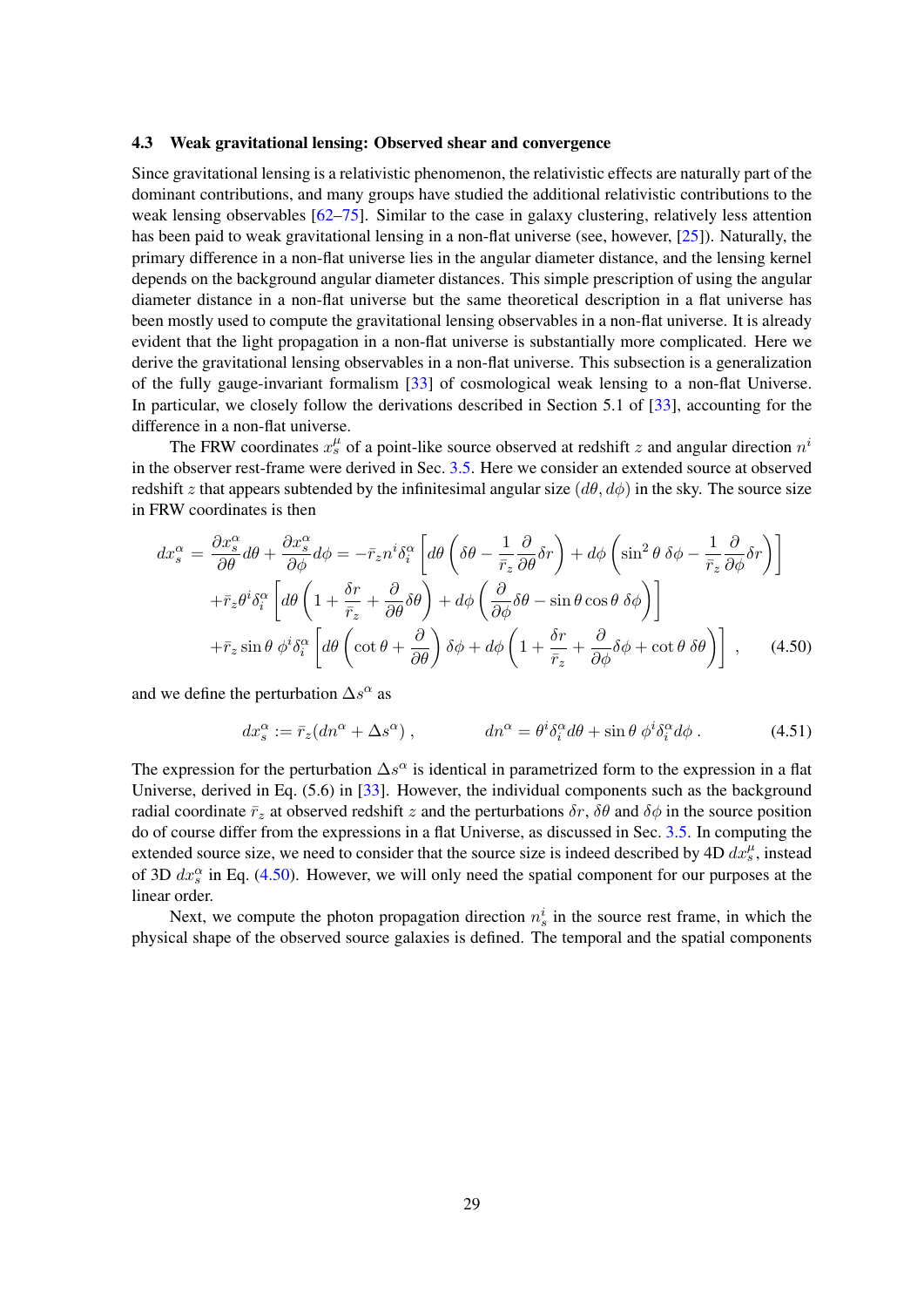### 4.3 Weak gravitational lensing: Observed shear and convergence

Since gravitational lensing is a relativistic phenomenon, the relativistic effects are naturally part of the dominant contributions, and many groups have studied the additional relativistic contributions to the weak lensing observables [62–75]. Similar to the case in galaxy clustering, relatively less attention has been paid to weak gravitational lensing in a non-flat universe (see, however, [25]). Naturally, the primary difference in a non-flat universe lies in the angular diameter distance, and the lensing kernel depends on the background angular diameter distances. This simple prescription of using the angular diameter distance in a non-flat universe but the same theoretical description in a flat universe has been mostly used to compute the gravitational lensing observables in a non-flat universe. It is already evident that the light propagation in a non-flat universe is substantially more complicated. Here we derive the gravitational lensing observables in a non-flat universe. This subsection is a generalization of the fully gauge-invariant formalism [33] of cosmological weak lensing to a non-flat Universe. In particular, we closely follow the derivations described in Section 5.1 of [33], accounting for the difference in a non-flat universe.

The FRW coordinates $x^\mu_s$ of a point-like source observed at redshift $z$ and angular direction $n^i$ in the observer rest-frame were derived in Sec. 3.5. Here we consider an extended source at observed redshift $z$ that appears subtended by the infinitesimal angular size $(d\theta, d\phi)$ in the sky. The source size in FRW coordinates is then

$$
\begin{aligned}
dx^\alpha_s = \frac{\partial x^\alpha_s}{\partial\theta}d\theta + \frac{\partial x^\alpha_s}{\partial\phi}d\phi = &-\bar{r}_z n^i\delta^\alpha_i\left[d\theta\left(\delta\theta - \frac{1}{\bar{r}_z}\frac{\partial}{\partial\theta}\delta r\right) + d\phi\left(\sin^2\theta\,\delta\phi - \frac{1}{\bar{r}_z}\frac{\partial}{\partial\phi}\delta r\right)\right] \\
&+\bar{r}_z\theta^i\delta^\alpha_i\left[d\theta\left(1 + \frac{\delta r}{\bar{r}_z} + \frac{\partial}{\partial\theta}\delta\theta\right) + d\phi\left(\frac{\partial}{\partial\phi}\delta\theta - \sin\theta\cos\theta\,\delta\phi\right)\right] \\
&+\bar{r}_z\sin\theta\,\phi^i\delta^\alpha_i\left[d\theta\left(\cot\theta + \frac{\partial}{\partial\theta}\right)\delta\phi + d\phi\left(1 + \frac{\delta r}{\bar{r}_z} + \frac{\partial}{\partial\phi}\delta\phi + \cot\theta\,\delta\theta\right)\right]\,, \qquad (4.50)
\end{aligned}
$$

and we define the perturbation $\Delta s^\alpha$ as

$$
dx^\alpha_s := \bar{r}_z(dn^\alpha + \Delta s^\alpha)\,, \qquad\qquad dn^\alpha = \theta^i\delta^\alpha_i d\theta + \sin\theta\,\phi^i\delta^\alpha_i d\phi\,. \qquad (4.51)
$$

The expression for the perturbation $\Delta s^\alpha$ is identical in parametrized form to the expression in a flat Universe, derived in Eq. (5.6) in [33]. However, the individual components such as the background radial coordinate $\bar{r}_z$ at observed redshift $z$ and the perturbations $\delta r$, $\delta\theta$ and $\delta\phi$ in the source position do of course differ from the expressions in a flat Universe, as discussed in Sec. 3.5. In computing the extended source size, we need to consider that the source size is indeed described by 4D $dx^\mu_s$, instead of 3D $dx^\alpha_s$ in Eq. (4.50). However, we will only need the spatial component for our purposes at the linear order.

Next, we compute the photon propagation direction $n^i_s$ in the source rest frame, in which the physical shape of the observed source galaxies is defined. The temporal and the spatial components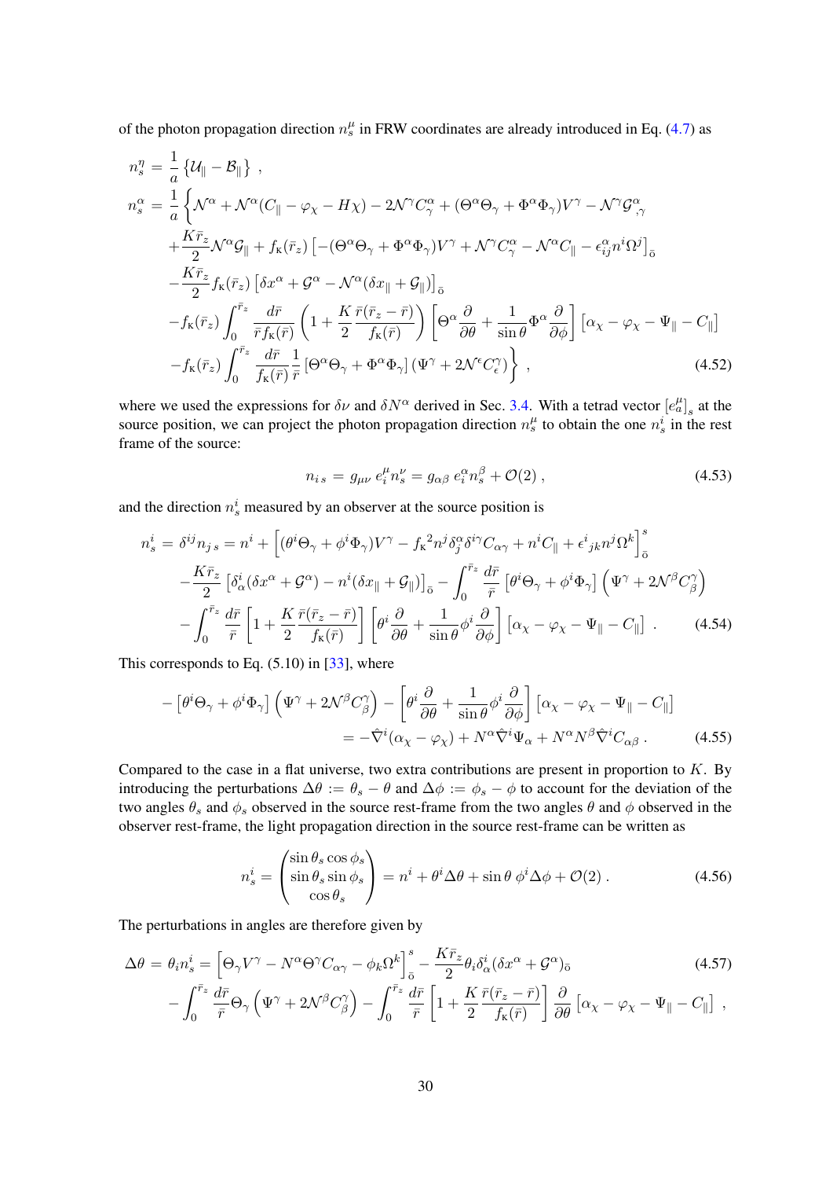of the photon propagation direction $n_s^\mu$ in FRW coordinates are already introduced in Eq. (4.7) as

$$
\begin{aligned}
n_s^\eta &= \frac{1}{a}\left\{\mathcal{U}_\parallel - \mathcal{B}_\parallel\right\} , \\
n_s^\alpha &= \frac{1}{a}\bigg\{\mathcal{N}^\alpha + \mathcal{N}^\alpha(C_\parallel - \varphi_\chi - H\chi) - 2\mathcal{N}^\gamma C^\alpha_\gamma + (\Theta^\alpha\Theta_\gamma + \Phi^\alpha\Phi_\gamma)V^\gamma - \mathcal{N}^\gamma\mathcal{G}^\alpha_{\ ,\gamma} \\
&\quad + \frac{K\bar r_z}{2}\mathcal{N}^\alpha\mathcal{G}_\parallel + f_{\rm K}(\bar r_z)\left[-(\Theta^\alpha\Theta_\gamma + \Phi^\alpha\Phi_\gamma)V^\gamma + \mathcal{N}^\gamma C^\alpha_\gamma - \mathcal{N}^\alpha C_\parallel - \epsilon^\alpha_{ij}n^i\Omega^j\right]_{\bar{\rm o}} \\
&\quad - \frac{K\bar r_z}{2}f_{\rm K}(\bar r_z)\left[\delta x^\alpha + \mathcal{G}^\alpha - \mathcal{N}^\alpha(\delta x_\parallel + \mathcal{G}_\parallel)\right]_{\bar{\rm o}} \\
&\quad - f_{\rm K}(\bar r_z)\int_0^{\bar r_z}\frac{d\bar r}{\bar r f_{\rm K}(\bar r)}\left(1 + \frac{K}{2}\frac{\bar r(\bar r_z - \bar r)}{f_{\rm K}(\bar r)}\right)\left[\Theta^\alpha\frac{\partial}{\partial\theta} + \frac{1}{\sin\theta}\Phi^\alpha\frac{\partial}{\partial\phi}\right]\left[\alpha_\chi - \varphi_\chi - \Psi_\parallel - C_\parallel\right] \\
&\quad - f_{\rm K}(\bar r_z)\int_0^{\bar r_z}\frac{d\bar r}{f_{\rm K}(\bar r)}\frac{1}{\bar r}\left[\Theta^\alpha\Theta_\gamma + \Phi^\alpha\Phi_\gamma\right](\Psi^\gamma + 2\mathcal{N}^\epsilon C^\gamma_\epsilon)\bigg\} ,
\end{aligned}
\tag{4.52}
$$

where we used the expressions for $\delta\nu$ and $\delta N^\alpha$ derived in Sec. 3.4. With a tetrad vector $\left[e^\mu_a\right]_s$ at the source position, we can project the photon propagation direction $n_s^\mu$ to obtain the one $n_s^i$ in the rest frame of the source:

$$
n_{i\,s} = g_{\mu\nu}\, e^\mu_i n^\nu_s = g_{\alpha\beta}\, e^\alpha_i n^\beta_s + \mathcal{O}(2) , \tag{4.53}
$$

and the direction $n_s^i$ measured by an observer at the source position is

$$
\begin{aligned}
n_s^i &= \delta^{ij}n_{j\,s} = n^i + \left[(\theta^i\Theta_\gamma + \phi^i\Phi_\gamma)V^\gamma - f_{\rm K}{}^2 n^j\delta^\alpha_j\delta^{i\gamma}C_{\alpha\gamma} + n^iC_\parallel + \epsilon^i{}_{jk}n^j\Omega^k\right]^s_{\bar{\rm o}} \\
&\quad - \frac{K\bar r_z}{2}\left[\delta^i_\alpha(\delta x^\alpha + \mathcal{G}^\alpha) - n^i(\delta x_\parallel + \mathcal{G}_\parallel)\right]_{\bar{\rm o}} - \int_0^{\bar r_z}\frac{d\bar r}{\bar r}\left[\theta^i\Theta_\gamma + \phi^i\Phi_\gamma\right]\left(\Psi^\gamma + 2\mathcal{N}^\beta C^\gamma_\beta\right) \\
&\quad - \int_0^{\bar r_z}\frac{d\bar r}{\bar r}\left[1 + \frac{K}{2}\frac{\bar r(\bar r_z - \bar r)}{f_{\rm K}(\bar r)}\right]\left[\theta^i\frac{\partial}{\partial\theta} + \frac{1}{\sin\theta}\phi^i\frac{\partial}{\partial\phi}\right]\left[\alpha_\chi - \varphi_\chi - \Psi_\parallel - C_\parallel\right] .
\end{aligned}
\tag{4.54}
$$

This corresponds to Eq. (5.10) in [33], where

$$
\begin{aligned}
-\left[\theta^i\Theta_\gamma + \phi^i\Phi_\gamma\right]\left(\Psi^\gamma + 2\mathcal{N}^\beta C^\gamma_\beta\right) - \left[\theta^i\frac{\partial}{\partial\theta} + \frac{1}{\sin\theta}\phi^i\frac{\partial}{\partial\phi}\right]\left[\alpha_\chi - \varphi_\chi - \Psi_\parallel - C_\parallel\right] \\
= -\hat\nabla^i(\alpha_\chi - \varphi_\chi) + N^\alpha\hat\nabla^i\Psi_\alpha + N^\alpha N^\beta\hat\nabla^i C_{\alpha\beta} .
\end{aligned}
\tag{4.55}
$$

Compared to the case in a flat universe, two extra contributions are present in proportion to $K$. By introducing the perturbations $\Delta\theta := \theta_s - \theta$ and $\Delta\phi := \phi_s - \phi$ to account for the deviation of the two angles $\theta_s$ and $\phi_s$ observed in the source rest-frame from the two angles $\theta$ and $\phi$ observed in the observer rest-frame, the light propagation direction in the source rest-frame can be written as

$$
n_s^i = \begin{pmatrix}\sin\theta_s\cos\phi_s \\ \sin\theta_s\sin\phi_s \\ \cos\theta_s\end{pmatrix} = n^i + \theta^i\Delta\theta + \sin\theta\,\phi^i\Delta\phi + \mathcal{O}(2) . \tag{4.56}
$$

The perturbations in angles are therefore given by

$$
\begin{aligned}
\Delta\theta &= \theta_i n_s^i = \left[\Theta_\gamma V^\gamma - N^\alpha\Theta^\gamma C_{\alpha\gamma} - \phi_k\Omega^k\right]^s_{\bar{\rm o}} - \frac{K\bar r_z}{2}\theta_i\delta^i_\alpha(\delta x^\alpha + \mathcal{G}^\alpha)_{\bar{\rm o}} \\
&\quad - \int_0^{\bar r_z}\frac{d\bar r}{\bar r}\Theta_\gamma\left(\Psi^\gamma + 2\mathcal{N}^\beta C^\gamma_\beta\right) - \int_0^{\bar r_z}\frac{d\bar r}{\bar r}\left[1 + \frac{K}{2}\frac{\bar r(\bar r_z - \bar r)}{f_{\rm K}(\bar r)}\right]\frac{\partial}{\partial\theta}\left[\alpha_\chi - \varphi_\chi - \Psi_\parallel - C_\parallel\right] ,
\end{aligned}
\tag{4.57}
$$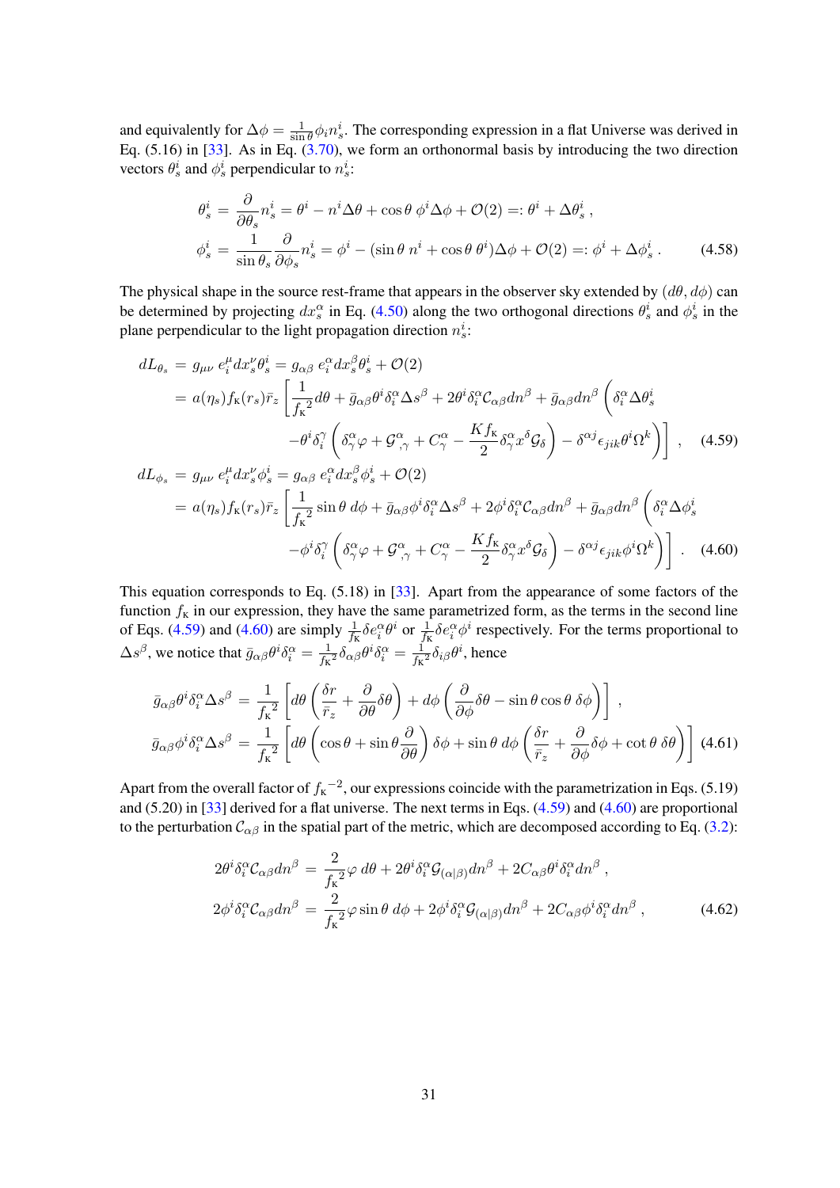and equivalently for $\Delta\phi = \frac{1}{\sin\theta}\phi_i n_s^i$. The corresponding expression in a flat Universe was derived in Eq. (5.16) in [33]. As in Eq. (3.70), we form an orthonormal basis by introducing the two direction vectors $\theta_s^i$ and $\phi_s^i$ perpendicular to $n_s^i$:

$$
\begin{aligned}
\theta_s^i &= \frac{\partial}{\partial\theta_s} n_s^i = \theta^i - n^i\Delta\theta + \cos\theta\,\phi^i\Delta\phi + \mathcal{O}(2) =: \theta^i + \Delta\theta_s^i \,, \\
\phi_s^i &= \frac{1}{\sin\theta_s}\frac{\partial}{\partial\phi_s} n_s^i = \phi^i - (\sin\theta\, n^i + \cos\theta\,\theta^i)\Delta\phi + \mathcal{O}(2) =: \phi^i + \Delta\phi_s^i \,. 
\end{aligned}
\tag{4.58}
$$

The physical shape in the source rest-frame that appears in the observer sky extended by $(d\theta, d\phi)$ can be determined by projecting $dx_s^\alpha$ in Eq. (4.50) along the two orthogonal directions $\theta_s^i$ and $\phi_s^i$ in the plane perpendicular to the light propagation direction $n_s^i$:

$$
\begin{aligned}
dL_{\theta_s} &= g_{\mu\nu}\, e_i^\mu dx_s^\nu \theta_s^i = g_{\alpha\beta}\, e_i^\alpha dx_s^\beta \theta_s^i + \mathcal{O}(2) \\
&= a(\eta_s) f_{\rm K}(r_s)\bar{r}_z \left[ \frac{1}{{f_{\rm K}}^2} d\theta + \bar{g}_{\alpha\beta}\theta^i\delta_i^\alpha \Delta s^\beta + 2\theta^i\delta_i^\alpha \mathcal{C}_{\alpha\beta} dn^\beta + \bar{g}_{\alpha\beta} dn^\beta \left( \delta_i^\alpha \Delta\theta_s^i \right.\right. \\
&\qquad \left.\left. -\theta^i\delta_i^\gamma \left( \delta_\gamma^\alpha \varphi + \mathcal{G}^\alpha_{,\gamma} + C_\gamma^\alpha - \frac{K f_{\rm K}}{2}\delta_\gamma^\alpha x^\delta \mathcal{G}_\delta \right) - \delta^{\alpha j}\epsilon_{jik}\theta^i\Omega^k \right) \right] \,,
\end{aligned}
\tag{4.59}
$$

$$
\begin{aligned}
dL_{\phi_s} &= g_{\mu\nu}\, e_i^\mu dx_s^\nu \phi_s^i = g_{\alpha\beta}\, e_i^\alpha dx_s^\beta \phi_s^i + \mathcal{O}(2) \\
&= a(\eta_s) f_{\rm K}(r_s)\bar{r}_z \left[ \frac{1}{{f_{\rm K}}^2} \sin\theta\, d\phi + \bar{g}_{\alpha\beta}\phi^i\delta_i^\alpha \Delta s^\beta + 2\phi^i\delta_i^\alpha \mathcal{C}_{\alpha\beta} dn^\beta + \bar{g}_{\alpha\beta} dn^\beta \left( \delta_i^\alpha \Delta\phi_s^i \right.\right. \\
&\qquad \left.\left. -\phi^i\delta_i^\gamma \left( \delta_\gamma^\alpha \varphi + \mathcal{G}^\alpha_{,\gamma} + C_\gamma^\alpha - \frac{K f_{\rm K}}{2}\delta_\gamma^\alpha x^\delta \mathcal{G}_\delta \right) - \delta^{\alpha j}\epsilon_{jik}\phi^i\Omega^k \right) \right] \,.
\end{aligned}
\tag{4.60}
$$

This equation corresponds to Eq. (5.18) in [33]. Apart from the appearance of some factors of the function $f_{\rm K}$ in our expression, they have the same parametrized form, as the terms in the second line of Eqs. (4.59) and (4.60) are simply $\frac{1}{f_{\rm K}}\delta e_i^\alpha \theta^i$ or $\frac{1}{f_{\rm K}}\delta e_i^\alpha \phi^i$ respectively. For the terms proportional to $\Delta s^\beta$, we notice that $\bar{g}_{\alpha\beta}\theta^i\delta_i^\alpha = \frac{1}{{f_{\rm K}}^2}\delta_{\alpha\beta}\theta^i\delta_i^\alpha = \frac{1}{{f_{\rm K}}^2}\delta_{i\beta}\theta^i$, hence

$$
\begin{aligned}
\bar{g}_{\alpha\beta}\theta^i\delta_i^\alpha\Delta s^\beta &= \frac{1}{{f_{\rm K}}^2}\left[ d\theta \left( \frac{\delta r}{\bar{r}_z} + \frac{\partial}{\partial\theta}\delta\theta \right) + d\phi \left( \frac{\partial}{\partial\phi}\delta\theta - \sin\theta\cos\theta\,\delta\phi \right) \right] \,, \\
\bar{g}_{\alpha\beta}\phi^i\delta_i^\alpha\Delta s^\beta &= \frac{1}{{f_{\rm K}}^2}\left[ d\theta \left( \cos\theta + \sin\theta \frac{\partial}{\partial\theta} \right)\delta\phi + \sin\theta\, d\phi \left( \frac{\delta r}{\bar{r}_z} + \frac{\partial}{\partial\phi}\delta\phi + \cot\theta\,\delta\theta \right) \right]
\end{aligned}
\tag{4.61}
$$

Apart from the overall factor of ${f_{\rm K}}^{-2}$, our expressions coincide with the parametrization in Eqs. (5.19) and (5.20) in [33] derived for a flat universe. The next terms in Eqs. (4.59) and (4.60) are proportional to the perturbation $\mathcal{C}_{\alpha\beta}$ in the spatial part of the metric, which are decomposed according to Eq. (3.2):

$$
\begin{aligned}
2\theta^i\delta_i^\alpha\mathcal{C}_{\alpha\beta}dn^\beta &= \frac{2}{{f_{\rm K}}^2}\varphi\, d\theta + 2\theta^i\delta_i^\alpha\mathcal{G}_{(\alpha|\beta)}dn^\beta + 2C_{\alpha\beta}\theta^i\delta_i^\alpha dn^\beta \,, \\
2\phi^i\delta_i^\alpha\mathcal{C}_{\alpha\beta}dn^\beta &= \frac{2}{{f_{\rm K}}^2}\varphi\sin\theta\, d\phi + 2\phi^i\delta_i^\alpha\mathcal{G}_{(\alpha|\beta)}dn^\beta + 2C_{\alpha\beta}\phi^i\delta_i^\alpha dn^\beta \,,
\end{aligned}
\tag{4.62}
$$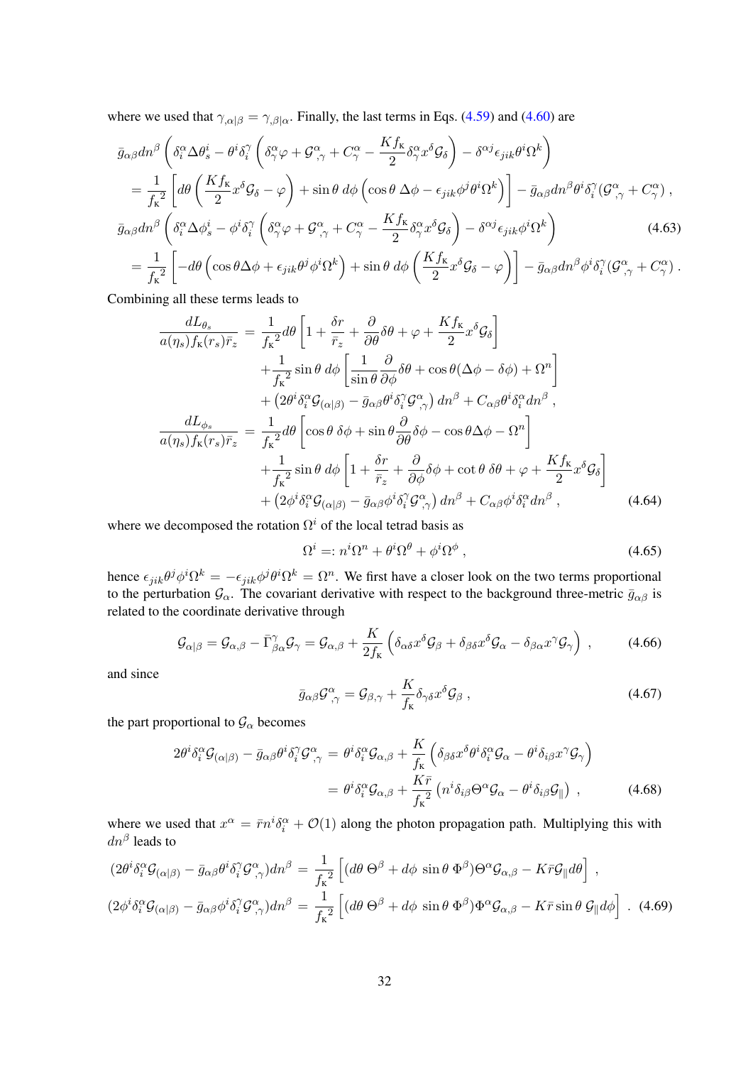where we used that $\gamma_{,\alpha|\beta} = \gamma_{,\beta|\alpha}$. Finally, the last terms in Eqs. (4.59) and (4.60) are

$$
\begin{aligned}
&\bar{g}_{\alpha\beta} dn^\beta \left( \delta_i^\alpha \Delta\theta_s^i - \theta^i \delta_i^\gamma \left( \delta_\gamma^\alpha \varphi + \mathcal{G}^\alpha_{,\gamma} + C^\alpha_\gamma - \frac{K f_{\rm K}}{2} \delta_\gamma^\alpha x^\delta \mathcal{G}_\delta \right) - \delta^{\alpha j} \epsilon_{jik} \theta^i \Omega^k \right) \\
&= \frac{1}{{f_{\rm K}}^2} \left[ d\theta \left( \frac{K f_{\rm K}}{2} x^\delta \mathcal{G}_\delta - \varphi \right) + \sin\theta \, d\phi \left( \cos\theta \, \Delta\phi - \epsilon_{jik} \phi^j \theta^i \Omega^k \right) \right] - \bar{g}_{\alpha\beta} dn^\beta \theta^i \delta_i^\gamma (\mathcal{G}^\alpha_{,\gamma} + C^\alpha_\gamma) \,, \\
&\bar{g}_{\alpha\beta} dn^\beta \left( \delta_i^\alpha \Delta\phi_s^i - \phi^i \delta_i^\gamma \left( \delta_\gamma^\alpha \varphi + \mathcal{G}^\alpha_{,\gamma} + C^\alpha_\gamma - \frac{K f_{\rm K}}{2} \delta_\gamma^\alpha x^\delta \mathcal{G}_\delta \right) - \delta^{\alpha j} \epsilon_{jik} \phi^i \Omega^k \right) \qquad (4.63) \\
&= \frac{1}{{f_{\rm K}}^2} \left[ -d\theta \left( \cos\theta \Delta\phi + \epsilon_{jik} \theta^j \phi^i \Omega^k \right) + \sin\theta \, d\phi \left( \frac{K f_{\rm K}}{2} x^\delta \mathcal{G}_\delta - \varphi \right) \right] - \bar{g}_{\alpha\beta} dn^\beta \phi^i \delta_i^\gamma (\mathcal{G}^\alpha_{,\gamma} + C^\alpha_\gamma) \,.
\end{aligned}
$$

Combining all these terms leads to

$$
\begin{aligned}
\frac{dL_{\theta_s}}{a(\eta_s) f_{\rm K}(r_s) \bar{r}_z} &= \frac{1}{{f_{\rm K}}^2} d\theta \left[ 1 + \frac{\delta r}{\bar{r}_z} + \frac{\partial}{\partial\theta} \delta\theta + \varphi + \frac{K f_{\rm K}}{2} x^\delta \mathcal{G}_\delta \right] \\
&\quad + \frac{1}{{f_{\rm K}}^2} \sin\theta \, d\phi \left[ \frac{1}{\sin\theta} \frac{\partial}{\partial\phi} \delta\theta + \cos\theta (\Delta\phi - \delta\phi) + \Omega^n \right] \\
&\quad + \left( 2\theta^i \delta_i^\alpha \mathcal{G}_{(\alpha|\beta)} - \bar{g}_{\alpha\beta} \theta^i \delta_i^\gamma \mathcal{G}^\alpha_{,\gamma} \right) dn^\beta + C_{\alpha\beta} \theta^i \delta_i^\alpha dn^\beta \,, \\
\frac{dL_{\phi_s}}{a(\eta_s) f_{\rm K}(r_s) \bar{r}_z} &= \frac{1}{{f_{\rm K}}^2} d\theta \left[ \cos\theta \, \delta\phi + \sin\theta \frac{\partial}{\partial\theta} \delta\phi - \cos\theta \Delta\phi - \Omega^n \right] \\
&\quad + \frac{1}{{f_{\rm K}}^2} \sin\theta \, d\phi \left[ 1 + \frac{\delta r}{\bar{r}_z} + \frac{\partial}{\partial\phi} \delta\phi + \cot\theta \, \delta\theta + \varphi + \frac{K f_{\rm K}}{2} x^\delta \mathcal{G}_\delta \right] \\
&\quad + \left( 2\phi^i \delta_i^\alpha \mathcal{G}_{(\alpha|\beta)} - \bar{g}_{\alpha\beta} \phi^i \delta_i^\gamma \mathcal{G}^\alpha_{,\gamma} \right) dn^\beta + C_{\alpha\beta} \phi^i \delta_i^\alpha dn^\beta \,, \qquad (4.64)
\end{aligned}
$$

where we decomposed the rotation $\Omega^i$ of the local tetrad basis as

$$
\Omega^i =: n^i \Omega^n + \theta^i \Omega^\theta + \phi^i \Omega^\phi \,, \qquad (4.65)
$$

hence $\epsilon_{jik} \theta^j \phi^i \Omega^k = -\epsilon_{jik} \phi^j \theta^i \Omega^k = \Omega^n$. We first have a closer look on the terms proportional to the perturbation $\mathcal{G}_\alpha$. The covariant derivative with respect to the background three-metric $\bar{g}_{\alpha\beta}$ is related to the coordinate derivative through

$$
\mathcal{G}_{\alpha|\beta} = \mathcal{G}_{\alpha,\beta} - \bar{\Gamma}^\gamma_{\beta\alpha} \mathcal{G}_\gamma = \mathcal{G}_{\alpha,\beta} + \frac{K}{2 f_{\rm K}} \left( \delta_{\alpha\delta} x^\delta \mathcal{G}_\beta + \delta_{\beta\delta} x^\delta \mathcal{G}_\alpha - \delta_{\beta\alpha} x^\gamma \mathcal{G}_\gamma \right) \,, \qquad (4.66)
$$

and since

$$
\bar{g}_{\alpha\beta} \mathcal{G}^\alpha_{,\gamma} = \mathcal{G}_{\beta,\gamma} + \frac{K}{f_{\rm K}} \delta_{\gamma\delta} x^\delta \mathcal{G}_\beta \,, \qquad (4.67)
$$

the part proportional to $\mathcal{G}_\alpha$ becomes

$$
\begin{aligned}
2\theta^i \delta_i^\alpha \mathcal{G}_{(\alpha|\beta)} - \bar{g}_{\alpha\beta} \theta^i \delta_i^\gamma \mathcal{G}^\alpha_{,\gamma} &= \theta^i \delta_i^\alpha \mathcal{G}_{\alpha,\beta} + \frac{K}{f_{\rm K}} \left( \delta_{\beta\delta} x^\delta \theta^i \delta_i^\alpha \mathcal{G}_\alpha - \theta^i \delta_{i\beta} x^\gamma \mathcal{G}_\gamma \right) \\
&= \theta^i \delta_i^\alpha \mathcal{G}_{\alpha,\beta} + \frac{K \bar{r}}{{f_{\rm K}}^2} \left( n^i \delta_{i\beta} \Theta^\alpha \mathcal{G}_\alpha - \theta^i \delta_{i\beta} \mathcal{G}_\parallel \right) \,, \qquad (4.68)
\end{aligned}
$$

where we used that $x^\alpha = \bar{r} n^i \delta_i^\alpha + \mathcal{O}(1)$ along the photon propagation path. Multiplying this with $dn^\beta$ leads to

$$
\begin{aligned}
(2\theta^i \delta_i^\alpha \mathcal{G}_{(\alpha|\beta)} - \bar{g}_{\alpha\beta} \theta^i \delta_i^\gamma \mathcal{G}^\alpha_{,\gamma}) dn^\beta &= \frac{1}{{f_{\rm K}}^2} \left[ (d\theta \, \Theta^\beta + d\phi \, \sin\theta \, \Phi^\beta) \Theta^\alpha \mathcal{G}_{\alpha,\beta} - K \bar{r} \mathcal{G}_\parallel d\theta \right] \,, \\
(2\phi^i \delta_i^\alpha \mathcal{G}_{(\alpha|\beta)} - \bar{g}_{\alpha\beta} \phi^i \delta_i^\gamma \mathcal{G}^\alpha_{,\gamma}) dn^\beta &= \frac{1}{{f_{\rm K}}^2} \left[ (d\theta \, \Theta^\beta + d\phi \, \sin\theta \, \Phi^\beta) \Phi^\alpha \mathcal{G}_{\alpha,\beta} - K \bar{r} \sin\theta \, \mathcal{G}_\parallel d\phi \right] \,. \qquad (4.69)
\end{aligned}
$$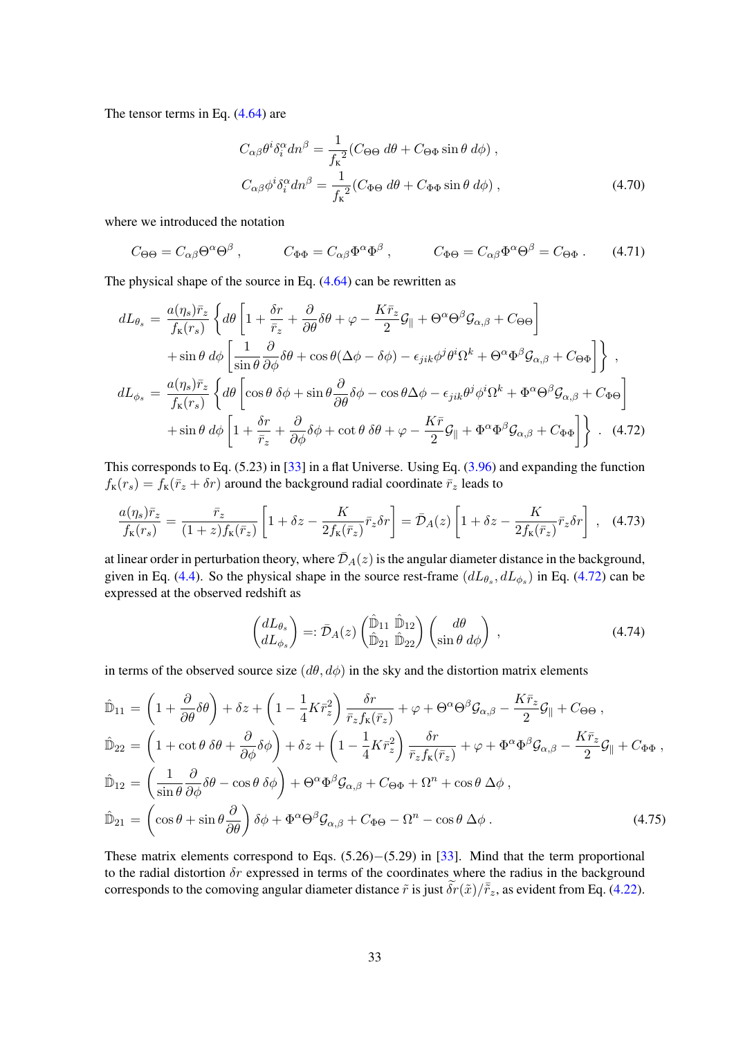The tensor terms in Eq. (4.64) are

$$
\begin{aligned}
C_{\alpha\beta}\theta^i\delta^\alpha_i dn^\beta &= \frac{1}{f_{\rm K}{}^2}(C_{\Theta\Theta}\, d\theta + C_{\Theta\Phi}\sin\theta\, d\phi) \,, \\
C_{\alpha\beta}\phi^i\delta^\alpha_i dn^\beta &= \frac{1}{f_{\rm K}{}^2}(C_{\Phi\Theta}\, d\theta + C_{\Phi\Phi}\sin\theta\, d\phi) \,,
\end{aligned}
\tag{4.70}
$$

where we introduced the notation

$$
C_{\Theta\Theta} = C_{\alpha\beta}\Theta^\alpha\Theta^\beta \,, \qquad C_{\Phi\Phi} = C_{\alpha\beta}\Phi^\alpha\Phi^\beta \,, \qquad C_{\Phi\Theta} = C_{\alpha\beta}\Phi^\alpha\Theta^\beta = C_{\Theta\Phi} \,. \tag{4.71}
$$

The physical shape of the source in Eq. (4.64) can be rewritten as

$$
\begin{aligned}
dL_{\theta_s} = \frac{a(\eta_s)\bar r_z}{f_{\rm K}(r_s)}\bigg\{ & d\theta\left[1+\frac{\delta r}{\bar r_z}+\frac{\partial}{\partial\theta}\delta\theta+\varphi-\frac{K\bar r_z}{2}\mathcal{G}_\parallel+\Theta^\alpha\Theta^\beta\mathcal{G}_{\alpha,\beta}+C_{\Theta\Theta}\right] \\
&+\sin\theta\, d\phi\left[\frac{1}{\sin\theta}\frac{\partial}{\partial\phi}\delta\theta+\cos\theta(\Delta\phi-\delta\phi)-\epsilon_{jik}\phi^j\theta^i\Omega^k+\Theta^\alpha\Phi^\beta\mathcal{G}_{\alpha,\beta}+C_{\Theta\Phi}\right]\bigg\} \,, \\
dL_{\phi_s} = \frac{a(\eta_s)\bar r_z}{f_{\rm K}(r_s)}\bigg\{ & d\theta\left[\cos\theta\,\delta\phi+\sin\theta\frac{\partial}{\partial\theta}\delta\phi-\cos\theta\Delta\phi-\epsilon_{jik}\theta^j\phi^i\Omega^k+\Phi^\alpha\Theta^\beta\mathcal{G}_{\alpha,\beta}+C_{\Phi\Theta}\right] \\
&+\sin\theta\, d\phi\left[1+\frac{\delta r}{\bar r_z}+\frac{\partial}{\partial\phi}\delta\phi+\cot\theta\,\delta\theta+\varphi-\frac{K\bar r}{2}\mathcal{G}_\parallel+\Phi^\alpha\Phi^\beta\mathcal{G}_{\alpha,\beta}+C_{\Phi\Phi}\right]\bigg\} \,.
\end{aligned}
\tag{4.72}
$$

This corresponds to Eq. (5.23) in [33] in a flat Universe. Using Eq. (3.96) and expanding the function $f_{\rm K}(r_s) = f_{\rm K}(\bar r_z + \delta r)$ around the background radial coordinate $\bar r_z$ leads to

$$
\frac{a(\eta_s)\bar r_z}{f_{\rm K}(r_s)} = \frac{\bar r_z}{(1+z)f_{\rm K}(\bar r_z)}\left[1+\delta z-\frac{K}{2f_{\rm K}(\bar r_z)}\bar r_z\delta r\right] = \bar{\mathcal{D}}_A(z)\left[1+\delta z-\frac{K}{2f_{\rm K}(\bar r_z)}\bar r_z\delta r\right] \,, \tag{4.73}
$$

at linear order in perturbation theory, where $\bar{\mathcal{D}}_A(z)$ is the angular diameter distance in the background, given in Eq. (4.4). So the physical shape in the source rest-frame $(dL_{\theta_s}, dL_{\phi_s})$ in Eq. (4.72) can be expressed at the observed redshift as

$$
\begin{pmatrix} dL_{\theta_s} \\ dL_{\phi_s} \end{pmatrix} =: \bar{\mathcal{D}}_A(z)\begin{pmatrix} \hat{\mathbb{D}}_{11} & \hat{\mathbb{D}}_{12} \\ \hat{\mathbb{D}}_{21} & \hat{\mathbb{D}}_{22} \end{pmatrix}\begin{pmatrix} d\theta \\ \sin\theta\, d\phi \end{pmatrix} \,, \tag{4.74}
$$

in terms of the observed source size $(d\theta, d\phi)$ in the sky and the distortion matrix elements

$$
\begin{aligned}
\hat{\mathbb{D}}_{11} &= \left(1+\frac{\partial}{\partial\theta}\delta\theta\right)+\delta z+\left(1-\frac{1}{4}K\bar r_z^2\right)\frac{\delta r}{\bar r_z f_{\rm K}(\bar r_z)}+\varphi+\Theta^\alpha\Theta^\beta\mathcal{G}_{\alpha,\beta}-\frac{K\bar r_z}{2}\mathcal{G}_\parallel+C_{\Theta\Theta} \,, \\
\hat{\mathbb{D}}_{22} &= \left(1+\cot\theta\,\delta\theta+\frac{\partial}{\partial\phi}\delta\phi\right)+\delta z+\left(1-\frac{1}{4}K\bar r_z^2\right)\frac{\delta r}{\bar r_z f_{\rm K}(\bar r_z)}+\varphi+\Phi^\alpha\Phi^\beta\mathcal{G}_{\alpha,\beta}-\frac{K\bar r_z}{2}\mathcal{G}_\parallel+C_{\Phi\Phi} \,, \\
\hat{\mathbb{D}}_{12} &= \left(\frac{1}{\sin\theta}\frac{\partial}{\partial\phi}\delta\theta-\cos\theta\,\delta\phi\right)+\Theta^\alpha\Phi^\beta\mathcal{G}_{\alpha,\beta}+C_{\Theta\Phi}+\Omega^n+\cos\theta\,\Delta\phi \,, \\
\hat{\mathbb{D}}_{21} &= \left(\cos\theta+\sin\theta\frac{\partial}{\partial\theta}\right)\delta\phi+\Phi^\alpha\Theta^\beta\mathcal{G}_{\alpha,\beta}+C_{\Phi\Theta}-\Omega^n-\cos\theta\,\Delta\phi \,.
\end{aligned}
\tag{4.75}
$$

These matrix elements correspond to Eqs. (5.26)−(5.29) in [33]. Mind that the term proportional to the radial distortion $\delta r$ expressed in terms of the coordinates where the radius in the background corresponds to the comoving angular diameter distance $\tilde r$ is just $\widetilde{\delta r}(\tilde x)/\bar{\tilde r}_z$, as evident from Eq. (4.22).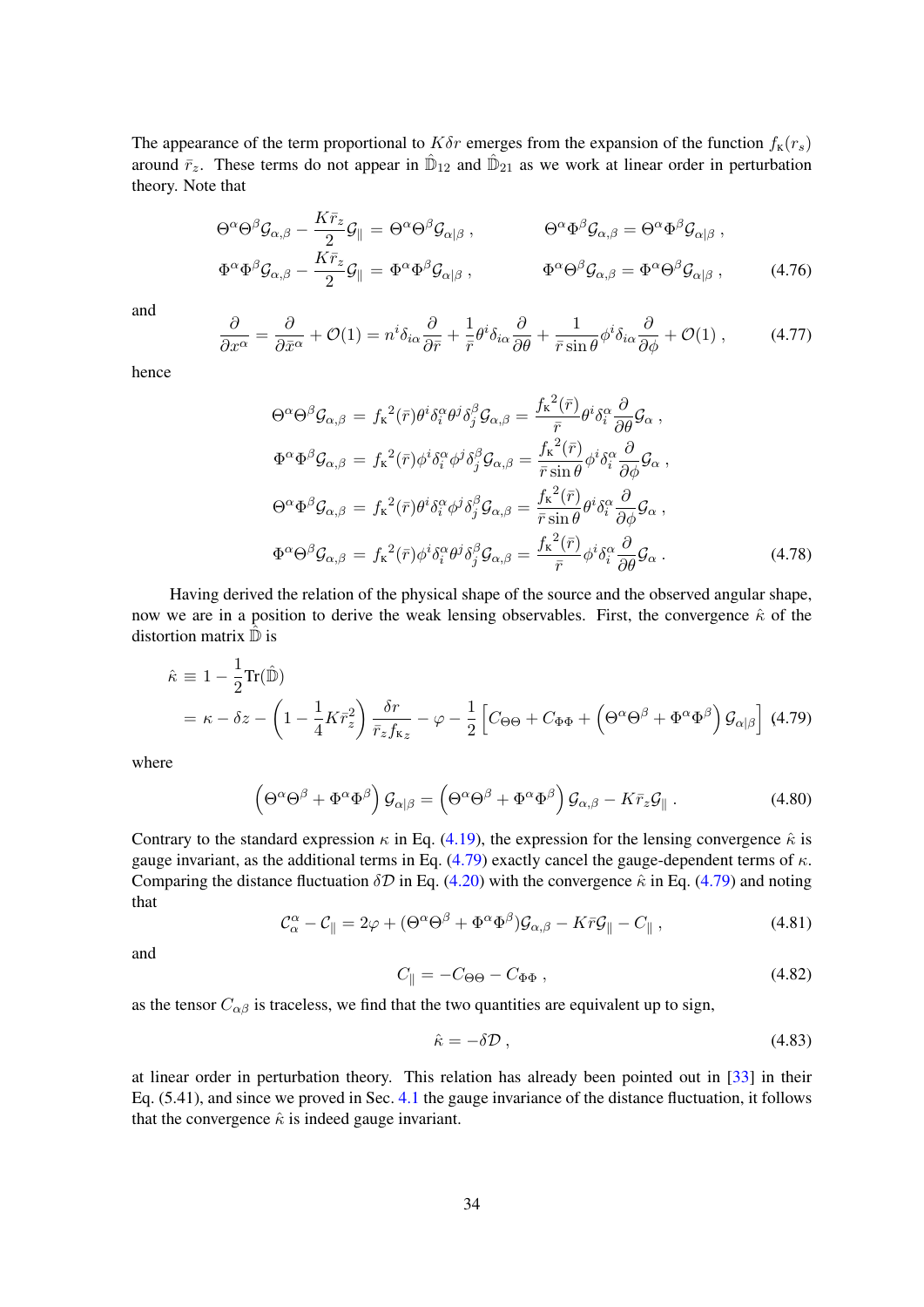The appearance of the term proportional to $K\delta r$ emerges from the expansion of the function $f_\kappa(r_s)$ around $\bar{r}_z$. These terms do not appear in $\hat{\mathbb{D}}_{12}$ and $\hat{\mathbb{D}}_{21}$ as we work at linear order in perturbation theory. Note that

$$\Theta^\alpha\Theta^\beta\mathcal{G}_{\alpha,\beta} - \frac{K\bar{r}_z}{2}\mathcal{G}_\parallel = \Theta^\alpha\Theta^\beta\mathcal{G}_{\alpha|\beta}\,, \qquad \Theta^\alpha\Phi^\beta\mathcal{G}_{\alpha,\beta} = \Theta^\alpha\Phi^\beta\mathcal{G}_{\alpha|\beta}\,,$$
$$\Phi^\alpha\Phi^\beta\mathcal{G}_{\alpha,\beta} - \frac{K\bar{r}_z}{2}\mathcal{G}_\parallel = \Phi^\alpha\Phi^\beta\mathcal{G}_{\alpha|\beta}\,, \qquad \Phi^\alpha\Theta^\beta\mathcal{G}_{\alpha,\beta} = \Phi^\alpha\Theta^\beta\mathcal{G}_{\alpha|\beta}\,, \tag{4.76}$$

and

$$\frac{\partial}{\partial x^\alpha} = \frac{\partial}{\partial \bar{x}^\alpha} + \mathcal{O}(1) = n^i\delta_{i\alpha}\frac{\partial}{\partial \bar{r}} + \frac{1}{\bar{r}}\theta^i\delta_{i\alpha}\frac{\partial}{\partial\theta} + \frac{1}{\bar{r}\sin\theta}\phi^i\delta_{i\alpha}\frac{\partial}{\partial\phi} + \mathcal{O}(1)\,, \tag{4.77}$$

hence

$$\Theta^\alpha\Theta^\beta\mathcal{G}_{\alpha,\beta} = {f_\kappa}^2(\bar{r})\theta^i\delta_i^\alpha\theta^j\delta_j^\beta\mathcal{G}_{\alpha,\beta} = \frac{{f_\kappa}^2(\bar{r})}{\bar{r}}\theta^i\delta_i^\alpha\frac{\partial}{\partial\theta}\mathcal{G}_\alpha\,,$$
$$\Phi^\alpha\Phi^\beta\mathcal{G}_{\alpha,\beta} = {f_\kappa}^2(\bar{r})\phi^i\delta_i^\alpha\phi^j\delta_j^\beta\mathcal{G}_{\alpha,\beta} = \frac{{f_\kappa}^2(\bar{r})}{\bar{r}\sin\theta}\phi^i\delta_i^\alpha\frac{\partial}{\partial\phi}\mathcal{G}_\alpha\,,$$
$$\Theta^\alpha\Phi^\beta\mathcal{G}_{\alpha,\beta} = {f_\kappa}^2(\bar{r})\theta^i\delta_i^\alpha\phi^j\delta_j^\beta\mathcal{G}_{\alpha,\beta} = \frac{{f_\kappa}^2(\bar{r})}{\bar{r}\sin\theta}\theta^i\delta_i^\alpha\frac{\partial}{\partial\phi}\mathcal{G}_\alpha\,,$$
$$\Phi^\alpha\Theta^\beta\mathcal{G}_{\alpha,\beta} = {f_\kappa}^2(\bar{r})\phi^i\delta_i^\alpha\theta^j\delta_j^\beta\mathcal{G}_{\alpha,\beta} = \frac{{f_\kappa}^2(\bar{r})}{\bar{r}}\phi^i\delta_i^\alpha\frac{\partial}{\partial\theta}\mathcal{G}_\alpha\,. \tag{4.78}$$

Having derived the relation of the physical shape of the source and the observed angular shape, now we are in a position to derive the weak lensing observables. First, the convergence $\hat{\kappa}$ of the distortion matrix $\hat{\mathbb{D}}$ is

$$\begin{aligned}\hat{\kappa} &\equiv 1 - \frac{1}{2}\mathrm{Tr}(\hat{\mathbb{D}}) \\ &= \kappa - \delta z - \left(1 - \frac{1}{4}K\bar{r}_z^2\right)\frac{\delta r}{\bar{r}_z f_{\kappa z}} - \varphi - \frac{1}{2}\left[C_{\Theta\Theta} + C_{\Phi\Phi} + \left(\Theta^\alpha\Theta^\beta + \Phi^\alpha\Phi^\beta\right)\mathcal{G}_{\alpha|\beta}\right]\end{aligned} \tag{4.79}$$

where

$$\left(\Theta^\alpha\Theta^\beta + \Phi^\alpha\Phi^\beta\right)\mathcal{G}_{\alpha|\beta} = \left(\Theta^\alpha\Theta^\beta + \Phi^\alpha\Phi^\beta\right)\mathcal{G}_{\alpha,\beta} - K\bar{r}_z\mathcal{G}_\parallel\,. \tag{4.80}$$

Contrary to the standard expression $\kappa$ in Eq. (4.19), the expression for the lensing convergence $\hat{\kappa}$ is gauge invariant, as the additional terms in Eq. (4.79) exactly cancel the gauge-dependent terms of $\kappa$. Comparing the distance fluctuation $\delta\mathcal{D}$ in Eq. (4.20) with the convergence $\hat{\kappa}$ in Eq. (4.79) and noting that

$$\mathcal{C}^\alpha_\alpha - \mathcal{C}_\parallel = 2\varphi + (\Theta^\alpha\Theta^\beta + \Phi^\alpha\Phi^\beta)\mathcal{G}_{\alpha,\beta} - K\bar{r}\mathcal{G}_\parallel - C_\parallel\,, \tag{4.81}$$

and

$$C_\parallel = -C_{\Theta\Theta} - C_{\Phi\Phi}\,, \tag{4.82}$$

as the tensor $C_{\alpha\beta}$ is traceless, we find that the two quantities are equivalent up to sign,

$$\hat{\kappa} = -\delta\mathcal{D}\,, \tag{4.83}$$

at linear order in perturbation theory. This relation has already been pointed out in [33] in their Eq. (5.41), and since we proved in Sec. 4.1 the gauge invariance of the distance fluctuation, it follows that the convergence $\hat{\kappa}$ is indeed gauge invariant.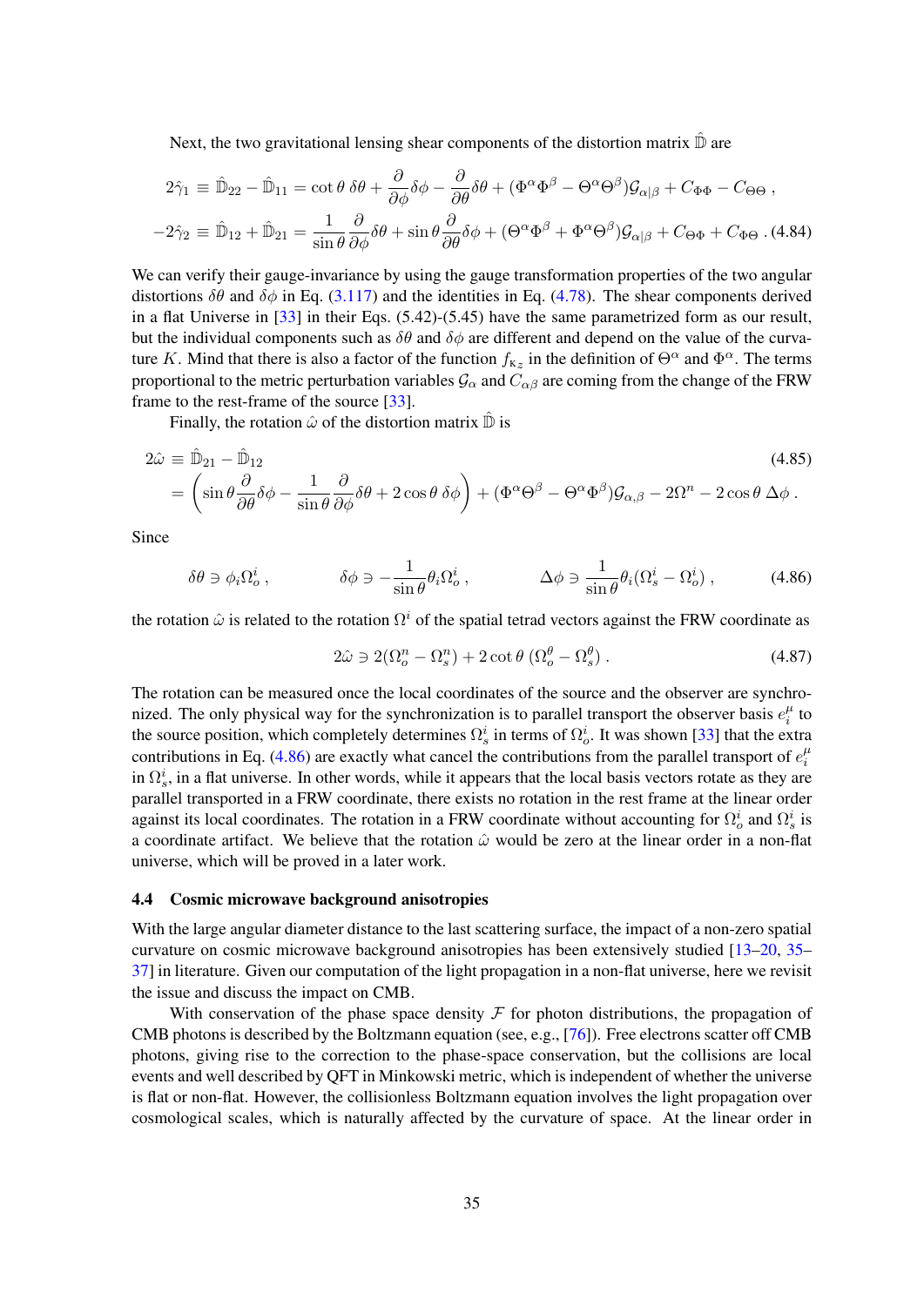Next, the two gravitational lensing shear components of the distortion matrix $\hat{\mathbb{D}}$ are

$$
\begin{aligned}
2\hat{\gamma}_1 &\equiv \hat{\mathbb{D}}_{22} - \hat{\mathbb{D}}_{11} = \cot\theta\,\delta\theta + \frac{\partial}{\partial\phi}\delta\phi - \frac{\partial}{\partial\theta}\delta\theta + (\Phi^\alpha\Phi^\beta - \Theta^\alpha\Theta^\beta)\mathcal{G}_{\alpha|\beta} + C_{\Phi\Phi} - C_{\Theta\Theta}\,, \\
-2\hat{\gamma}_2 &\equiv \hat{\mathbb{D}}_{12} + \hat{\mathbb{D}}_{21} = \frac{1}{\sin\theta}\frac{\partial}{\partial\phi}\delta\theta + \sin\theta\frac{\partial}{\partial\theta}\delta\phi + (\Theta^\alpha\Phi^\beta + \Phi^\alpha\Theta^\beta)\mathcal{G}_{\alpha|\beta} + C_{\Theta\Phi} + C_{\Phi\Theta}\,. \quad (4.84)
\end{aligned}
$$

We can verify their gauge-invariance by using the gauge transformation properties of the two angular distortions $\delta\theta$ and $\delta\phi$ in Eq. (3.117) and the identities in Eq. (4.78). The shear components derived in a flat Universe in [33] in their Eqs. (5.42)-(5.45) have the same parametrized form as our result, but the individual components such as $\delta\theta$ and $\delta\phi$ are different and depend on the value of the curvature $K$. Mind that there is also a factor of the function $f_{\mathrm{K}_z}$ in the definition of $\Theta^\alpha$ and $\Phi^\alpha$. The terms proportional to the metric perturbation variables $\mathcal{G}_\alpha$ and $C_{\alpha\beta}$ are coming from the change of the FRW frame to the rest-frame of the source [33].

Finally, the rotation $\hat{\omega}$ of the distortion matrix $\hat{\mathbb{D}}$ is

$$
\begin{aligned}
2\hat{\omega} &\equiv \hat{\mathbb{D}}_{21} - \hat{\mathbb{D}}_{12} \qquad (4.85)\\
&= \left(\sin\theta\frac{\partial}{\partial\theta}\delta\phi - \frac{1}{\sin\theta}\frac{\partial}{\partial\phi}\delta\theta + 2\cos\theta\,\delta\phi\right) + (\Phi^\alpha\Theta^\beta - \Theta^\alpha\Phi^\beta)\mathcal{G}_{\alpha,\beta} - 2\Omega^n - 2\cos\theta\,\Delta\phi\,.
\end{aligned}
$$

Since

$$
\delta\theta \ni \phi_i\Omega^i_o\,, \qquad \delta\phi \ni -\frac{1}{\sin\theta}\theta_i\Omega^i_o\,, \qquad \Delta\phi \ni \frac{1}{\sin\theta}\theta_i(\Omega^i_s - \Omega^i_o)\,, \qquad (4.86)
$$

the rotation $\hat{\omega}$ is related to the rotation $\Omega^i$ of the spatial tetrad vectors against the FRW coordinate as

$$
2\hat{\omega} \ni 2(\Omega^n_o - \Omega^n_s) + 2\cot\theta\,(\Omega^\theta_o - \Omega^\theta_s)\,. \qquad (4.87)
$$

The rotation can be measured once the local coordinates of the source and the observer are synchronized. The only physical way for the synchronization is to parallel transport the observer basis $e^\mu_i$ to the source position, which completely determines $\Omega^i_s$ in terms of $\Omega^i_o$. It was shown [33] that the extra contributions in Eq. (4.86) are exactly what cancel the contributions from the parallel transport of $e^\mu_i$ in $\Omega^i_s$, in a flat universe. In other words, while it appears that the local basis vectors rotate as they are parallel transported in a FRW coordinate, there exists no rotation in the rest frame at the linear order against its local coordinates. The rotation in a FRW coordinate without accounting for $\Omega^i_o$ and $\Omega^i_s$ is a coordinate artifact. We believe that the rotation $\hat{\omega}$ would be zero at the linear order in a non-flat universe, which will be proved in a later work.

### 4.4 Cosmic microwave background anisotropies

With the large angular diameter distance to the last scattering surface, the impact of a non-zero spatial curvature on cosmic microwave background anisotropies has been extensively studied [13–20, 35–37] in literature. Given our computation of the light propagation in a non-flat universe, here we revisit the issue and discuss the impact on CMB.

With conservation of the phase space density $\mathcal{F}$ for photon distributions, the propagation of CMB photons is described by the Boltzmann equation (see, e.g., [76]). Free electrons scatter off CMB photons, giving rise to the correction to the phase-space conservation, but the collisions are local events and well described by QFT in Minkowski metric, which is independent of whether the universe is flat or non-flat. However, the collisionless Boltzmann equation involves the light propagation over cosmological scales, which is naturally affected by the curvature of space. At the linear order in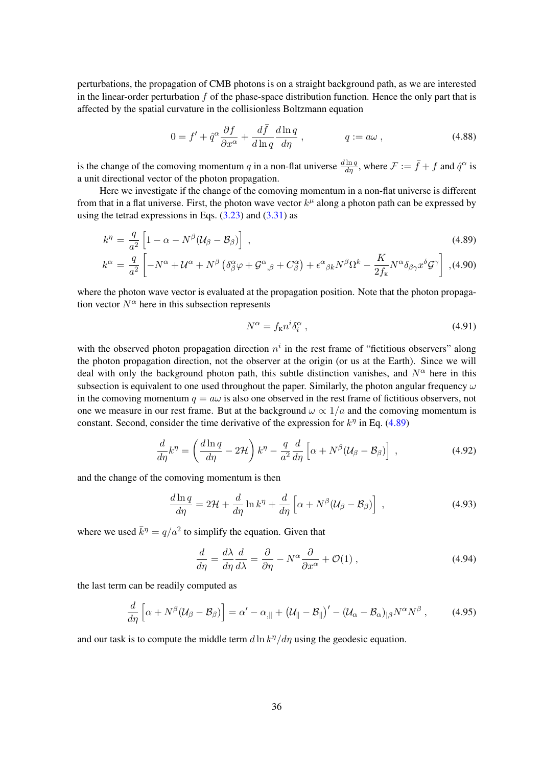perturbations, the propagation of CMB photons is on a straight background path, as we are interested in the linear-order perturbation $f$ of the phase-space distribution function. Hence the only part that is affected by the spatial curvature in the collisionless Boltzmann equation

$$0 = f' + \hat{q}^\alpha \frac{\partial f}{\partial x^\alpha} + \frac{d\bar{f}}{d\ln q}\frac{d\ln q}{d\eta} , \qquad\qquad q := a\omega , \tag{4.88}$$

is the change of the comoving momentum $q$ in a non-flat universe $\frac{d\ln q}{d\eta}$, where $\mathcal{F} := \bar{f} + f$ and $\hat{q}^\alpha$ is a unit directional vector of the photon propagation.

Here we investigate if the change of the comoving momentum in a non-flat universe is different from that in a flat universe. First, the photon wave vector $k^\mu$ along a photon path can be expressed by using the tetrad expressions in Eqs. (3.23) and (3.31) as

$$k^\eta = \frac{q}{a^2}\Big[1 - \alpha - N^\beta(\mathcal{U}_\beta - \mathcal{B}_\beta)\Big] , \tag{4.89}$$

$$k^\alpha = \frac{q}{a^2}\left[-N^\alpha + \mathcal{U}^\alpha + N^\beta\left(\delta^\alpha_\beta\varphi + \mathcal{G}^\alpha{}_{,\beta} + C^\alpha_\beta\right) + \epsilon^\alpha{}_{\beta k}N^\beta\Omega^k - \frac{K}{2f_\mathrm{K}}N^\alpha\delta_{\beta\gamma}x^\delta\mathcal{G}^\gamma\right] , \tag{4.90}$$

where the photon wave vector is evaluated at the propagation position. Note that the photon propagation vector $N^\alpha$ here in this subsection represents

$$N^\alpha = f_\mathrm{K} n^i \delta^\alpha_i , \tag{4.91}$$

with the observed photon propagation direction $n^i$ in the rest frame of "fictitious observers" along the photon propagation direction, not the observer at the origin (or us at the Earth). Since we will deal with only the background photon path, this subtle distinction vanishes, and $N^\alpha$ here in this subsection is equivalent to one used throughout the paper. Similarly, the photon angular frequency $\omega$ in the comoving momentum $q = a\omega$ is also one observed in the rest frame of fictitious observers, not one we measure in our rest frame. But at the background $\omega \propto 1/a$ and the comoving momentum is constant. Second, consider the time derivative of the expression for $k^\eta$ in Eq. (4.89)

$$\frac{d}{d\eta}k^\eta = \left(\frac{d\ln q}{d\eta} - 2\mathcal{H}\right)k^\eta - \frac{q}{a^2}\frac{d}{d\eta}\Big[\alpha + N^\beta(\mathcal{U}_\beta - \mathcal{B}_\beta)\Big] , \tag{4.92}$$

and the change of the comoving momentum is then

$$\frac{d\ln q}{d\eta} = 2\mathcal{H} + \frac{d}{d\eta}\ln k^\eta + \frac{d}{d\eta}\Big[\alpha + N^\beta(\mathcal{U}_\beta - \mathcal{B}_\beta)\Big] , \tag{4.93}$$

where we used $\bar{k}^\eta = q/a^2$ to simplify the equation. Given that

$$\frac{d}{d\eta} = \frac{d\lambda}{d\eta}\frac{d}{d\lambda} = \frac{\partial}{\partial\eta} - N^\alpha\frac{\partial}{\partial x^\alpha} + \mathcal{O}(1) , \tag{4.94}$$

the last term can be readily computed as

$$\frac{d}{d\eta}\Big[\alpha + N^\beta(\mathcal{U}_\beta - \mathcal{B}_\beta)\Big] = \alpha' - \alpha_{,\parallel} + \left(\mathcal{U}_\parallel - \mathcal{B}_\parallel\right)' - (\mathcal{U}_\alpha - \mathcal{B}_\alpha)_{|\beta}N^\alpha N^\beta , \tag{4.95}$$

and our task is to compute the middle term $d\ln k^\eta/d\eta$ using the geodesic equation.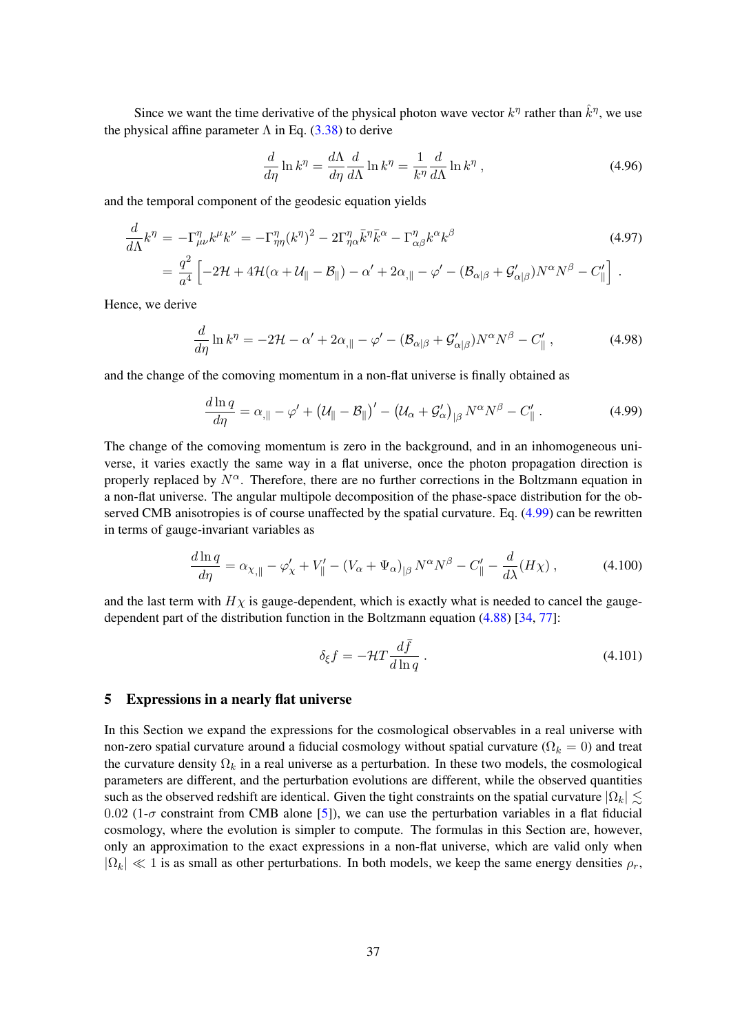Since we want the time derivative of the physical photon wave vector $k^\eta$ rather than $\hat{k}^\eta$, we use the physical affine parameter $\Lambda$ in Eq. (3.38) to derive

$$\frac{d}{d\eta} \ln k^\eta = \frac{d\Lambda}{d\eta} \frac{d}{d\Lambda} \ln k^\eta = \frac{1}{k^\eta} \frac{d}{d\Lambda} \ln k^\eta \, , \tag{4.96}$$

and the temporal component of the geodesic equation yields

$$\begin{aligned} \frac{d}{d\Lambda} k^\eta &= -\Gamma^\eta_{\mu\nu} k^\mu k^\nu = -\Gamma^\eta_{\eta\eta} (k^\eta)^2 - 2\Gamma^\eta_{\eta\alpha} \bar{k}^\eta \bar{k}^\alpha - \Gamma^\eta_{\alpha\beta} k^\alpha k^\beta \\ &= \frac{q^2}{a^4} \left[ -2\mathcal{H} + 4\mathcal{H}(\alpha + \mathcal{U}_\parallel - \mathcal{B}_\parallel) - \alpha' + 2\alpha_{,\parallel} - \varphi' - (\mathcal{B}_{\alpha|\beta} + \mathcal{G}'_{\alpha|\beta}) N^\alpha N^\beta - C'_\parallel \right] \, . \end{aligned} \tag{4.97}$$

Hence, we derive

$$\frac{d}{d\eta} \ln k^\eta = -2\mathcal{H} - \alpha' + 2\alpha_{,\parallel} - \varphi' - (\mathcal{B}_{\alpha|\beta} + \mathcal{G}'_{\alpha|\beta}) N^\alpha N^\beta - C'_\parallel \, , \tag{4.98}$$

and the change of the comoving momentum in a non-flat universe is finally obtained as

$$\frac{d \ln q}{d\eta} = \alpha_{,\parallel} - \varphi' + \left(\mathcal{U}_\parallel - \mathcal{B}_\parallel\right)' - \left(\mathcal{U}_\alpha + \mathcal{G}'_\alpha\right)_{|\beta} N^\alpha N^\beta - C'_\parallel \, . \tag{4.99}$$

The change of the comoving momentum is zero in the background, and in an inhomogeneous universe, it varies exactly the same way in a flat universe, once the photon propagation direction is properly replaced by $N^\alpha$. Therefore, there are no further corrections in the Boltzmann equation in a non-flat universe. The angular multipole decomposition of the phase-space distribution for the observed CMB anisotropies is of course unaffected by the spatial curvature. Eq. (4.99) can be rewritten in terms of gauge-invariant variables as

$$\frac{d \ln q}{d\eta} = \alpha_{\chi,\parallel} - \varphi'_\chi + V'_\parallel - (V_\alpha + \Psi_\alpha)_{|\beta} N^\alpha N^\beta - C'_\parallel - \frac{d}{d\lambda}(H\chi) \, , \tag{4.100}$$

and the last term with $H\chi$ is gauge-dependent, which is exactly what is needed to cancel the gauge-dependent part of the distribution function in the Boltzmann equation (4.88) [34, 77]:

$$\delta_\xi f = -\mathcal{H} T \frac{d\bar{f}}{d \ln q} \, . \tag{4.101}$$

## 5 Expressions in a nearly flat universe

In this Section we expand the expressions for the cosmological observables in a real universe with non-zero spatial curvature around a fiducial cosmology without spatial curvature ($\Omega_k = 0$) and treat the curvature density $\Omega_k$ in a real universe as a perturbation. In these two models, the cosmological parameters are different, and the perturbation evolutions are different, while the observed quantities such as the observed redshift are identical. Given the tight constraints on the spatial curvature $|\Omega_k| \lesssim 0.02$ (1-$\sigma$ constraint from CMB alone [5]), we can use the perturbation variables in a flat fiducial cosmology, where the evolution is simpler to compute. The formulas in this Section are, however, only an approximation to the exact expressions in a non-flat universe, which are valid only when $|\Omega_k| \ll 1$ is as small as other perturbations. In both models, we keep the same energy densities $\rho_r$,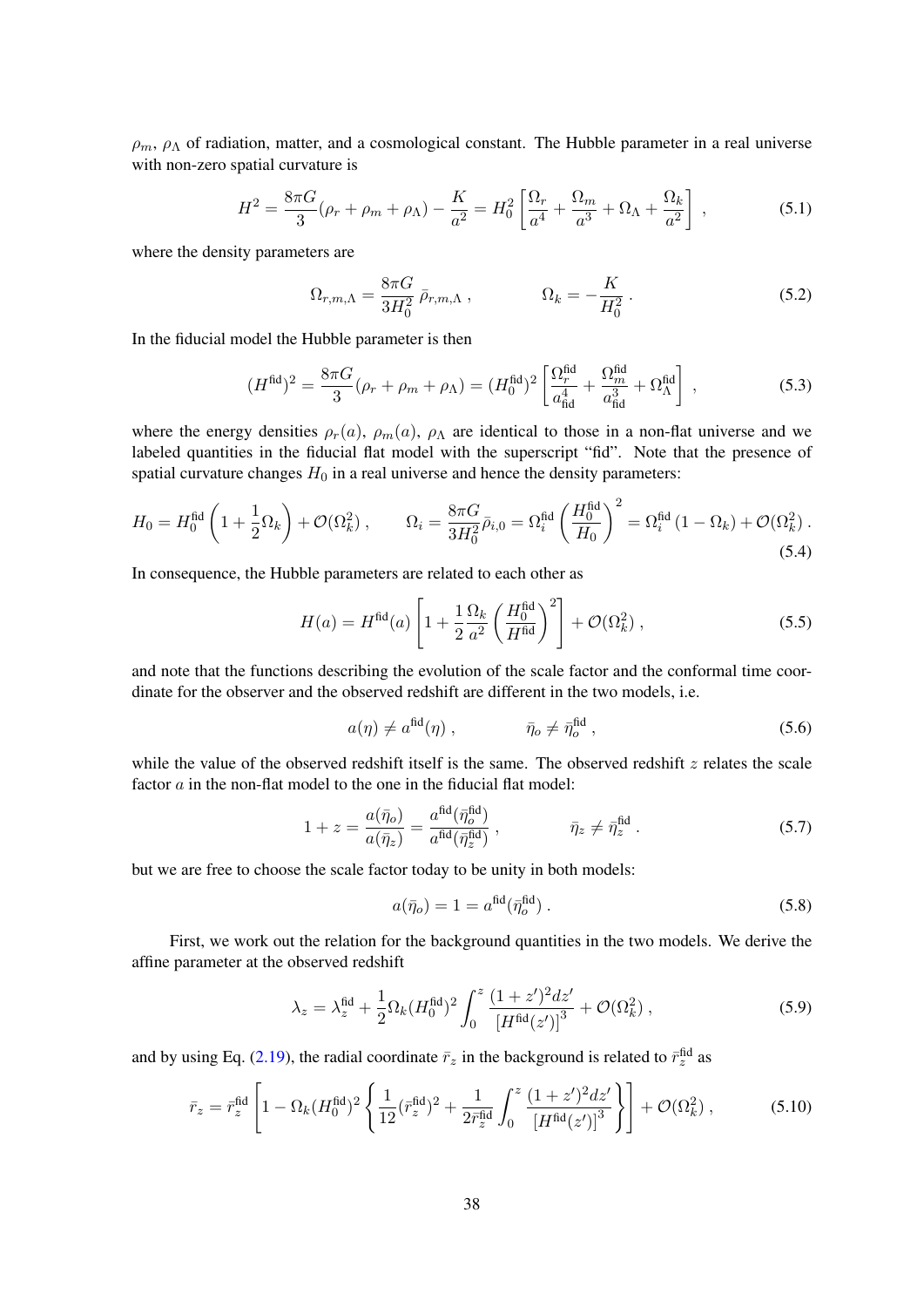$\rho_m$, $\rho_\Lambda$ of radiation, matter, and a cosmological constant. The Hubble parameter in a real universe with non-zero spatial curvature is

$$H^2 = \frac{8\pi G}{3}(\rho_r + \rho_m + \rho_\Lambda) - \frac{K}{a^2} = H_0^2 \left[ \frac{\Omega_r}{a^4} + \frac{\Omega_m}{a^3} + \Omega_\Lambda + \frac{\Omega_k}{a^2} \right] , \tag{5.1}$$

where the density parameters are

$$\Omega_{r,m,\Lambda} = \frac{8\pi G}{3H_0^2}\,\bar{\rho}_{r,m,\Lambda} \, , \qquad\qquad \Omega_k = -\frac{K}{H_0^2} \, . \tag{5.2}$$

In the fiducial model the Hubble parameter is then

$$(H^{\rm fid})^2 = \frac{8\pi G}{3}(\rho_r + \rho_m + \rho_\Lambda) = (H_0^{\rm fid})^2 \left[ \frac{\Omega_r^{\rm fid}}{a_{\rm fid}^4} + \frac{\Omega_m^{\rm fid}}{a_{\rm fid}^3} + \Omega_\Lambda^{\rm fid} \right] , \tag{5.3}$$

where the energy densities $\rho_r(a)$, $\rho_m(a)$, $\rho_\Lambda$ are identical to those in a non-flat universe and we labeled quantities in the fiducial flat model with the superscript "fid". Note that the presence of spatial curvature changes $H_0$ in a real universe and hence the density parameters:

$$H_0 = H_0^{\rm fid}\left(1 + \frac{1}{2}\Omega_k\right) + \mathcal{O}(\Omega_k^2) \, , \qquad \Omega_i = \frac{8\pi G}{3H_0^2}\bar{\rho}_{i,0} = \Omega_i^{\rm fid}\left(\frac{H_0^{\rm fid}}{H_0}\right)^2 = \Omega_i^{\rm fid}\left(1 - \Omega_k\right) + \mathcal{O}(\Omega_k^2) \, . \tag{5.4}$$

In consequence, the Hubble parameters are related to each other as

$$H(a) = H^{\rm fid}(a)\left[1 + \frac{1}{2}\frac{\Omega_k}{a^2}\left(\frac{H_0^{\rm fid}}{H^{\rm fid}}\right)^2\right] + \mathcal{O}(\Omega_k^2) \, , \tag{5.5}$$

and note that the functions describing the evolution of the scale factor and the conformal time coordinate for the observer and the observed redshift are different in the two models, i.e.

$$a(\eta) \neq a^{\rm fid}(\eta) \, , \qquad\qquad \bar{\eta}_o \neq \bar{\eta}_o^{\rm fid} \, , \tag{5.6}$$

while the value of the observed redshift itself is the same. The observed redshift $z$ relates the scale factor $a$ in the non-flat model to the one in the fiducial flat model:

$$1 + z = \frac{a(\bar{\eta}_o)}{a(\bar{\eta}_z)} = \frac{a^{\rm fid}(\bar{\eta}_o^{\rm fid})}{a^{\rm fid}(\bar{\eta}_z^{\rm fid})} \, , \qquad\qquad \bar{\eta}_z \neq \bar{\eta}_z^{\rm fid} \, . \tag{5.7}$$

but we are free to choose the scale factor today to be unity in both models:

$$a(\bar{\eta}_o) = 1 = a^{\rm fid}(\bar{\eta}_o^{\rm fid}) \, . \tag{5.8}$$

First, we work out the relation for the background quantities in the two models. We derive the affine parameter at the observed redshift

$$\lambda_z = \lambda_z^{\rm fid} + \frac{1}{2}\Omega_k (H_0^{\rm fid})^2 \int_0^z \frac{(1+z')^2 dz'}{\left[H^{\rm fid}(z')\right]^3} + \mathcal{O}(\Omega_k^2) \, , \tag{5.9}$$

and by using Eq. (2.19), the radial coordinate $\bar{r}_z$ in the background is related to $\bar{r}_z^{\rm fid}$ as

$$\bar{r}_z = \bar{r}_z^{\rm fid}\left[1 - \Omega_k (H_0^{\rm fid})^2 \left\{ \frac{1}{12}(\bar{r}_z^{\rm fid})^2 + \frac{1}{2\bar{r}_z^{\rm fid}} \int_0^z \frac{(1+z')^2 dz'}{\left[H^{\rm fid}(z')\right]^3} \right\}\right] + \mathcal{O}(\Omega_k^2) \, , \tag{5.10}$$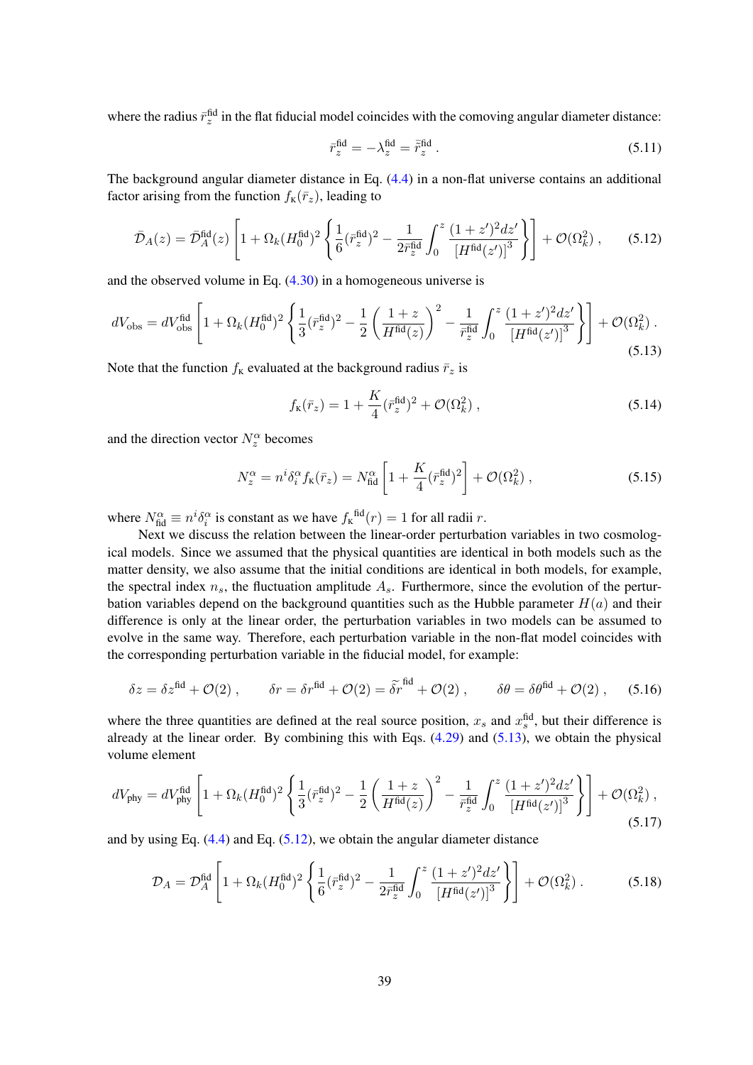where the radius $\bar{r}_z^{\rm fid}$ in the flat fiducial model coincides with the comoving angular diameter distance:

$$\bar{r}_z^{\rm fid} = -\lambda_z^{\rm fid} = \tilde{\bar{r}}_z^{\rm fid} \,. \tag{5.11}$$

The background angular diameter distance in Eq. (4.4) in a non-flat universe contains an additional factor arising from the function $f_{\rm K}(\bar{r}_z)$, leading to

$$\bar{\mathcal{D}}_A(z) = \bar{\mathcal{D}}_A^{\rm fid}(z)\left[1 + \Omega_k (H_0^{\rm fid})^2 \left\{\frac{1}{6}(\bar{r}_z^{\rm fid})^2 - \frac{1}{2\bar{r}_z^{\rm fid}}\int_0^z \frac{(1+z')^2 dz'}{\left[H^{\rm fid}(z')\right]^3}\right\}\right] + \mathcal{O}(\Omega_k^2)\,, \tag{5.12}$$

and the observed volume in Eq. (4.30) in a homogeneous universe is

$$dV_{\rm obs} = dV_{\rm obs}^{\rm fid}\left[1 + \Omega_k (H_0^{\rm fid})^2 \left\{\frac{1}{3}(\bar{r}_z^{\rm fid})^2 - \frac{1}{2}\left(\frac{1+z}{H^{\rm fid}(z)}\right)^2 - \frac{1}{\bar{r}_z^{\rm fid}}\int_0^z \frac{(1+z')^2 dz'}{\left[H^{\rm fid}(z')\right]^3}\right\}\right] + \mathcal{O}(\Omega_k^2)\,. \tag{5.13}$$

Note that the function $f_{\rm K}$ evaluated at the background radius $\bar{r}_z$ is

$$f_{\rm K}(\bar{r}_z) = 1 + \frac{K}{4}(\bar{r}_z^{\rm fid})^2 + \mathcal{O}(\Omega_k^2)\,, \tag{5.14}$$

and the direction vector $N_z^\alpha$ becomes

$$N_z^\alpha = n^i \delta_i^\alpha f_{\rm K}(\bar{r}_z) = N_{\rm fid}^\alpha\left[1 + \frac{K}{4}(\bar{r}_z^{\rm fid})^2\right] + \mathcal{O}(\Omega_k^2)\,, \tag{5.15}$$

where $N_{\rm fid}^\alpha \equiv n^i \delta_i^\alpha$ is constant as we have $f_{\rm K}{}^{\rm fid}(r) = 1$ for all radii $r$.

Next we discuss the relation between the linear-order perturbation variables in two cosmological models. Since we assumed that the physical quantities are identical in both models such as the matter density, we also assume that the initial conditions are identical in both models, for example, the spectral index $n_s$, the fluctuation amplitude $A_s$. Furthermore, since the evolution of the perturbation variables depend on the background quantities such as the Hubble parameter $H(a)$ and their difference is only at the linear order, the perturbation variables in two models can be assumed to evolve in the same way. Therefore, each perturbation variable in the non-flat model coincides with the corresponding perturbation variable in the fiducial model, for example:

$$\delta z = \delta z^{\rm fid} + \mathcal{O}(2)\,, \qquad \delta r = \delta r^{\rm fid} + \mathcal{O}(2) = \widetilde{\delta r}^{\,\rm fid} + \mathcal{O}(2)\,, \qquad \delta\theta = \delta\theta^{\rm fid} + \mathcal{O}(2)\,, \tag{5.16}$$

where the three quantities are defined at the real source position, $x_s$ and $x_s^{\rm fid}$, but their difference is already at the linear order. By combining this with Eqs. (4.29) and (5.13), we obtain the physical volume element

$$dV_{\rm phy} = dV_{\rm phy}^{\rm fid}\left[1 + \Omega_k (H_0^{\rm fid})^2 \left\{\frac{1}{3}(\bar{r}_z^{\rm fid})^2 - \frac{1}{2}\left(\frac{1+z}{H^{\rm fid}(z)}\right)^2 - \frac{1}{\bar{r}_z^{\rm fid}}\int_0^z \frac{(1+z')^2 dz'}{\left[H^{\rm fid}(z')\right]^3}\right\}\right] + \mathcal{O}(\Omega_k^2)\,, \tag{5.17}$$

and by using Eq. (4.4) and Eq. (5.12), we obtain the angular diameter distance

$$\mathcal{D}_A = \mathcal{D}_A^{\rm fid}\left[1 + \Omega_k (H_0^{\rm fid})^2 \left\{\frac{1}{6}(\bar{r}_z^{\rm fid})^2 - \frac{1}{2\bar{r}_z^{\rm fid}}\int_0^z \frac{(1+z')^2 dz'}{\left[H^{\rm fid}(z')\right]^3}\right\}\right] + \mathcal{O}(\Omega_k^2)\,. \tag{5.18}$$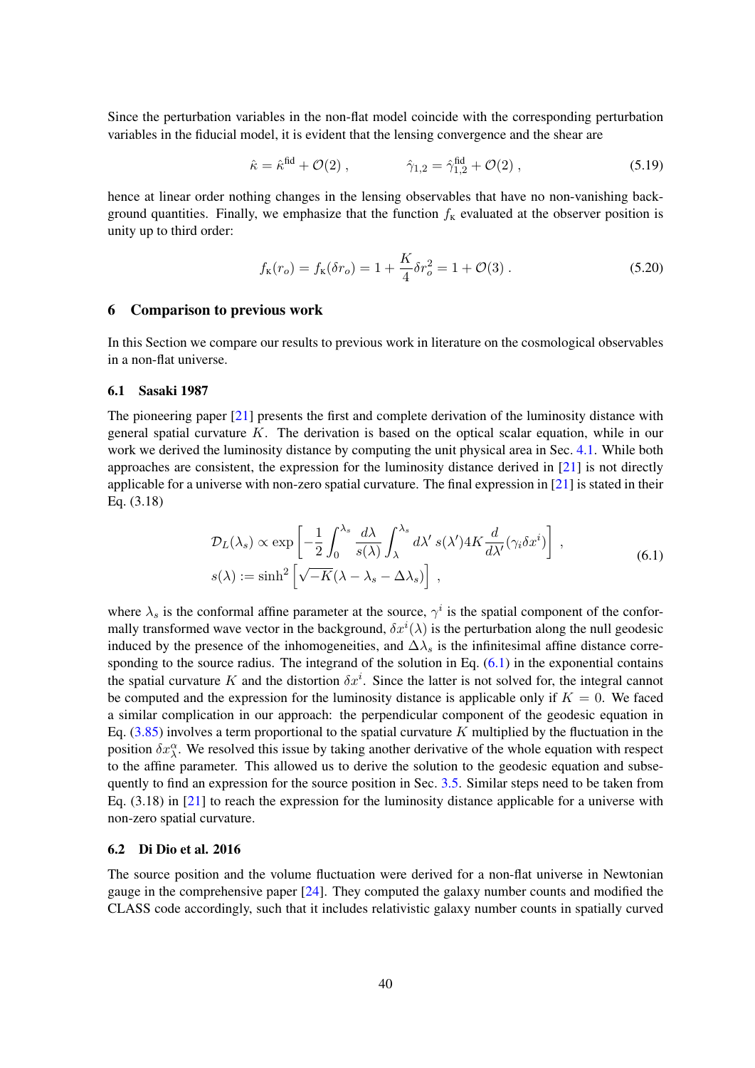Since the perturbation variables in the non-flat model coincide with the corresponding perturbation variables in the fiducial model, it is evident that the lensing convergence and the shear are

$$\hat{\kappa} = \hat{\kappa}^{\mathrm{fid}} + \mathcal{O}(2)\,, \qquad\qquad \hat{\gamma}_{1,2} = \hat{\gamma}_{1,2}^{\mathrm{fid}} + \mathcal{O}(2)\,, \tag{5.19}$$

hence at linear order nothing changes in the lensing observables that have no non-vanishing background quantities. Finally, we emphasize that the function $f_{\mathrm{K}}$ evaluated at the observer position is unity up to third order:

$$f_{\mathrm{K}}(r_o) = f_{\mathrm{K}}(\delta r_o) = 1 + \frac{K}{4}\delta r_o^2 = 1 + \mathcal{O}(3)\,. \tag{5.20}$$

## 6 Comparison to previous work

In this Section we compare our results to previous work in literature on the cosmological observables in a non-flat universe.

### 6.1 Sasaki 1987

The pioneering paper [21] presents the first and complete derivation of the luminosity distance with general spatial curvature $K$. The derivation is based on the optical scalar equation, while in our work we derived the luminosity distance by computing the unit physical area in Sec. 4.1. While both approaches are consistent, the expression for the luminosity distance derived in [21] is not directly applicable for a universe with non-zero spatial curvature. The final expression in [21] is stated in their Eq. (3.18)

$$\begin{aligned} \mathcal{D}_L(\lambda_s) &\propto \exp\left[-\frac{1}{2}\int_0^{\lambda_s}\frac{d\lambda}{s(\lambda)}\int_\lambda^{\lambda_s} d\lambda'\, s(\lambda') 4K\frac{d}{d\lambda'}(\gamma_i\delta x^i)\right]\,, \\ s(\lambda) &:= \sinh^2\left[\sqrt{-K}(\lambda - \lambda_s - \Delta\lambda_s)\right]\,, \end{aligned} \tag{6.1}$$

where $\lambda_s$ is the conformal affine parameter at the source, $\gamma^i$ is the spatial component of the conformally transformed wave vector in the background, $\delta x^i(\lambda)$ is the perturbation along the null geodesic induced by the presence of the inhomogeneities, and $\Delta\lambda_s$ is the infinitesimal affine distance corresponding to the source radius. The integrand of the solution in Eq. (6.1) in the exponential contains the spatial curvature $K$ and the distortion $\delta x^i$. Since the latter is not solved for, the integral cannot be computed and the expression for the luminosity distance is applicable only if $K = 0$. We faced a similar complication in our approach: the perpendicular component of the geodesic equation in Eq. (3.85) involves a term proportional to the spatial curvature $K$ multiplied by the fluctuation in the position $\delta x^\alpha_\lambda$. We resolved this issue by taking another derivative of the whole equation with respect to the affine parameter. This allowed us to derive the solution to the geodesic equation and subsequently to find an expression for the source position in Sec. 3.5. Similar steps need to be taken from Eq. (3.18) in [21] to reach the expression for the luminosity distance applicable for a universe with non-zero spatial curvature.

### 6.2 Di Dio et al. 2016

The source position and the volume fluctuation were derived for a non-flat universe in Newtonian gauge in the comprehensive paper [24]. They computed the galaxy number counts and modified the CLASS code accordingly, such that it includes relativistic galaxy number counts in spatially curved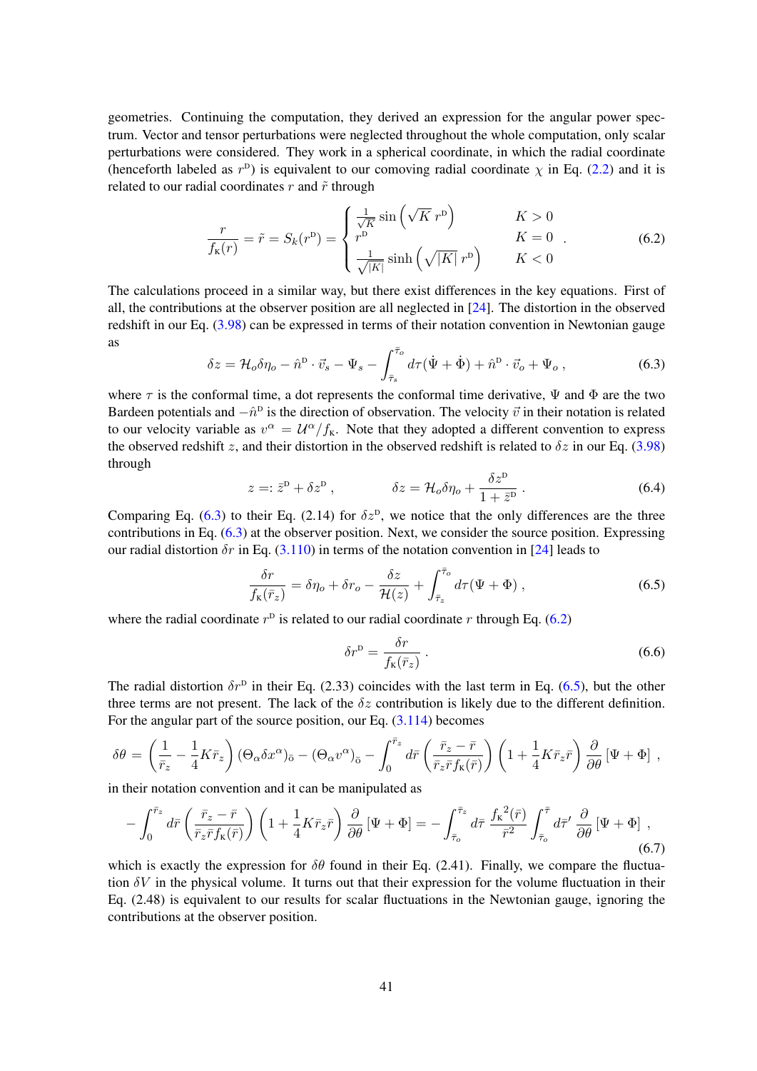geometries. Continuing the computation, they derived an expression for the angular power spectrum. Vector and tensor perturbations were neglected throughout the whole computation, only scalar perturbations were considered. They work in a spherical coordinate, in which the radial coordinate (henceforth labeled as $r^{\rm D}$) is equivalent to our comoving radial coordinate $\chi$ in Eq. (2.2) and it is related to our radial coordinates $r$ and $\tilde{r}$ through

$$\frac{r}{f_{\rm K}(r)} = \tilde{r} = S_k(r^{\rm D}) = \begin{cases} \frac{1}{\sqrt{K}} \sin\left(\sqrt{K}\, r^{\rm D}\right) & K > 0 \\ r^{\rm D} & K = 0 \\ \frac{1}{\sqrt{|K|}} \sinh\left(\sqrt{|K|}\, r^{\rm D}\right) & K < 0 \end{cases} . \tag{6.2}$$

The calculations proceed in a similar way, but there exist differences in the key equations. First of all, the contributions at the observer position are all neglected in [24]. The distortion in the observed redshift in our Eq. (3.98) can be expressed in terms of their notation convention in Newtonian gauge as

$$\delta z = \mathcal{H}_o \delta\eta_o - \hat{n}^{\rm D} \cdot \vec{v}_s - \Psi_s - \int_{\bar{\tau}_s}^{\bar{\tau}_o} d\tau (\dot{\Psi} + \dot{\Phi}) + \hat{n}^{\rm D} \cdot \vec{v}_o + \Psi_o \,, \tag{6.3}$$

where $\tau$ is the conformal time, a dot represents the conformal time derivative, $\Psi$ and $\Phi$ are the two Bardeen potentials and $-\hat{n}^{\rm D}$ is the direction of observation. The velocity $\vec{v}$ in their notation is related to our velocity variable as $v^\alpha = \mathcal{U}^\alpha / f_{\rm K}$. Note that they adopted a different convention to express the observed redshift $z$, and their distortion in the observed redshift is related to $\delta z$ in our Eq. (3.98) through

$$z =: \bar{z}^{\rm D} + \delta z^{\rm D} \,, \qquad\qquad \delta z = \mathcal{H}_o \delta\eta_o + \frac{\delta z^{\rm D}}{1 + \bar{z}^{\rm D}} \,. \tag{6.4}$$

Comparing Eq. (6.3) to their Eq. (2.14) for $\delta z^{\rm D}$, we notice that the only differences are the three contributions in Eq. (6.3) at the observer position. Next, we consider the source position. Expressing our radial distortion $\delta r$ in Eq. (3.110) in terms of the notation convention in [24] leads to

$$\frac{\delta r}{f_{\rm K}(\bar{r}_z)} = \delta\eta_o + \delta r_o - \frac{\delta z}{\mathcal{H}(z)} + \int_{\bar{\tau}_z}^{\bar{\tau}_o} d\tau (\Psi + \Phi) \,, \tag{6.5}$$

where the radial coordinate $r^{\rm D}$ is related to our radial coordinate $r$ through Eq. (6.2)

$$\delta r^{\rm D} = \frac{\delta r}{f_{\rm K}(\bar{r}_z)} \,. \tag{6.6}$$

The radial distortion $\delta r^{\rm D}$ in their Eq. (2.33) coincides with the last term in Eq. (6.5), but the other three terms are not present. The lack of the $\delta z$ contribution is likely due to the different definition. For the angular part of the source position, our Eq. (3.114) becomes

$$\delta\theta = \left(\frac{1}{\bar{r}_z} - \frac{1}{4} K \bar{r}_z\right) (\Theta_\alpha \delta x^\alpha)_{\bar{o}} - (\Theta_\alpha v^\alpha)_{\bar{o}} - \int_0^{\bar{r}_z} d\bar{r} \left(\frac{\bar{r}_z - \bar{r}}{\bar{r}_z \bar{r} f_{\rm K}(\bar{r})}\right) \left(1 + \frac{1}{4} K \bar{r}_z \bar{r}\right) \frac{\partial}{\partial\theta} [\Psi + \Phi] \,,$$

in their notation convention and it can be manipulated as

$$-\int_0^{\bar{r}_z} d\bar{r} \left(\frac{\bar{r}_z - \bar{r}}{\bar{r}_z \bar{r} f_{\rm K}(\bar{r})}\right) \left(1 + \frac{1}{4} K \bar{r}_z \bar{r}\right) \frac{\partial}{\partial\theta} [\Psi + \Phi] = -\int_{\bar{\tau}_o}^{\bar{\tau}_z} d\bar{\tau} \, \frac{f_{\rm K}{}^2(\bar{r})}{\bar{r}^2} \int_{\bar{\tau}_o}^{\bar{\tau}} d\bar{\tau}' \, \frac{\partial}{\partial\theta} [\Psi + \Phi] \,, \tag{6.7}$$

which is exactly the expression for $\delta\theta$ found in their Eq. (2.41). Finally, we compare the fluctuation $\delta V$ in the physical volume. It turns out that their expression for the volume fluctuation in their Eq. (2.48) is equivalent to our results for scalar fluctuations in the Newtonian gauge, ignoring the contributions at the observer position.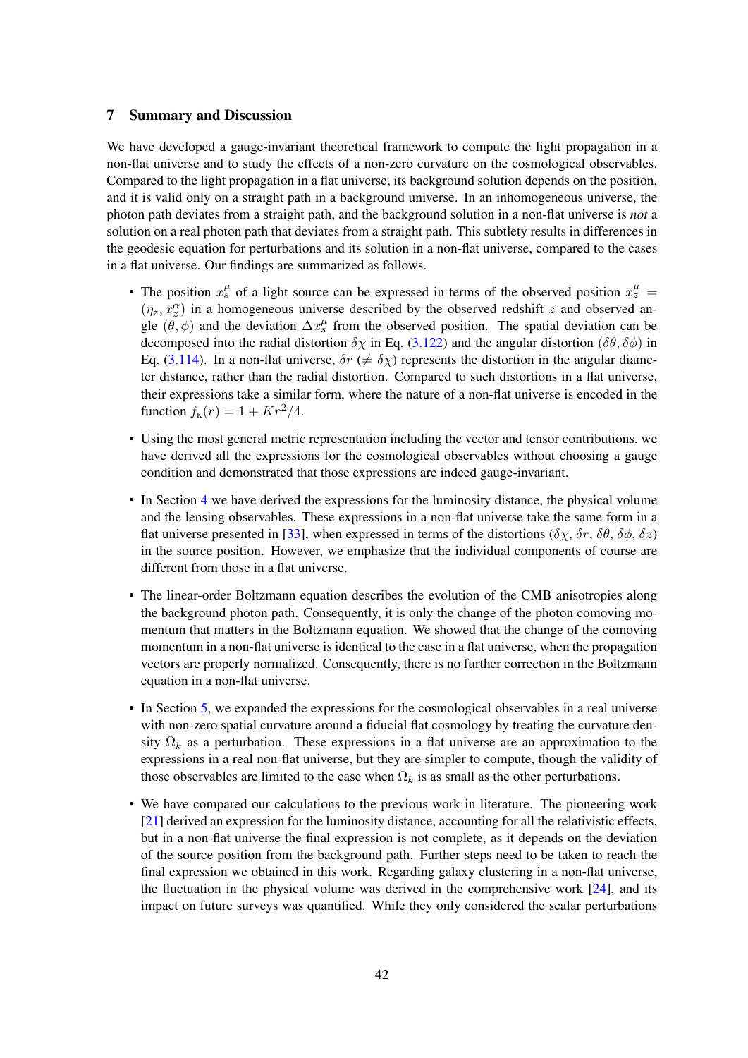## 7 Summary and Discussion

We have developed a gauge-invariant theoretical framework to compute the light propagation in a non-flat universe and to study the effects of a non-zero curvature on the cosmological observables. Compared to the light propagation in a flat universe, its background solution depends on the position, and it is valid only on a straight path in a background universe. In an inhomogeneous universe, the photon path deviates from a straight path, and the background solution in a non-flat universe is *not* a solution on a real photon path that deviates from a straight path. This subtlety results in differences in the geodesic equation for perturbations and its solution in a non-flat universe, compared to the cases in a flat universe. Our findings are summarized as follows.

- The position $x^\mu_s$ of a light source can be expressed in terms of the observed position $\bar{x}^\mu_z = (\bar{\eta}_z, \bar{x}^\alpha_z)$ in a homogeneous universe described by the observed redshift $z$ and observed angle $(\theta, \phi)$ and the deviation $\Delta x^\mu_s$ from the observed position. The spatial deviation can be decomposed into the radial distortion $\delta\chi$ in Eq. (3.122) and the angular distortion $(\delta\theta, \delta\phi)$ in Eq. (3.114). In a non-flat universe, $\delta r$ ($\neq \delta\chi$) represents the distortion in the angular diameter distance, rather than the radial distortion. Compared to such distortions in a flat universe, their expressions take a similar form, where the nature of a non-flat universe is encoded in the function $f_{\rm K}(r) = 1 + Kr^2/4$.

- Using the most general metric representation including the vector and tensor contributions, we have derived all the expressions for the cosmological observables without choosing a gauge condition and demonstrated that those expressions are indeed gauge-invariant.

- In Section 4 we have derived the expressions for the luminosity distance, the physical volume and the lensing observables. These expressions in a non-flat universe take the same form in a flat universe presented in [33], when expressed in terms of the distortions ($\delta\chi$, $\delta r$, $\delta\theta$, $\delta\phi$, $\delta z$) in the source position. However, we emphasize that the individual components of course are different from those in a flat universe.

- The linear-order Boltzmann equation describes the evolution of the CMB anisotropies along the background photon path. Consequently, it is only the change of the photon comoving momentum that matters in the Boltzmann equation. We showed that the change of the comoving momentum in a non-flat universe is identical to the case in a flat universe, when the propagation vectors are properly normalized. Consequently, there is no further correction in the Boltzmann equation in a non-flat universe.

- In Section 5, we expanded the expressions for the cosmological observables in a real universe with non-zero spatial curvature around a fiducial flat cosmology by treating the curvature density $\Omega_k$ as a perturbation. These expressions in a flat universe are an approximation to the expressions in a real non-flat universe, but they are simpler to compute, though the validity of those observables are limited to the case when $\Omega_k$ is as small as the other perturbations.

- We have compared our calculations to the previous work in literature. The pioneering work [21] derived an expression for the luminosity distance, accounting for all the relativistic effects, but in a non-flat universe the final expression is not complete, as it depends on the deviation of the source position from the background path. Further steps need to be taken to reach the final expression we obtained in this work. Regarding galaxy clustering in a non-flat universe, the fluctuation in the physical volume was derived in the comprehensive work [24], and its impact on future surveys was quantified. While they only considered the scalar perturbations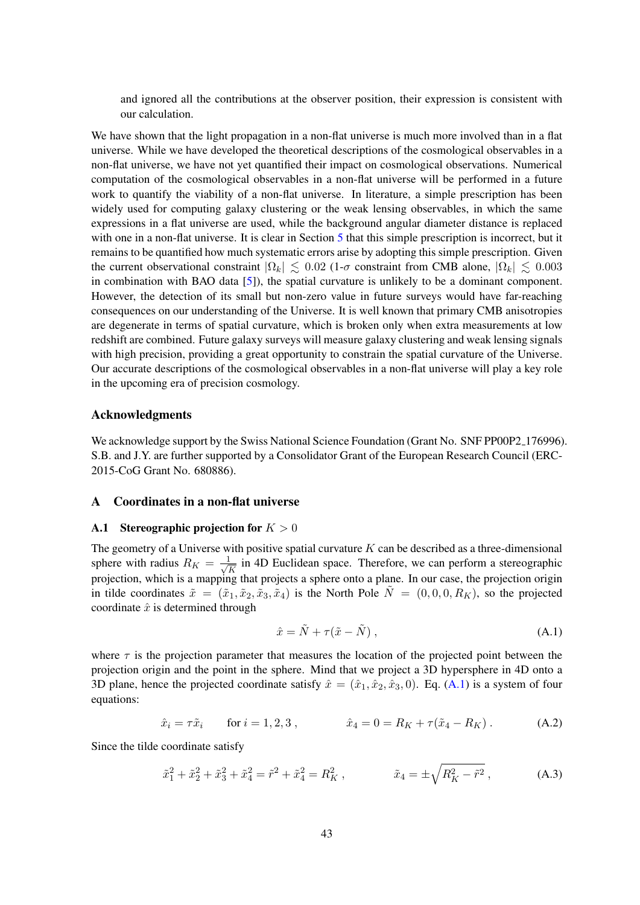and ignored all the contributions at the observer position, their expression is consistent with our calculation.

We have shown that the light propagation in a non-flat universe is much more involved than in a flat universe. While we have developed the theoretical descriptions of the cosmological observables in a non-flat universe, we have not yet quantified their impact on cosmological observations. Numerical computation of the cosmological observables in a non-flat universe will be performed in a future work to quantify the viability of a non-flat universe. In literature, a simple prescription has been widely used for computing galaxy clustering or the weak lensing observables, in which the same expressions in a flat universe are used, while the background angular diameter distance is replaced with one in a non-flat universe. It is clear in Section 5 that this simple prescription is incorrect, but it remains to be quantified how much systematic errors arise by adopting this simple prescription. Given the current observational constraint $|\Omega_k| \lesssim 0.02$ (1-$\sigma$ constraint from CMB alone, $|\Omega_k| \lesssim 0.003$ in combination with BAO data [5]), the spatial curvature is unlikely to be a dominant component. However, the detection of its small but non-zero value in future surveys would have far-reaching consequences on our understanding of the Universe. It is well known that primary CMB anisotropies are degenerate in terms of spatial curvature, which is broken only when extra measurements at low redshift are combined. Future galaxy surveys will measure galaxy clustering and weak lensing signals with high precision, providing a great opportunity to constrain the spatial curvature of the Universe. Our accurate descriptions of the cosmological observables in a non-flat universe will play a key role in the upcoming era of precision cosmology.

### Acknowledgments

We acknowledge support by the Swiss National Science Foundation (Grant No. SNF PP00P2_176996). S.B. and J.Y. are further supported by a Consolidator Grant of the European Research Council (ERC-2015-CoG Grant No. 680886).

## A Coordinates in a non-flat universe

### A.1 Stereographic projection for $K > 0$

The geometry of a Universe with positive spatial curvature $K$ can be described as a three-dimensional sphere with radius $R_K = \frac{1}{\sqrt{K}}$ in 4D Euclidean space. Therefore, we can perform a stereographic projection, which is a mapping that projects a sphere onto a plane. In our case, the projection origin in tilde coordinates $\tilde{x} = (\tilde{x}_1, \tilde{x}_2, \tilde{x}_3, \tilde{x}_4)$ is the North Pole $\tilde{N} = (0, 0, 0, R_K)$, so the projected coordinate $\hat{x}$ is determined through

$$\hat{x} = \tilde{N} + \tau(\tilde{x} - \tilde{N}) , \tag{A.1}$$

where $\tau$ is the projection parameter that measures the location of the projected point between the projection origin and the point in the sphere. Mind that we project a 3D hypersphere in 4D onto a 3D plane, hence the projected coordinate satisfy $\hat{x} = (\hat{x}_1, \hat{x}_2, \hat{x}_3, 0)$. Eq. (A.1) is a system of four equations:

$$\hat{x}_i = \tau\tilde{x}_i \qquad \text{for } i = 1, 2, 3 , \qquad\qquad \hat{x}_4 = 0 = R_K + \tau(\tilde{x}_4 - R_K) . \tag{A.2}$$

Since the tilde coordinate satisfy

$$\tilde{x}_1^2 + \tilde{x}_2^2 + \tilde{x}_3^2 + \tilde{x}_4^2 = \tilde{r}^2 + \tilde{x}_4^2 = R_K^2 , \qquad\qquad \tilde{x}_4 = \pm\sqrt{R_K^2 - \tilde{r}^2} , \tag{A.3}$$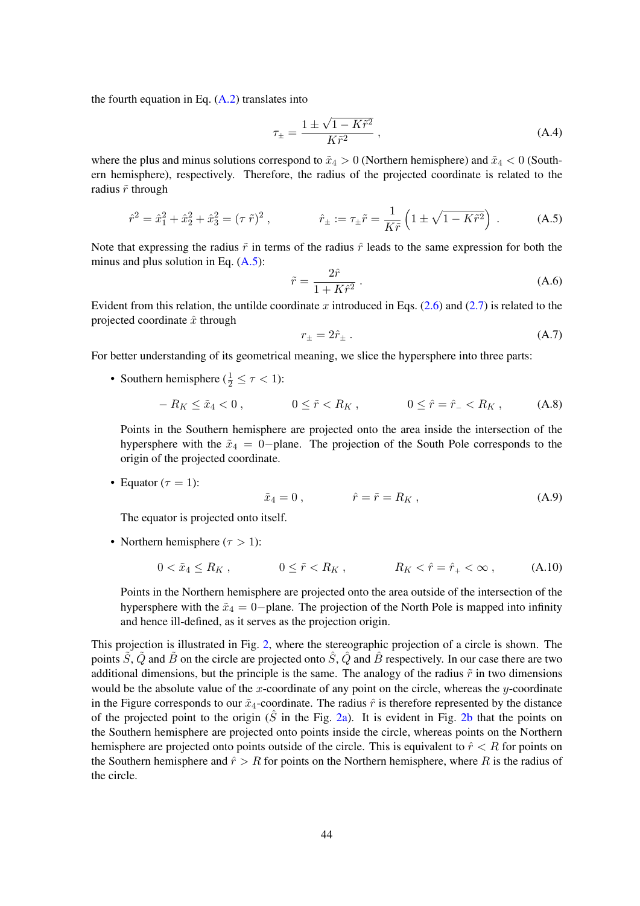the fourth equation in Eq. (A.2) translates into

$$\tau_{\pm} = \frac{1 \pm \sqrt{1 - K\tilde{r}^2}}{K\tilde{r}^2} \,, \tag{A.4}$$

where the plus and minus solutions correspond to $\tilde{x}_4 > 0$ (Northern hemisphere) and $\tilde{x}_4 < 0$ (Southern hemisphere), respectively. Therefore, the radius of the projected coordinate is related to the radius $\tilde{r}$ through

$$\hat{r}^2 = \hat{x}_1^2 + \hat{x}_2^2 + \hat{x}_3^2 = (\tau\, \tilde{r})^2 \,, \qquad \hat{r}_{\pm} := \tau_{\pm}\tilde{r} = \frac{1}{K\tilde{r}}\left(1 \pm \sqrt{1 - K\tilde{r}^2}\right) \,. \tag{A.5}$$

Note that expressing the radius $\tilde{r}$ in terms of the radius $\hat{r}$ leads to the same expression for both the minus and plus solution in Eq. (A.5):

$$\tilde{r} = \frac{2\hat{r}}{1 + K\hat{r}^2} \,. \tag{A.6}$$

Evident from this relation, the untilde coordinate $x$ introduced in Eqs. (2.6) and (2.7) is related to the projected coordinate $\hat{x}$ through

$$r_{\pm} = 2\hat{r}_{\pm} \,. \tag{A.7}$$

For better understanding of its geometrical meaning, we slice the hypersphere into three parts:

- Southern hemisphere ($\frac{1}{2} \leq \tau < 1$):

$$-R_K \leq \tilde{x}_4 < 0 \,, \qquad 0 \leq \tilde{r} < R_K \,, \qquad 0 \leq \hat{r} = \hat{r}_- < R_K \,, \tag{A.8}$$

  Points in the Southern hemisphere are projected onto the area inside the intersection of the hypersphere with the $\tilde{x}_4 = 0-$plane. The projection of the South Pole corresponds to the origin of the projected coordinate.

- Equator ($\tau = 1$):

$$\tilde{x}_4 = 0 \,, \qquad \hat{r} = \tilde{r} = R_K \,, \tag{A.9}$$

  The equator is projected onto itself.

- Northern hemisphere ($\tau > 1$):

$$0 < \tilde{x}_4 \leq R_K \,, \qquad 0 \leq \tilde{r} < R_K \,, \qquad R_K < \hat{r} = \hat{r}_+ < \infty \,, \tag{A.10}$$

  Points in the Northern hemisphere are projected onto the area outside of the intersection of the hypersphere with the $\tilde{x}_4 = 0-$plane. The projection of the North Pole is mapped into infinity and hence ill-defined, as it serves as the projection origin.

This projection is illustrated in Fig. 2, where the stereographic projection of a circle is shown. The points $\tilde{S}$, $\tilde{Q}$ and $\tilde{B}$ on the circle are projected onto $\hat{S}$, $\hat{Q}$ and $\hat{B}$ respectively. In our case there are two additional dimensions, but the principle is the same. The analogy of the radius $\tilde{r}$ in two dimensions would be the absolute value of the $x$-coordinate of any point on the circle, whereas the $y$-coordinate in the Figure corresponds to our $\tilde{x}_4$-coordinate. The radius $\hat{r}$ is therefore represented by the distance of the projected point to the origin ($\hat{S}$ in the Fig. 2a). It is evident in Fig. 2b that the points on the Southern hemisphere are projected onto points inside the circle, whereas points on the Northern hemisphere are projected onto points outside of the circle. This is equivalent to $\hat{r} < R$ for points on the Southern hemisphere and $\hat{r} > R$ for points on the Northern hemisphere, where $R$ is the radius of the circle.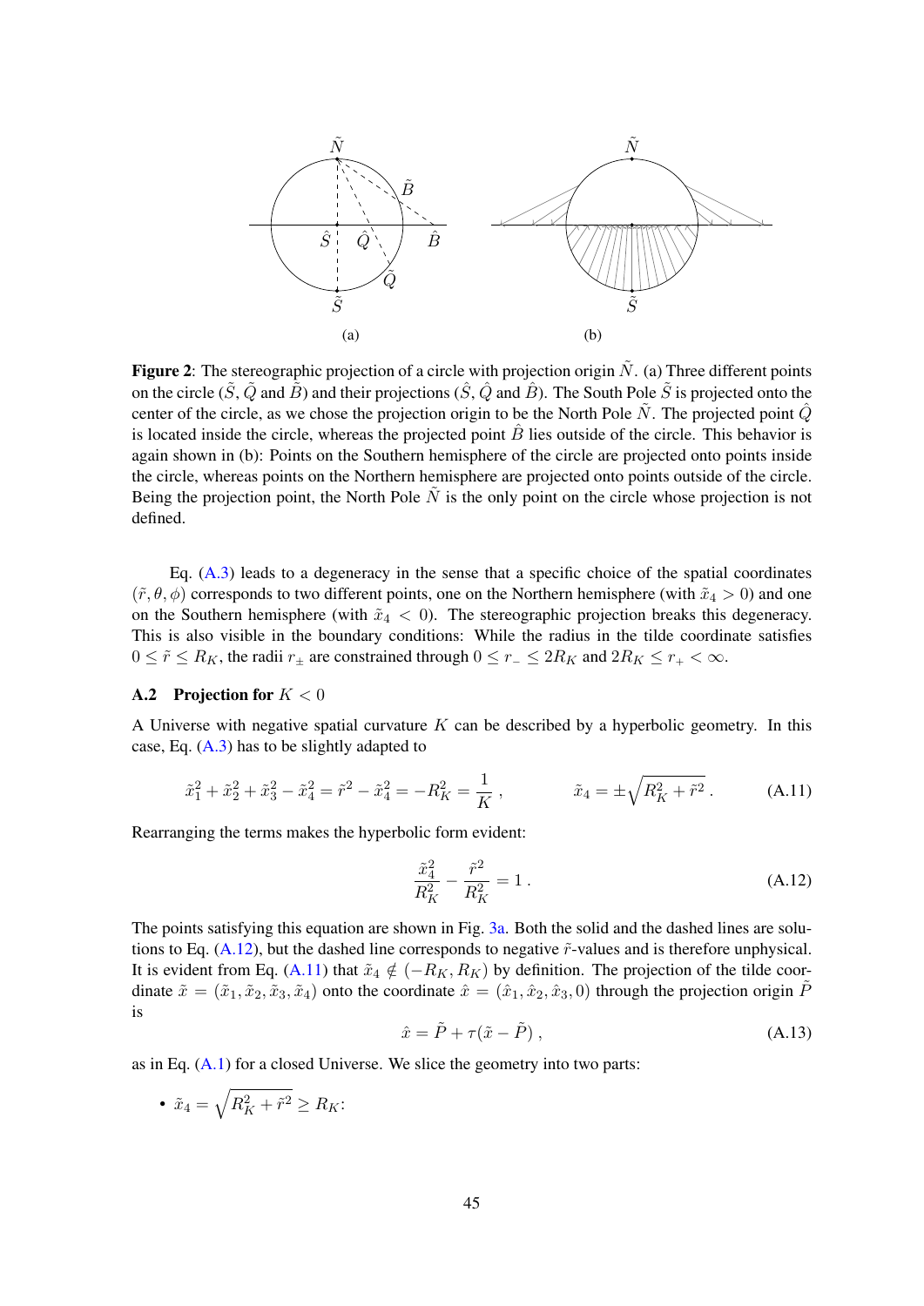**Figure 2**: The stereographic projection of a circle with projection origin $\tilde{N}$. (a) Three different points on the circle ($\tilde{S}$, $\tilde{Q}$ and $\tilde{B}$) and their projections ($\hat{S}$, $\hat{Q}$ and $\hat{B}$). The South Pole $\tilde{S}$ is projected onto the center of the circle, as we chose the projection origin to be the North Pole $\tilde{N}$. The projected point $\hat{Q}$ is located inside the circle, whereas the projected point $\hat{B}$ lies outside of the circle. This behavior is again shown in (b): Points on the Southern hemisphere of the circle are projected onto points inside the circle, whereas points on the Northern hemisphere are projected onto points outside of the circle. Being the projection point, the North Pole $\tilde{N}$ is the only point on the circle whose projection is not defined.

Eq. (A.3) leads to a degeneracy in the sense that a specific choice of the spatial coordinates $(\tilde{r}, \theta, \phi)$ corresponds to two different points, one on the Northern hemisphere (with $\tilde{x}_4 > 0$) and one on the Southern hemisphere (with $\tilde{x}_4 < 0$). The stereographic projection breaks this degeneracy. This is also visible in the boundary conditions: While the radius in the tilde coordinate satisfies $0 \leq \tilde{r} \leq R_K$, the radii $r_\pm$ are constrained through $0 \leq r_- \leq 2R_K$ and $2R_K \leq r_+ < \infty$.

### A.2 Projection for $K < 0$

A Universe with negative spatial curvature $K$ can be described by a hyperbolic geometry. In this case, Eq. (A.3) has to be slightly adapted to

$$\tilde{x}_1^2 + \tilde{x}_2^2 + \tilde{x}_3^2 - \tilde{x}_4^2 = \tilde{r}^2 - \tilde{x}_4^2 = -R_K^2 = \frac{1}{K}\,, \qquad \tilde{x}_4 = \pm\sqrt{R_K^2 + \tilde{r}^2}\,. \tag{A.11}$$

Rearranging the terms makes the hyperbolic form evident:

$$\frac{\tilde{x}_4^2}{R_K^2} - \frac{\tilde{r}^2}{R_K^2} = 1\,. \tag{A.12}$$

The points satisfying this equation are shown in Fig. 3a. Both the solid and the dashed lines are solutions to Eq. (A.12), but the dashed line corresponds to negative $\tilde{r}$-values and is therefore unphysical. It is evident from Eq. (A.11) that $\tilde{x}_4 \notin (-R_K, R_K)$ by definition. The projection of the tilde coordinate $\tilde{x} = (\tilde{x}_1, \tilde{x}_2, \tilde{x}_3, \tilde{x}_4)$ onto the coordinate $\hat{x} = (\hat{x}_1, \hat{x}_2, \hat{x}_3, 0)$ through the projection origin $\tilde{P}$ is

$$\hat{x} = \tilde{P} + \tau(\tilde{x} - \tilde{P})\,, \tag{A.13}$$

as in Eq. (A.1) for a closed Universe. We slice the geometry into two parts:

- $\tilde{x}_4 = \sqrt{R_K^2 + \tilde{r}^2} \geq R_K$: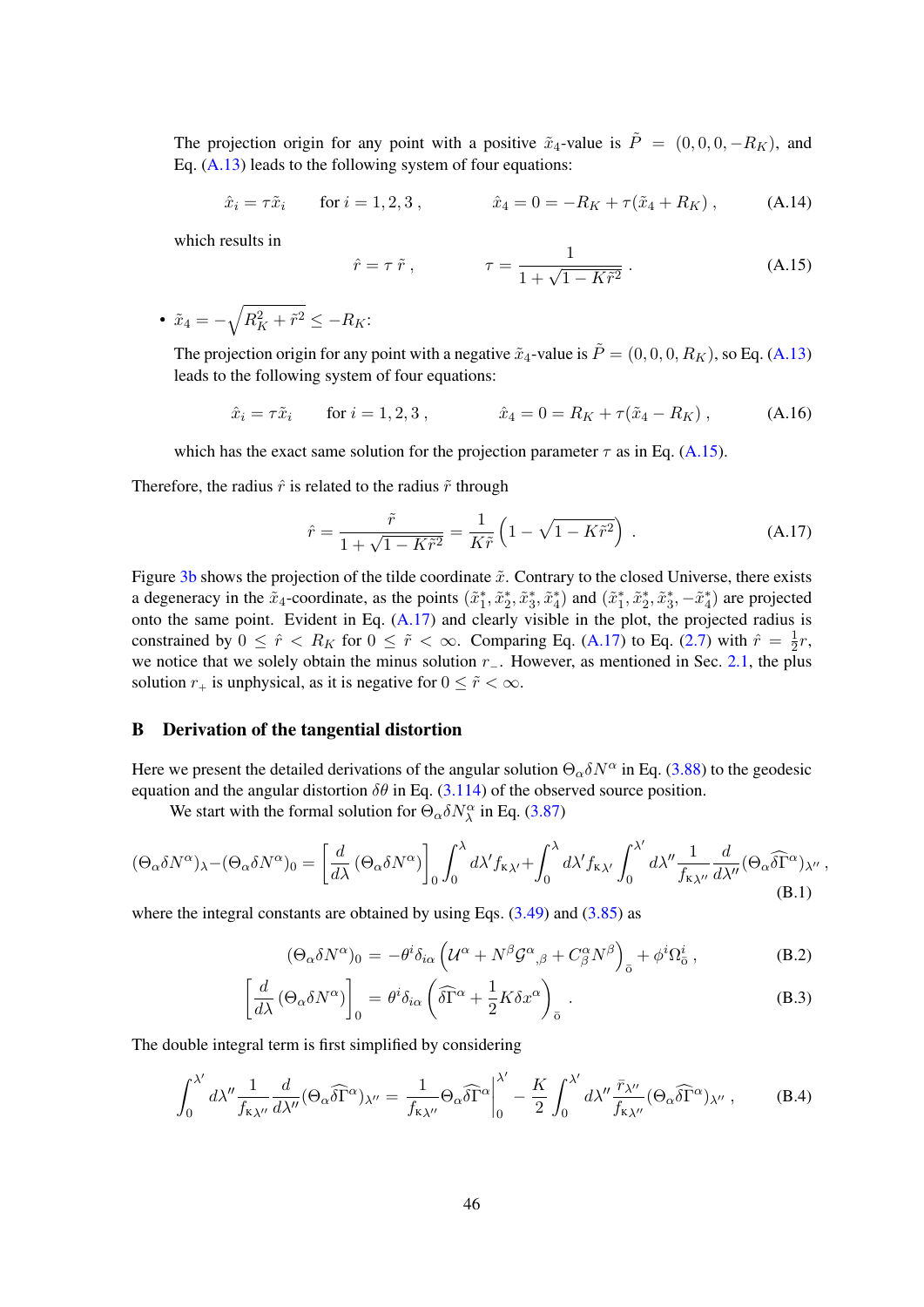The projection origin for any point with a positive $\tilde{x}_4$-value is $\tilde{P} = (0, 0, 0, -R_K)$, and Eq. (A.13) leads to the following system of four equations:

$$\hat{x}_i = \tau \tilde{x}_i \qquad \text{for } i = 1, 2, 3 \,, \qquad\qquad \hat{x}_4 = 0 = -R_K + \tau(\tilde{x}_4 + R_K) \,, \tag{A.14}$$

which results in

$$\hat{r} = \tau\, \tilde{r} \,, \qquad\qquad \tau = \frac{1}{1 + \sqrt{1 - K\tilde{r}^2}} \,. \tag{A.15}$$

- $\tilde{x}_4 = -\sqrt{R_K^2 + \tilde{r}^2} \leq -R_K$:

  The projection origin for any point with a negative $\tilde{x}_4$-value is $\tilde{P} = (0, 0, 0, R_K)$, so Eq. (A.13) leads to the following system of four equations:

$$\hat{x}_i = \tau \tilde{x}_i \qquad \text{for } i = 1, 2, 3 \,, \qquad\qquad \hat{x}_4 = 0 = R_K + \tau(\tilde{x}_4 - R_K) \,, \tag{A.16}$$

  which has the exact same solution for the projection parameter $\tau$ as in Eq. (A.15).

Therefore, the radius $\hat{r}$ is related to the radius $\tilde{r}$ through

$$\hat{r} = \frac{\tilde{r}}{1 + \sqrt{1 - K\tilde{r}^2}} = \frac{1}{K\tilde{r}}\left(1 - \sqrt{1 - K\tilde{r}^2}\right) \,. \tag{A.17}$$

Figure 3b shows the projection of the tilde coordinate $\tilde{x}$. Contrary to the closed Universe, there exists a degeneracy in the $\tilde{x}_4$-coordinate, as the points $(\tilde{x}_1^*, \tilde{x}_2^*, \tilde{x}_3^*, \tilde{x}_4^*)$ and $(\tilde{x}_1^*, \tilde{x}_2^*, \tilde{x}_3^*, -\tilde{x}_4^*)$ are projected onto the same point. Evident in Eq. (A.17) and clearly visible in the plot, the projected radius is constrained by $0 \leq \hat{r} < R_K$ for $0 \leq \tilde{r} < \infty$. Comparing Eq. (A.17) to Eq. (2.7) with $\hat{r} = \frac{1}{2}r$, we notice that we solely obtain the minus solution $r_-$. However, as mentioned in Sec. 2.1, the plus solution $r_+$ is unphysical, as it is negative for $0 \leq \tilde{r} < \infty$.

## B Derivation of the tangential distortion

Here we present the detailed derivations of the angular solution $\Theta_\alpha \delta N^\alpha$ in Eq. (3.88) to the geodesic equation and the angular distortion $\delta\theta$ in Eq. (3.114) of the observed source position.

We start with the formal solution for $\Theta_\alpha \delta N^\alpha_\lambda$ in Eq. (3.87)

$$(\Theta_\alpha \delta N^\alpha)_\lambda - (\Theta_\alpha \delta N^\alpha)_0 = \left[\frac{d}{d\lambda}(\Theta_\alpha \delta N^\alpha)\right]_0 \int_0^\lambda d\lambda' f_{\mathrm{K}\lambda'} + \int_0^\lambda d\lambda' f_{\mathrm{K}\lambda'} \int_0^{\lambda'} d\lambda'' \frac{1}{f_{\mathrm{K}\lambda''}} \frac{d}{d\lambda''}(\Theta_\alpha \widehat{\delta\Gamma}^\alpha)_{\lambda''} \,, \tag{B.1}$$

where the integral constants are obtained by using Eqs. (3.49) and (3.85) as

$$(\Theta_\alpha \delta N^\alpha)_0 = -\theta^i \delta_{i\alpha}\left(\mathcal{U}^\alpha + N^\beta \mathcal{G}^\alpha{}_{,\beta} + C^\alpha_\beta N^\beta\right)_{\bar{o}} + \phi^i \Omega^i_{\bar{o}} \,, \tag{B.2}$$

$$\left[\frac{d}{d\lambda}(\Theta_\alpha \delta N^\alpha)\right]_0 = \theta^i \delta_{i\alpha}\left(\widehat{\delta\Gamma}^\alpha + \frac{1}{2}K\delta x^\alpha\right)_{\bar{o}} \,. \tag{B.3}$$

The double integral term is first simplified by considering

$$\int_0^{\lambda'} d\lambda'' \frac{1}{f_{\mathrm{K}\lambda''}} \frac{d}{d\lambda''}(\Theta_\alpha \widehat{\delta\Gamma}^\alpha)_{\lambda''} = \frac{1}{f_{\mathrm{K}\lambda''}} \Theta_\alpha \widehat{\delta\Gamma}^\alpha \Big|_0^{\lambda'} - \frac{K}{2}\int_0^{\lambda'} d\lambda'' \frac{\bar{r}_{\lambda''}}{f_{\mathrm{K}\lambda''}} (\Theta_\alpha \widehat{\delta\Gamma}^\alpha)_{\lambda''} \,, \tag{B.4}$$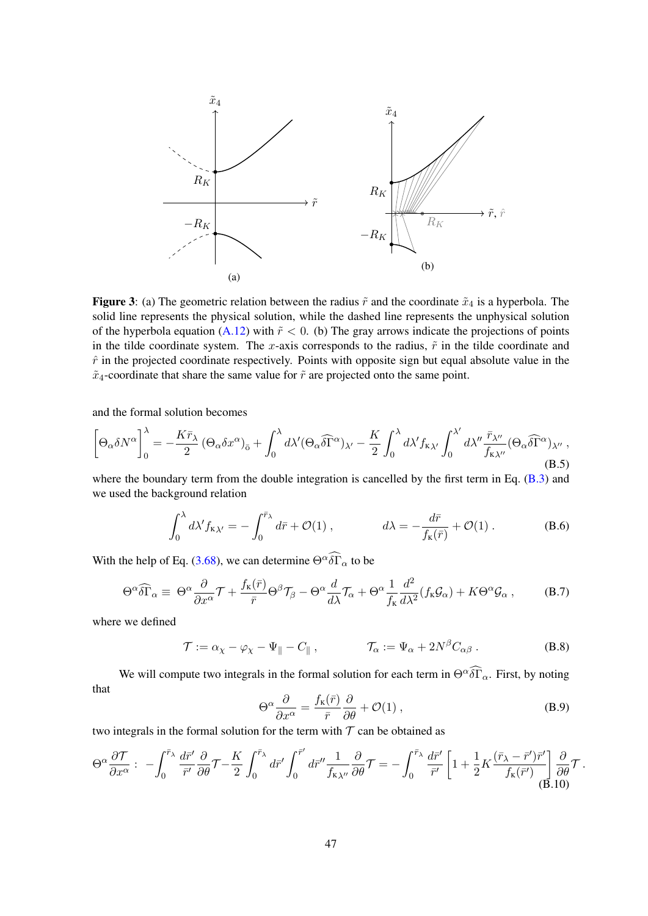**Figure 3**: (a) The geometric relation between the radius $\tilde{r}$ and the coordinate $\tilde{x}_4$ is a hyperbola. The solid line represents the physical solution, while the dashed line represents the unphysical solution of the hyperbola equation (A.12) with $\tilde{r} < 0$. (b) The gray arrows indicate the projections of points in the tilde coordinate system. The $x$-axis corresponds to the radius, $\tilde{r}$ in the tilde coordinate and $\hat{r}$ in the projected coordinate respectively. Points with opposite sign but equal absolute value in the $\tilde{x}_4$-coordinate that share the same value for $\tilde{r}$ are projected onto the same point.

and the formal solution becomes

$$\left[\Theta_\alpha \delta N^\alpha\right]_0^\lambda = -\frac{K\bar{r}_\lambda}{2}\left(\Theta_\alpha \delta x^\alpha\right)_{\bar{o}} + \int_0^\lambda d\lambda' (\Theta_\alpha \widehat{\delta\Gamma}^\alpha)_{\lambda'} - \frac{K}{2}\int_0^\lambda d\lambda' f_{\kappa\lambda'} \int_0^{\lambda'} d\lambda'' \frac{\bar{r}_{\lambda''}}{f_{\kappa\lambda''}} (\Theta_\alpha \widehat{\delta\Gamma}^\alpha)_{\lambda''} \,, \tag{B.5}$$

where the boundary term from the double integration is cancelled by the first term in Eq. (B.3) and we used the background relation

$$\int_0^\lambda d\lambda' f_{\kappa\lambda'} = -\int_0^{\bar{r}_\lambda} d\bar{r} + \mathcal{O}(1) \,, \qquad\qquad d\lambda = -\frac{d\bar{r}}{f_\kappa(\bar{r})} + \mathcal{O}(1) \,. \tag{B.6}$$

With the help of Eq. (3.68), we can determine $\Theta^\alpha \widehat{\delta\Gamma}_\alpha$ to be

$$\Theta^\alpha \widehat{\delta\Gamma}_\alpha \equiv \Theta^\alpha \frac{\partial}{\partial x^\alpha}\mathcal{T} + \frac{f_\kappa(\bar{r})}{\bar{r}}\Theta^\beta \mathcal{T}_\beta - \Theta^\alpha \frac{d}{d\lambda}\mathcal{T}_\alpha + \Theta^\alpha \frac{1}{f_\kappa}\frac{d^2}{d\lambda^2}(f_\kappa \mathcal{G}_\alpha) + K\Theta^\alpha \mathcal{G}_\alpha \,, \tag{B.7}$$

where we defined

$$\mathcal{T} := \alpha_\chi - \varphi_\chi - \Psi_\parallel - C_\parallel \,, \qquad\qquad \mathcal{T}_\alpha := \Psi_\alpha + 2N^\beta C_{\alpha\beta} \,. \tag{B.8}$$

We will compute two integrals in the formal solution for each term in $\Theta^\alpha \widehat{\delta\Gamma}_\alpha$. First, by noting that

$$\Theta^\alpha \frac{\partial}{\partial x^\alpha} = \frac{f_\kappa(\bar{r})}{\bar{r}}\frac{\partial}{\partial\theta} + \mathcal{O}(1) \,, \tag{B.9}$$

two integrals in the formal solution for the term with $\mathcal{T}$ can be obtained as

$$\Theta^\alpha \frac{\partial \mathcal{T}}{\partial x^\alpha} : \; -\int_0^{\bar{r}_\lambda} \frac{d\bar{r}'}{\bar{r}'}\frac{\partial}{\partial\theta}\mathcal{T} - \frac{K}{2}\int_0^{\bar{r}_\lambda} d\bar{r}' \int_0^{\bar{r}'} d\bar{r}'' \frac{1}{f_{\kappa\lambda''}}\frac{\partial}{\partial\theta}\mathcal{T} = -\int_0^{\bar{r}_\lambda} \frac{d\bar{r}'}{\bar{r}'}\left[1 + \frac{1}{2}K\frac{(\bar{r}_\lambda - \bar{r}')\bar{r}'}{f_\kappa(\bar{r}')}\right]\frac{\partial}{\partial\theta}\mathcal{T} \,. \tag{B.10}$$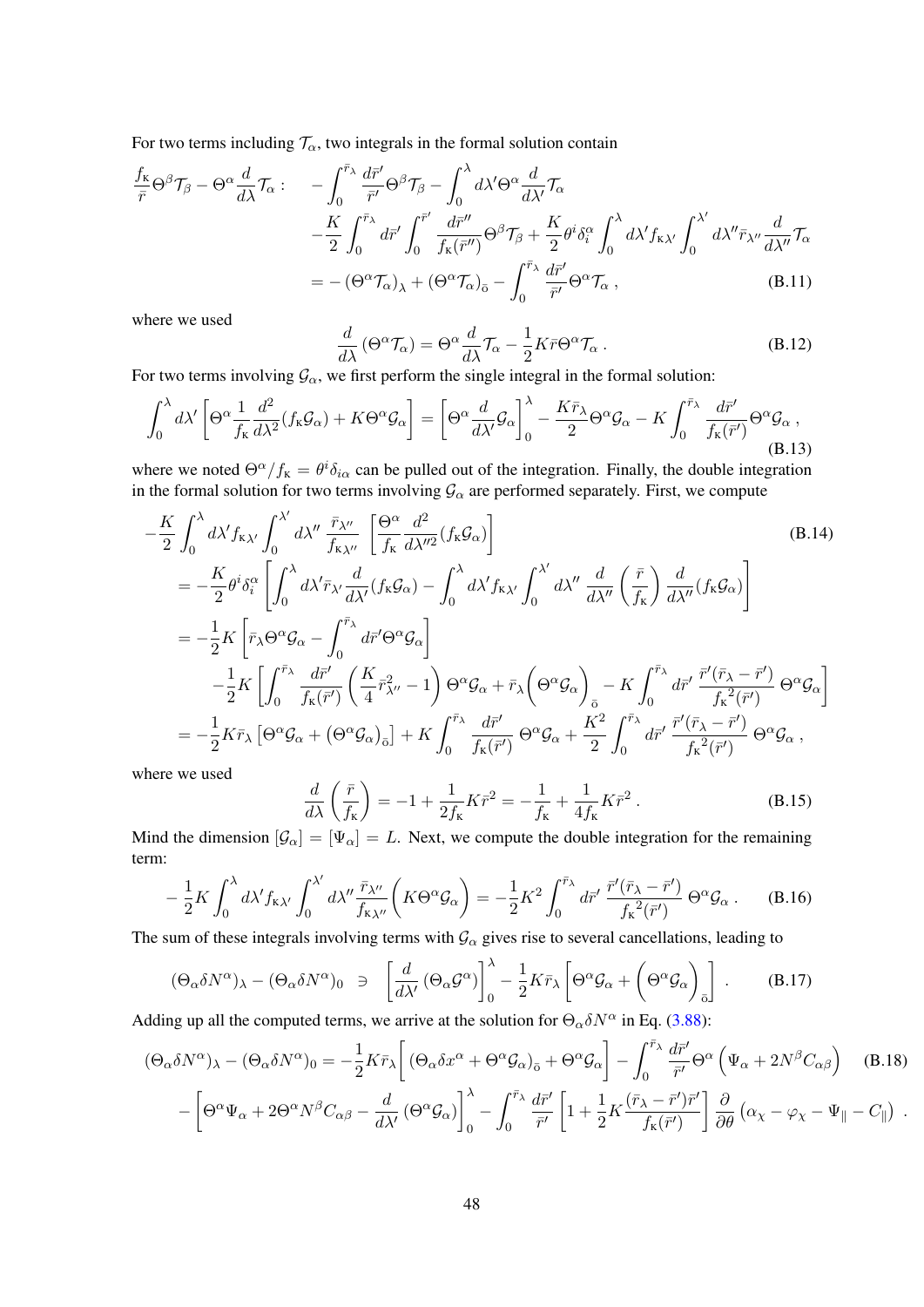For two terms including $\mathcal{T}_\alpha$, two integrals in the formal solution contain

$$
\begin{aligned}
\frac{f_\mathrm{K}}{\bar{r}}\Theta^\beta\mathcal{T}_\beta - \Theta^\alpha\frac{d}{d\lambda}\mathcal{T}_\alpha : \quad & -\int_0^{\bar{r}_\lambda}\frac{d\bar{r}'}{\bar{r}'}\Theta^\beta\mathcal{T}_\beta - \int_0^\lambda d\lambda'\Theta^\alpha\frac{d}{d\lambda'}\mathcal{T}_\alpha \\
& -\frac{K}{2}\int_0^{\bar{r}_\lambda}d\bar{r}'\int_0^{\bar{r}'}\frac{d\bar{r}''}{f_\mathrm{K}(\bar{r}'')}\Theta^\beta\mathcal{T}_\beta + \frac{K}{2}\theta^i\delta_i^\alpha\int_0^\lambda d\lambda' f_{\mathrm{K}\lambda'}\int_0^{\lambda'}d\lambda''\bar{r}_{\lambda''}\frac{d}{d\lambda''}\mathcal{T}_\alpha \\
& = -\left(\Theta^\alpha\mathcal{T}_\alpha\right)_\lambda + \left(\Theta^\alpha\mathcal{T}_\alpha\right)_{\bar{\mathrm{o}}} - \int_0^{\bar{r}_\lambda}\frac{d\bar{r}'}{\bar{r}'}\Theta^\alpha\mathcal{T}_\alpha\,, \qquad \text{(B.11)}
\end{aligned}
$$

where we used

$$
\frac{d}{d\lambda}\left(\Theta^\alpha\mathcal{T}_\alpha\right) = \Theta^\alpha\frac{d}{d\lambda}\mathcal{T}_\alpha - \frac{1}{2}K\bar{r}\Theta^\alpha\mathcal{T}_\alpha\,. \qquad \text{(B.12)}
$$

For two terms involving $\mathcal{G}_\alpha$, we first perform the single integral in the formal solution:

$$
\int_0^\lambda d\lambda'\left[\Theta^\alpha\frac{1}{f_\mathrm{K}}\frac{d^2}{d\lambda^2}(f_\mathrm{K}\mathcal{G}_\alpha) + K\Theta^\alpha\mathcal{G}_\alpha\right] = \left[\Theta^\alpha\frac{d}{d\lambda'}\mathcal{G}_\alpha\right]_0^\lambda - \frac{K\bar{r}_\lambda}{2}\Theta^\alpha\mathcal{G}_\alpha - K\int_0^{\bar{r}_\lambda}\frac{d\bar{r}'}{f_\mathrm{K}(\bar{r}')}\Theta^\alpha\mathcal{G}_\alpha\,, \qquad \text{(B.13)}
$$

where we noted $\Theta^\alpha/f_\mathrm{K} = \theta^i\delta_{i\alpha}$ can be pulled out of the integration. Finally, the double integration in the formal solution for two terms involving $\mathcal{G}_\alpha$ are performed separately. First, we compute

$$
\begin{aligned}
&-\frac{K}{2}\int_0^\lambda d\lambda' f_{\mathrm{K}\lambda'}\int_0^{\lambda'}d\lambda''\,\frac{\bar{r}_{\lambda''}}{f_{\mathrm{K}\lambda''}}\left[\frac{\Theta^\alpha}{f_\mathrm{K}}\frac{d^2}{d\lambda''^2}(f_\mathrm{K}\mathcal{G}_\alpha)\right] \qquad \text{(B.14)}\\
&= -\frac{K}{2}\theta^i\delta_i^\alpha\left[\int_0^\lambda d\lambda'\bar{r}_{\lambda'}\frac{d}{d\lambda'}(f_\mathrm{K}\mathcal{G}_\alpha) - \int_0^\lambda d\lambda' f_{\mathrm{K}\lambda'}\int_0^{\lambda'}d\lambda''\,\frac{d}{d\lambda''}\left(\frac{\bar{r}}{f_\mathrm{K}}\right)\frac{d}{d\lambda''}(f_\mathrm{K}\mathcal{G}_\alpha)\right] \\
&= -\frac{1}{2}K\left[\bar{r}_\lambda\Theta^\alpha\mathcal{G}_\alpha - \int_0^{\bar{r}_\lambda}d\bar{r}'\Theta^\alpha\mathcal{G}_\alpha\right] \\
&\quad -\frac{1}{2}K\left[\int_0^{\bar{r}_\lambda}\frac{d\bar{r}'}{f_\mathrm{K}(\bar{r}')}\left(\frac{K}{4}\bar{r}^2_{\lambda''} - 1\right)\Theta^\alpha\mathcal{G}_\alpha + \bar{r}_\lambda\Big(\Theta^\alpha\mathcal{G}_\alpha\Big)_{\bar{\mathrm{o}}} - K\int_0^{\bar{r}_\lambda}d\bar{r}'\,\frac{\bar{r}'(\bar{r}_\lambda - \bar{r}')}{f_\mathrm{K}{}^2(\bar{r}')}\,\Theta^\alpha\mathcal{G}_\alpha\right] \\
&= -\frac{1}{2}K\bar{r}_\lambda\left[\Theta^\alpha\mathcal{G}_\alpha + \left(\Theta^\alpha\mathcal{G}_\alpha\right)_{\bar{\mathrm{o}}}\right] + K\int_0^{\bar{r}_\lambda}\frac{d\bar{r}'}{f_\mathrm{K}(\bar{r}')}\,\Theta^\alpha\mathcal{G}_\alpha + \frac{K^2}{2}\int_0^{\bar{r}_\lambda}d\bar{r}'\,\frac{\bar{r}'(\bar{r}_\lambda - \bar{r}')}{f_\mathrm{K}{}^2(\bar{r}')}\,\Theta^\alpha\mathcal{G}_\alpha\,,
\end{aligned}
$$

where we used

$$
\frac{d}{d\lambda}\left(\frac{\bar{r}}{f_\mathrm{K}}\right) = -1 + \frac{1}{2f_\mathrm{K}}K\bar{r}^2 = -\frac{1}{f_\mathrm{K}} + \frac{1}{4f_\mathrm{K}}K\bar{r}^2\,. \qquad \text{(B.15)}
$$

Mind the dimension $[\mathcal{G}_\alpha] = [\Psi_\alpha] = L$. Next, we compute the double integration for the remaining term:

$$
-\frac{1}{2}K\int_0^\lambda d\lambda' f_{\mathrm{K}\lambda'}\int_0^{\lambda'}d\lambda''\frac{\bar{r}_{\lambda''}}{f_{\mathrm{K}\lambda''}}\Big(K\Theta^\alpha\mathcal{G}_\alpha\Big) = -\frac{1}{2}K^2\int_0^{\bar{r}_\lambda}d\bar{r}'\,\frac{\bar{r}'(\bar{r}_\lambda - \bar{r}')}{f_\mathrm{K}{}^2(\bar{r}')}\,\Theta^\alpha\mathcal{G}_\alpha\,. \qquad \text{(B.16)}
$$

The sum of these integrals involving terms with $\mathcal{G}_\alpha$ gives rise to several cancellations, leading to

$$
\left(\Theta_\alpha\delta N^\alpha\right)_\lambda - \left(\Theta_\alpha\delta N^\alpha\right)_0 \;\ni\; \left[\frac{d}{d\lambda'}\left(\Theta_\alpha\mathcal{G}^\alpha\right)\right]_0^\lambda - \frac{1}{2}K\bar{r}_\lambda\left[\Theta^\alpha\mathcal{G}_\alpha + \Big(\Theta^\alpha\mathcal{G}_\alpha\Big)_{\bar{\mathrm{o}}}\right]\,. \qquad \text{(B.17)}
$$

Adding up all the computed terms, we arrive at the solution for $\Theta_\alpha\delta N^\alpha$ in Eq. (3.88):

$$
\begin{aligned}
\left(\Theta_\alpha\delta N^\alpha\right)_\lambda - \left(\Theta_\alpha\delta N^\alpha\right)_0 &= -\frac{1}{2}K\bar{r}_\lambda\Big[\left(\Theta_\alpha\delta x^\alpha + \Theta^\alpha\mathcal{G}_\alpha\right)_{\bar{\mathrm{o}}} + \Theta^\alpha\mathcal{G}_\alpha\Big] - \int_0^{\bar{r}_\lambda}\frac{d\bar{r}'}{\bar{r}'}\Theta^\alpha\Big(\Psi_\alpha + 2N^\beta C_{\alpha\beta}\Big) \qquad \text{(B.18)}\\
&\quad - \left[\Theta^\alpha\Psi_\alpha + 2\Theta^\alpha N^\beta C_{\alpha\beta} - \frac{d}{d\lambda'}\left(\Theta^\alpha\mathcal{G}_\alpha\right)\right]_0^\lambda - \int_0^{\bar{r}_\lambda}\frac{d\bar{r}'}{\bar{r}'}\left[1 + \frac{1}{2}K\frac{(\bar{r}_\lambda - \bar{r}')\bar{r}'}{f_\mathrm{K}(\bar{r}')}\right]\frac{\partial}{\partial\theta}\left(\alpha_\chi - \varphi_\chi - \Psi_\parallel - C_\parallel\right)\,.
\end{aligned}
$$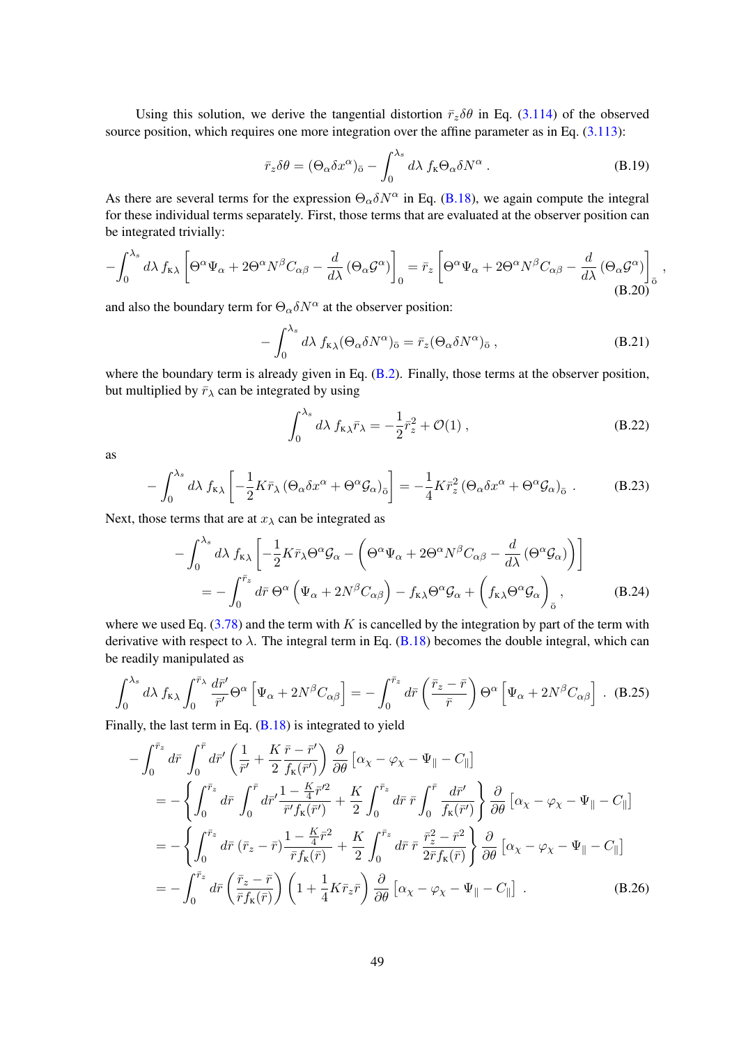Using this solution, we derive the tangential distortion $\bar{r}_z\delta\theta$ in Eq. (3.114) of the observed source position, which requires one more integration over the affine parameter as in Eq. (3.113):

$$\bar{r}_z\delta\theta = (\Theta_\alpha\delta x^\alpha)_{\bar{o}} - \int_0^{\lambda_s} d\lambda\, f_{\rm K}\Theta_\alpha\delta N^\alpha\,. \tag{B.19}$$

As there are several terms for the expression $\Theta_\alpha\delta N^\alpha$ in Eq. (B.18), we again compute the integral for these individual terms separately. First, those terms that are evaluated at the observer position can be integrated trivially:

$$-\int_0^{\lambda_s} d\lambda\, f_{{\rm K}\lambda}\left[\Theta^\alpha\Psi_\alpha + 2\Theta^\alpha N^\beta C_{\alpha\beta} - \frac{d}{d\lambda}\left(\Theta_\alpha\mathcal{G}^\alpha\right)\right]_0 = \bar{r}_z\left[\Theta^\alpha\Psi_\alpha + 2\Theta^\alpha N^\beta C_{\alpha\beta} - \frac{d}{d\lambda}\left(\Theta_\alpha\mathcal{G}^\alpha\right)\right]_{\bar{o}}\,, \tag{B.20}$$

and also the boundary term for $\Theta_\alpha\delta N^\alpha$ at the observer position:

$$-\int_0^{\lambda_s} d\lambda\, f_{{\rm K}\lambda}(\Theta_\alpha\delta N^\alpha)_{\bar{o}} = \bar{r}_z(\Theta_\alpha\delta N^\alpha)_{\bar{o}}\,, \tag{B.21}$$

where the boundary term is already given in Eq. (B.2). Finally, those terms at the observer position, but multiplied by $\bar{r}_\lambda$ can be integrated by using

$$\int_0^{\lambda_s} d\lambda\, f_{{\rm K}\lambda}\bar{r}_\lambda = -\frac{1}{2}\bar{r}_z^2 + \mathcal{O}(1)\,, \tag{B.22}$$

as

$$-\int_0^{\lambda_s} d\lambda\, f_{{\rm K}\lambda}\left[-\frac{1}{2}K\bar{r}_\lambda\left(\Theta_\alpha\delta x^\alpha + \Theta^\alpha\mathcal{G}_\alpha\right)_{\bar{o}}\right] = -\frac{1}{4}K\bar{r}_z^2\left(\Theta_\alpha\delta x^\alpha + \Theta^\alpha\mathcal{G}_\alpha\right)_{\bar{o}}\,. \tag{B.23}$$

Next, those terms that are at $x_\lambda$ can be integrated as

$$\begin{aligned}
&-\int_0^{\lambda_s} d\lambda\, f_{{\rm K}\lambda}\left[-\frac{1}{2}K\bar{r}_\lambda\Theta^\alpha\mathcal{G}_\alpha - \left(\Theta^\alpha\Psi_\alpha + 2\Theta^\alpha N^\beta C_{\alpha\beta} - \frac{d}{d\lambda}\left(\Theta^\alpha\mathcal{G}_\alpha\right)\right)\right] \\
&\quad = -\int_0^{\bar{r}_z} d\bar{r}\,\Theta^\alpha\left(\Psi_\alpha + 2N^\beta C_{\alpha\beta}\right) - f_{{\rm K}\lambda}\Theta^\alpha\mathcal{G}_\alpha + \left(f_{{\rm K}\lambda}\Theta^\alpha\mathcal{G}_\alpha\right)_{\bar{o}}\,,
\end{aligned} \tag{B.24}$$

where we used Eq. (3.78) and the term with $K$ is cancelled by the integration by part of the term with derivative with respect to $\lambda$. The integral term in Eq. (B.18) becomes the double integral, which can be readily manipulated as

$$\int_0^{\lambda_s} d\lambda\, f_{{\rm K}\lambda}\int_0^{\bar{r}_\lambda}\frac{d\bar{r}'}{\bar{r}'}\Theta^\alpha\left[\Psi_\alpha + 2N^\beta C_{\alpha\beta}\right] = -\int_0^{\bar{r}_z} d\bar{r}\left(\frac{\bar{r}_z - \bar{r}}{\bar{r}}\right)\Theta^\alpha\left[\Psi_\alpha + 2N^\beta C_{\alpha\beta}\right]\,. \tag{B.25}$$

Finally, the last term in Eq. (B.18) is integrated to yield

$$\begin{aligned}
&-\int_0^{\bar{r}_z} d\bar{r}\int_0^{\bar{r}} d\bar{r}'\left(\frac{1}{\bar{r}'} + \frac{K}{2}\frac{\bar{r} - \bar{r}'}{f_{\rm K}(\bar{r}')}\right)\frac{\partial}{\partial\theta}\left[\alpha_\chi - \varphi_\chi - \Psi_\parallel - C_\parallel\right] \\
&= -\left\{\int_0^{\bar{r}_z} d\bar{r}\int_0^{\bar{r}} d\bar{r}'\frac{1 - \frac{K}{4}\bar{r}'^2}{\bar{r}' f_{\rm K}(\bar{r}')} + \frac{K}{2}\int_0^{\bar{r}_z} d\bar{r}\,\bar{r}\int_0^{\bar{r}}\frac{d\bar{r}'}{f_{\rm K}(\bar{r}')}\right\}\frac{\partial}{\partial\theta}\left[\alpha_\chi - \varphi_\chi - \Psi_\parallel - C_\parallel\right] \\
&= -\left\{\int_0^{\bar{r}_z} d\bar{r}\,(\bar{r}_z - \bar{r})\frac{1 - \frac{K}{4}\bar{r}^2}{\bar{r} f_{\rm K}(\bar{r})} + \frac{K}{2}\int_0^{\bar{r}_z} d\bar{r}\,\bar{r}\,\frac{\bar{r}_z^2 - \bar{r}^2}{2\bar{r} f_{\rm K}(\bar{r})}\right\}\frac{\partial}{\partial\theta}\left[\alpha_\chi - \varphi_\chi - \Psi_\parallel - C_\parallel\right] \\
&= -\int_0^{\bar{r}_z} d\bar{r}\left(\frac{\bar{r}_z - \bar{r}}{\bar{r} f_{\rm K}(\bar{r})}\right)\left(1 + \frac{1}{4}K\bar{r}_z\bar{r}\right)\frac{\partial}{\partial\theta}\left[\alpha_\chi - \varphi_\chi - \Psi_\parallel - C_\parallel\right]\,.
\end{aligned} \tag{B.26}$$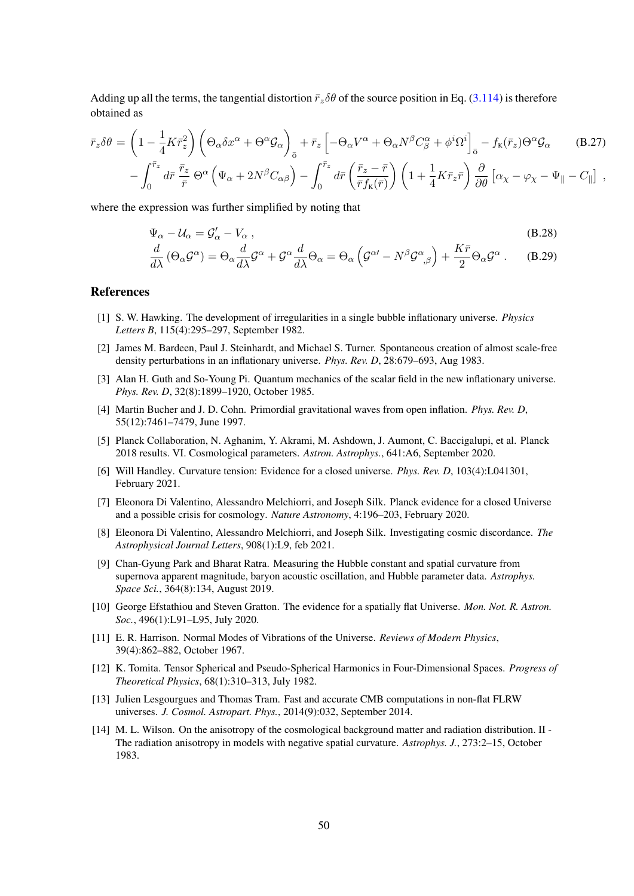Adding up all the terms, the tangential distortion $\bar{r}_z\delta\theta$ of the source position in Eq. (3.114) is therefore obtained as

$$
\begin{aligned}
\bar{r}_z\delta\theta = &\left(1-\frac{1}{4}K\bar{r}_z^2\right)\left(\Theta_\alpha\delta x^\alpha+\Theta^\alpha\mathcal{G}_\alpha\right)_{\bar{o}}+\bar{r}_z\left[-\Theta_\alpha V^\alpha+\Theta_\alpha N^\beta C^\alpha_\beta+\phi^i\Omega^i\right]_{\bar{o}}-f_\text{K}(\bar{r}_z)\Theta^\alpha\mathcal{G}_\alpha \\
&-\int_0^{\bar{r}_z}d\bar{r}\;\frac{\bar{r}_z}{\bar{r}}\;\Theta^\alpha\left(\Psi_\alpha+2N^\beta C_{\alpha\beta}\right)-\int_0^{\bar{r}_z}d\bar{r}\left(\frac{\bar{r}_z-\bar{r}}{\bar{r}f_\text{K}(\bar{r})}\right)\left(1+\frac{1}{4}K\bar{r}_z\bar{r}\right)\frac{\partial}{\partial\theta}\left[\alpha_\chi-\varphi_\chi-\Psi_\parallel-C_\parallel\right]\,,
\end{aligned}
\tag{B.27}
$$

where the expression was further simplified by noting that

$$
\Psi_\alpha-\mathcal{U}_\alpha=\mathcal{G}'_\alpha-V_\alpha\,,
\tag{B.28}
$$

$$
\frac{d}{d\lambda}\left(\Theta_\alpha\mathcal{G}^\alpha\right)=\Theta_\alpha\frac{d}{d\lambda}\mathcal{G}^\alpha+\mathcal{G}^\alpha\frac{d}{d\lambda}\Theta_\alpha=\Theta_\alpha\left(\mathcal{G}^{\alpha\prime}-N^\beta\mathcal{G}^\alpha{}_{,\beta}\right)+\frac{K\bar{r}}{2}\Theta_\alpha\mathcal{G}^\alpha\,.
\tag{B.29}
$$

## References

[1] S. W. Hawking. The development of irregularities in a single bubble inflationary universe. *Physics Letters B*, 115(4):295–297, September 1982.

[2] James M. Bardeen, Paul J. Steinhardt, and Michael S. Turner. Spontaneous creation of almost scale-free density perturbations in an inflationary universe. *Phys. Rev. D*, 28:679–693, Aug 1983.

[3] Alan H. Guth and So-Young Pi. Quantum mechanics of the scalar field in the new inflationary universe. *Phys. Rev. D*, 32(8):1899–1920, October 1985.

[4] Martin Bucher and J. D. Cohn. Primordial gravitational waves from open inflation. *Phys. Rev. D*, 55(12):7461–7479, June 1997.

[5] Planck Collaboration, N. Aghanim, Y. Akrami, M. Ashdown, J. Aumont, C. Baccigalupi, et al. Planck 2018 results. VI. Cosmological parameters. *Astron. Astrophys.*, 641:A6, September 2020.

[6] Will Handley. Curvature tension: Evidence for a closed universe. *Phys. Rev. D*, 103(4):L041301, February 2021.

[7] Eleonora Di Valentino, Alessandro Melchiorri, and Joseph Silk. Planck evidence for a closed Universe and a possible crisis for cosmology. *Nature Astronomy*, 4:196–203, February 2020.

[8] Eleonora Di Valentino, Alessandro Melchiorri, and Joseph Silk. Investigating cosmic discordance. *The Astrophysical Journal Letters*, 908(1):L9, feb 2021.

[9] Chan-Gyung Park and Bharat Ratra. Measuring the Hubble constant and spatial curvature from supernova apparent magnitude, baryon acoustic oscillation, and Hubble parameter data. *Astrophys. Space Sci.*, 364(8):134, August 2019.

[10] George Efstathiou and Steven Gratton. The evidence for a spatially flat Universe. *Mon. Not. R. Astron. Soc.*, 496(1):L91–L95, July 2020.

[11] E. R. Harrison. Normal Modes of Vibrations of the Universe. *Reviews of Modern Physics*, 39(4):862–882, October 1967.

[12] K. Tomita. Tensor Spherical and Pseudo-Spherical Harmonics in Four-Dimensional Spaces. *Progress of Theoretical Physics*, 68(1):310–313, July 1982.

[13] Julien Lesgourgues and Thomas Tram. Fast and accurate CMB computations in non-flat FLRW universes. *J. Cosmol. Astropart. Phys.*, 2014(9):032, September 2014.

[14] M. L. Wilson. On the anisotropy of the cosmological background matter and radiation distribution. II - The radiation anisotropy in models with negative spatial curvature. *Astrophys. J.*, 273:2–15, October 1983.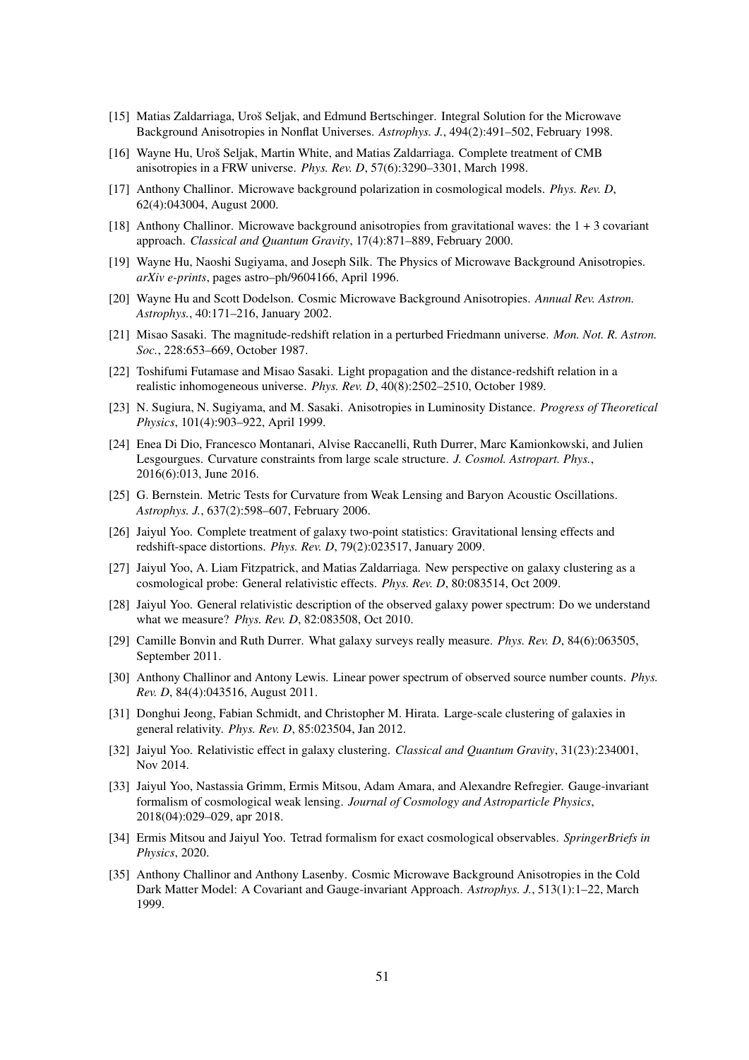[15] Matias Zaldarriaga, Uroš Seljak, and Edmund Bertschinger. Integral Solution for the Microwave Background Anisotropies in Nonflat Universes. *Astrophys. J.*, 494(2):491–502, February 1998.

[16] Wayne Hu, Uroš Seljak, Martin White, and Matias Zaldarriaga. Complete treatment of CMB anisotropies in a FRW universe. *Phys. Rev. D*, 57(6):3290–3301, March 1998.

[17] Anthony Challinor. Microwave background polarization in cosmological models. *Phys. Rev. D*, 62(4):043004, August 2000.

[18] Anthony Challinor. Microwave background anisotropies from gravitational waves: the 1 + 3 covariant approach. *Classical and Quantum Gravity*, 17(4):871–889, February 2000.

[19] Wayne Hu, Naoshi Sugiyama, and Joseph Silk. The Physics of Microwave Background Anisotropies. *arXiv e-prints*, pages astro–ph/9604166, April 1996.

[20] Wayne Hu and Scott Dodelson. Cosmic Microwave Background Anisotropies. *Annual Rev. Astron. Astrophys.*, 40:171–216, January 2002.

[21] Misao Sasaki. The magnitude-redshift relation in a perturbed Friedmann universe. *Mon. Not. R. Astron. Soc.*, 228:653–669, October 1987.

[22] Toshifumi Futamase and Misao Sasaki. Light propagation and the distance-redshift relation in a realistic inhomogeneous universe. *Phys. Rev. D*, 40(8):2502–2510, October 1989.

[23] N. Sugiura, N. Sugiyama, and M. Sasaki. Anisotropies in Luminosity Distance. *Progress of Theoretical Physics*, 101(4):903–922, April 1999.

[24] Enea Di Dio, Francesco Montanari, Alvise Raccanelli, Ruth Durrer, Marc Kamionkowski, and Julien Lesgourgues. Curvature constraints from large scale structure. *J. Cosmol. Astropart. Phys.*, 2016(6):013, June 2016.

[25] G. Bernstein. Metric Tests for Curvature from Weak Lensing and Baryon Acoustic Oscillations. *Astrophys. J.*, 637(2):598–607, February 2006.

[26] Jaiyul Yoo. Complete treatment of galaxy two-point statistics: Gravitational lensing effects and redshift-space distortions. *Phys. Rev. D*, 79(2):023517, January 2009.

[27] Jaiyul Yoo, A. Liam Fitzpatrick, and Matias Zaldarriaga. New perspective on galaxy clustering as a cosmological probe: General relativistic effects. *Phys. Rev. D*, 80:083514, Oct 2009.

[28] Jaiyul Yoo. General relativistic description of the observed galaxy power spectrum: Do we understand what we measure? *Phys. Rev. D*, 82:083508, Oct 2010.

[29] Camille Bonvin and Ruth Durrer. What galaxy surveys really measure. *Phys. Rev. D*, 84(6):063505, September 2011.

[30] Anthony Challinor and Antony Lewis. Linear power spectrum of observed source number counts. *Phys. Rev. D*, 84(4):043516, August 2011.

[31] Donghui Jeong, Fabian Schmidt, and Christopher M. Hirata. Large-scale clustering of galaxies in general relativity. *Phys. Rev. D*, 85:023504, Jan 2012.

[32] Jaiyul Yoo. Relativistic effect in galaxy clustering. *Classical and Quantum Gravity*, 31(23):234001, Nov 2014.

[33] Jaiyul Yoo, Nastassia Grimm, Ermis Mitsou, Adam Amara, and Alexandre Refregier. Gauge-invariant formalism of cosmological weak lensing. *Journal of Cosmology and Astroparticle Physics*, 2018(04):029–029, apr 2018.

[34] Ermis Mitsou and Jaiyul Yoo. Tetrad formalism for exact cosmological observables. *SpringerBriefs in Physics*, 2020.

[35] Anthony Challinor and Anthony Lasenby. Cosmic Microwave Background Anisotropies in the Cold Dark Matter Model: A Covariant and Gauge-invariant Approach. *Astrophys. J.*, 513(1):1–22, March 1999.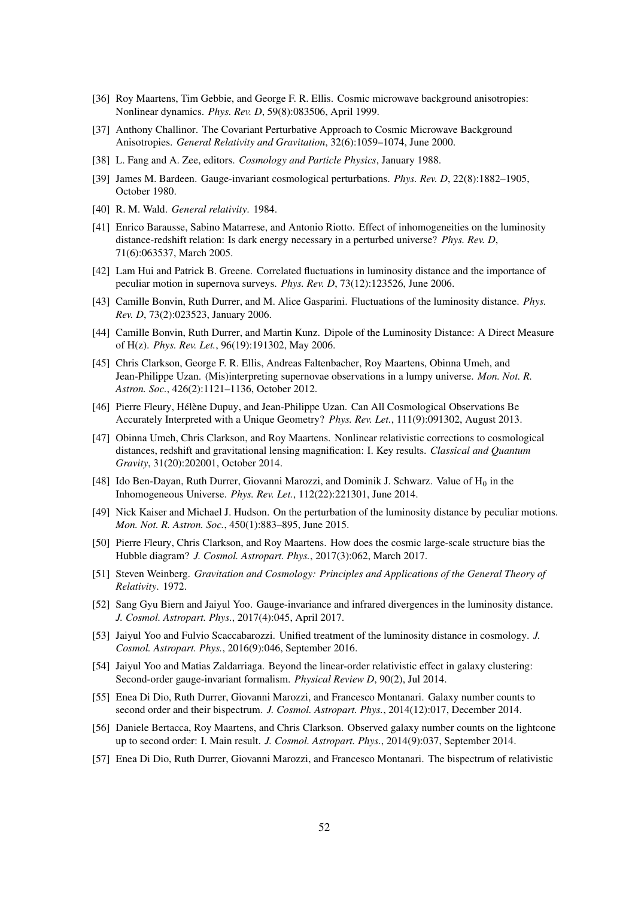[36] Roy Maartens, Tim Gebbie, and George F. R. Ellis. Cosmic microwave background anisotropies: Nonlinear dynamics. *Phys. Rev. D*, 59(8):083506, April 1999.

[37] Anthony Challinor. The Covariant Perturbative Approach to Cosmic Microwave Background Anisotropies. *General Relativity and Gravitation*, 32(6):1059–1074, June 2000.

[38] L. Fang and A. Zee, editors. *Cosmology and Particle Physics*, January 1988.

[39] James M. Bardeen. Gauge-invariant cosmological perturbations. *Phys. Rev. D*, 22(8):1882–1905, October 1980.

[40] R. M. Wald. *General relativity*. 1984.

[41] Enrico Barausse, Sabino Matarrese, and Antonio Riotto. Effect of inhomogeneities on the luminosity distance-redshift relation: Is dark energy necessary in a perturbed universe? *Phys. Rev. D*, 71(6):063537, March 2005.

[42] Lam Hui and Patrick B. Greene. Correlated fluctuations in luminosity distance and the importance of peculiar motion in supernova surveys. *Phys. Rev. D*, 73(12):123526, June 2006.

[43] Camille Bonvin, Ruth Durrer, and M. Alice Gasparini. Fluctuations of the luminosity distance. *Phys. Rev. D*, 73(2):023523, January 2006.

[44] Camille Bonvin, Ruth Durrer, and Martin Kunz. Dipole of the Luminosity Distance: A Direct Measure of H(z). *Phys. Rev. Lett.*, 96(19):191302, May 2006.

[45] Chris Clarkson, George F. R. Ellis, Andreas Faltenbacher, Roy Maartens, Obinna Umeh, and Jean-Philippe Uzan. (Mis)interpreting supernovae observations in a lumpy universe. *Mon. Not. R. Astron. Soc.*, 426(2):1121–1136, October 2012.

[46] Pierre Fleury, Hélène Dupuy, and Jean-Philippe Uzan. Can All Cosmological Observations Be Accurately Interpreted with a Unique Geometry? *Phys. Rev. Lett.*, 111(9):091302, August 2013.

[47] Obinna Umeh, Chris Clarkson, and Roy Maartens. Nonlinear relativistic corrections to cosmological distances, redshift and gravitational lensing magnification: I. Key results. *Classical and Quantum Gravity*, 31(20):202001, October 2014.

[48] Ido Ben-Dayan, Ruth Durrer, Giovanni Marozzi, and Dominik J. Schwarz. Value of $H_0$ in the Inhomogeneous Universe. *Phys. Rev. Lett.*, 112(22):221301, June 2014.

[49] Nick Kaiser and Michael J. Hudson. On the perturbation of the luminosity distance by peculiar motions. *Mon. Not. R. Astron. Soc.*, 450(1):883–895, June 2015.

[50] Pierre Fleury, Chris Clarkson, and Roy Maartens. How does the cosmic large-scale structure bias the Hubble diagram? *J. Cosmol. Astropart. Phys.*, 2017(3):062, March 2017.

[51] Steven Weinberg. *Gravitation and Cosmology: Principles and Applications of the General Theory of Relativity*. 1972.

[52] Sang Gyu Biern and Jaiyul Yoo. Gauge-invariance and infrared divergences in the luminosity distance. *J. Cosmol. Astropart. Phys.*, 2017(4):045, April 2017.

[53] Jaiyul Yoo and Fulvio Scaccabarozzi. Unified treatment of the luminosity distance in cosmology. *J. Cosmol. Astropart. Phys.*, 2016(9):046, September 2016.

[54] Jaiyul Yoo and Matias Zaldarriaga. Beyond the linear-order relativistic effect in galaxy clustering: Second-order gauge-invariant formalism. *Physical Review D*, 90(2), Jul 2014.

[55] Enea Di Dio, Ruth Durrer, Giovanni Marozzi, and Francesco Montanari. Galaxy number counts to second order and their bispectrum. *J. Cosmol. Astropart. Phys.*, 2014(12):017, December 2014.

[56] Daniele Bertacca, Roy Maartens, and Chris Clarkson. Observed galaxy number counts on the lightcone up to second order: I. Main result. *J. Cosmol. Astropart. Phys.*, 2014(9):037, September 2014.

[57] Enea Di Dio, Ruth Durrer, Giovanni Marozzi, and Francesco Montanari. The bispectrum of relativistic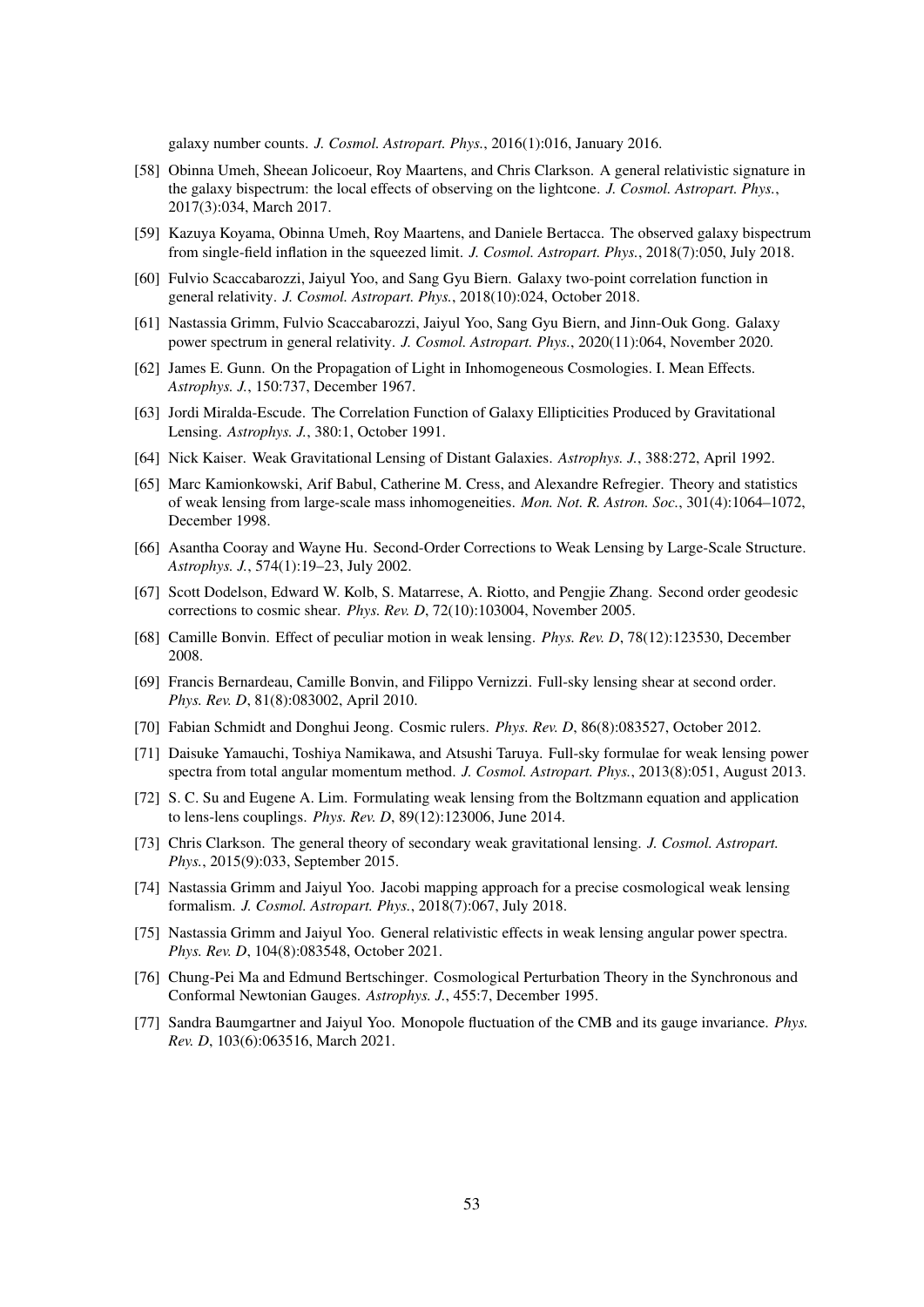galaxy number counts. *J. Cosmol. Astropart. Phys.*, 2016(1):016, January 2016.

[58] Obinna Umeh, Sheean Jolicoeur, Roy Maartens, and Chris Clarkson. A general relativistic signature in the galaxy bispectrum: the local effects of observing on the lightcone. *J. Cosmol. Astropart. Phys.*, 2017(3):034, March 2017.

[59] Kazuya Koyama, Obinna Umeh, Roy Maartens, and Daniele Bertacca. The observed galaxy bispectrum from single-field inflation in the squeezed limit. *J. Cosmol. Astropart. Phys.*, 2018(7):050, July 2018.

[60] Fulvio Scaccabarozzi, Jaiyul Yoo, and Sang Gyu Biern. Galaxy two-point correlation function in general relativity. *J. Cosmol. Astropart. Phys.*, 2018(10):024, October 2018.

[61] Nastassia Grimm, Fulvio Scaccabarozzi, Jaiyul Yoo, Sang Gyu Biern, and Jinn-Ouk Gong. Galaxy power spectrum in general relativity. *J. Cosmol. Astropart. Phys.*, 2020(11):064, November 2020.

[62] James E. Gunn. On the Propagation of Light in Inhomogeneous Cosmologies. I. Mean Effects. *Astrophys. J.*, 150:737, December 1967.

[63] Jordi Miralda-Escude. The Correlation Function of Galaxy Ellipticities Produced by Gravitational Lensing. *Astrophys. J.*, 380:1, October 1991.

[64] Nick Kaiser. Weak Gravitational Lensing of Distant Galaxies. *Astrophys. J.*, 388:272, April 1992.

[65] Marc Kamionkowski, Arif Babul, Catherine M. Cress, and Alexandre Refregier. Theory and statistics of weak lensing from large-scale mass inhomogeneities. *Mon. Not. R. Astron. Soc.*, 301(4):1064–1072, December 1998.

[66] Asantha Cooray and Wayne Hu. Second-Order Corrections to Weak Lensing by Large-Scale Structure. *Astrophys. J.*, 574(1):19–23, July 2002.

[67] Scott Dodelson, Edward W. Kolb, S. Matarrese, A. Riotto, and Pengjie Zhang. Second order geodesic corrections to cosmic shear. *Phys. Rev. D*, 72(10):103004, November 2005.

[68] Camille Bonvin. Effect of peculiar motion in weak lensing. *Phys. Rev. D*, 78(12):123530, December 2008.

[69] Francis Bernardeau, Camille Bonvin, and Filippo Vernizzi. Full-sky lensing shear at second order. *Phys. Rev. D*, 81(8):083002, April 2010.

[70] Fabian Schmidt and Donghui Jeong. Cosmic rulers. *Phys. Rev. D*, 86(8):083527, October 2012.

[71] Daisuke Yamauchi, Toshiya Namikawa, and Atsushi Taruya. Full-sky formulae for weak lensing power spectra from total angular momentum method. *J. Cosmol. Astropart. Phys.*, 2013(8):051, August 2013.

[72] S. C. Su and Eugene A. Lim. Formulating weak lensing from the Boltzmann equation and application to lens-lens couplings. *Phys. Rev. D*, 89(12):123006, June 2014.

[73] Chris Clarkson. The general theory of secondary weak gravitational lensing. *J. Cosmol. Astropart. Phys.*, 2015(9):033, September 2015.

[74] Nastassia Grimm and Jaiyul Yoo. Jacobi mapping approach for a precise cosmological weak lensing formalism. *J. Cosmol. Astropart. Phys.*, 2018(7):067, July 2018.

[75] Nastassia Grimm and Jaiyul Yoo. General relativistic effects in weak lensing angular power spectra. *Phys. Rev. D*, 104(8):083548, October 2021.

[76] Chung-Pei Ma and Edmund Bertschinger. Cosmological Perturbation Theory in the Synchronous and Conformal Newtonian Gauges. *Astrophys. J.*, 455:7, December 1995.

[77] Sandra Baumgartner and Jaiyul Yoo. Monopole fluctuation of the CMB and its gauge invariance. *Phys. Rev. D*, 103(6):063516, March 2021.